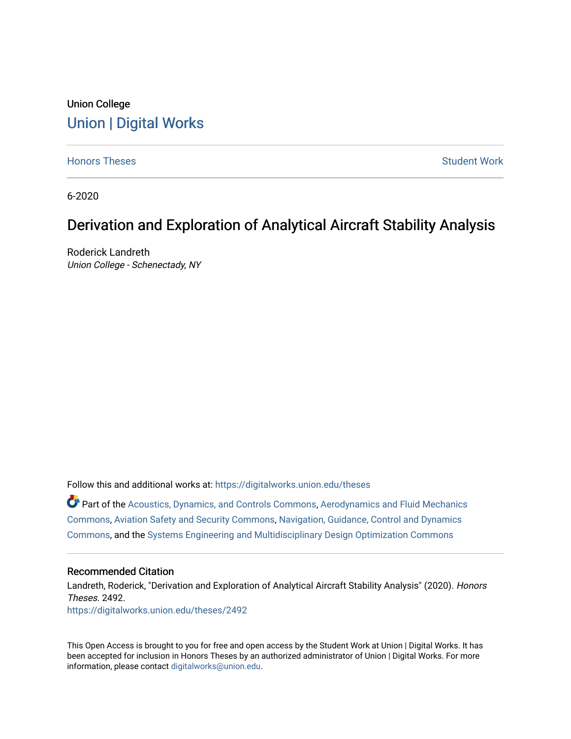Union College

# Union | Digital Works

Honors Theses    Student Work

6-2020

## Derivation and Exploration of Analytical Aircraft Stability Analysis

Roderick Landreth

*Union College - Schenectady, NY*

Follow this and additional works at: https://digitalworks.union.edu/theses

Part of the Acoustics, Dynamics, and Controls Commons, Aerodynamics and Fluid Mechanics Commons, Aviation Safety and Security Commons, Navigation, Guidance, Control and Dynamics Commons, and the Systems Engineering and Multidisciplinary Design Optimization Commons

### Recommended Citation

Landreth, Roderick, "Derivation and Exploration of Analytical Aircraft Stability Analysis" (2020). *Honors Theses*. 2492.

https://digitalworks.union.edu/theses/2492

This Open Access is brought to you for free and open access by the Student Work at Union | Digital Works. It has been accepted for inclusion in Honors Theses by an authorized administrator of Union | Digital Works. For more information, please contact digitalworks@union.edu.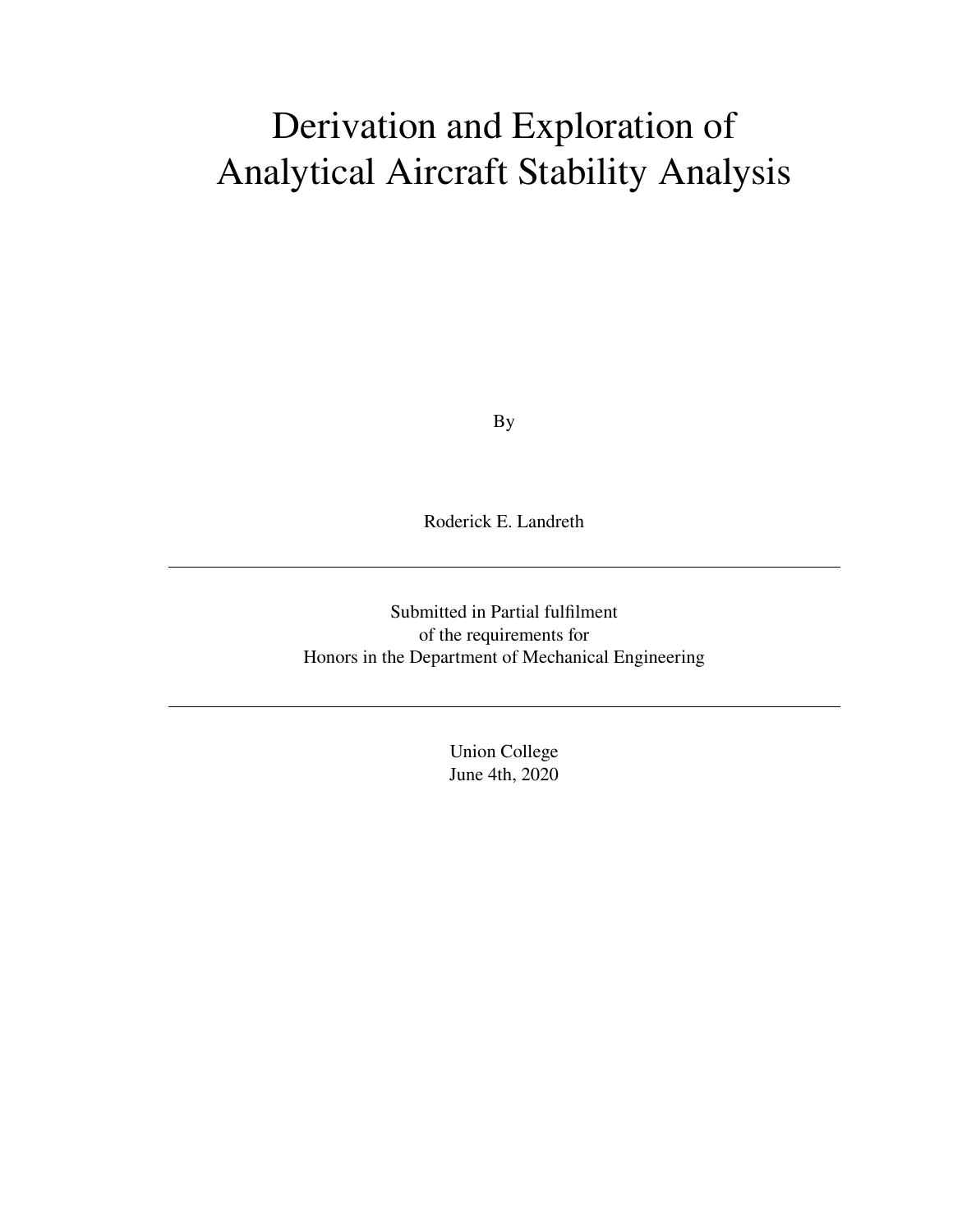# Derivation and Exploration of Analytical Aircraft Stability Analysis

By

Roderick E. Landreth

---

Submitted in Partial fulfilment
of the requirements for
Honors in the Department of Mechanical Engineering

---

Union College
June 4th, 2020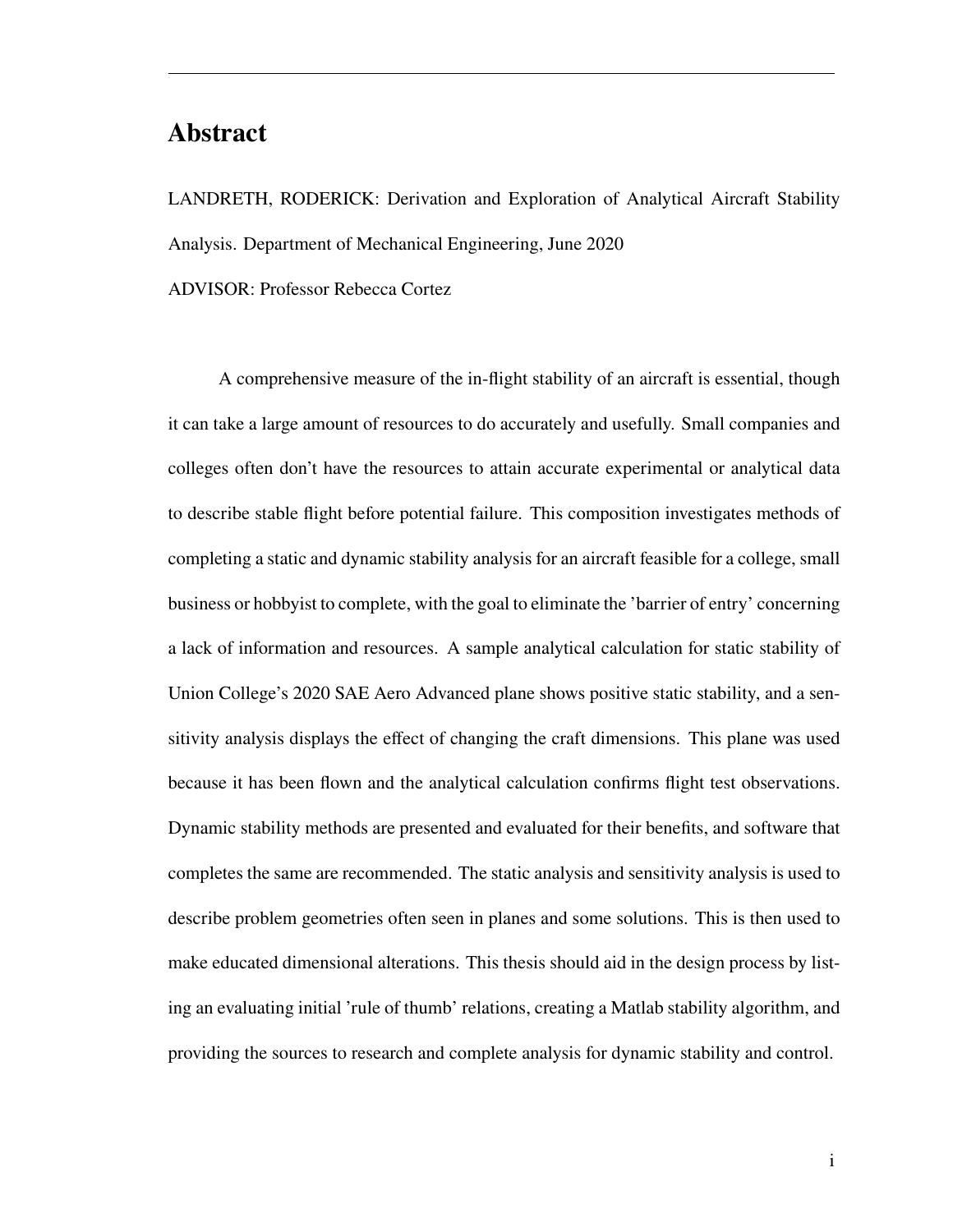# Abstract

LANDRETH, RODERICK: Derivation and Exploration of Analytical Aircraft Stability Analysis. Department of Mechanical Engineering, June 2020

ADVISOR: Professor Rebecca Cortez

A comprehensive measure of the in-flight stability of an aircraft is essential, though it can take a large amount of resources to do accurately and usefully. Small companies and colleges often don't have the resources to attain accurate experimental or analytical data to describe stable flight before potential failure. This composition investigates methods of completing a static and dynamic stability analysis for an aircraft feasible for a college, small business or hobbyist to complete, with the goal to eliminate the 'barrier of entry' concerning a lack of information and resources. A sample analytical calculation for static stability of Union College's 2020 SAE Aero Advanced plane shows positive static stability, and a sensitivity analysis displays the effect of changing the craft dimensions. This plane was used because it has been flown and the analytical calculation confirms flight test observations. Dynamic stability methods are presented and evaluated for their benefits, and software that completes the same are recommended. The static analysis and sensitivity analysis is used to describe problem geometries often seen in planes and some solutions. This is then used to make educated dimensional alterations. This thesis should aid in the design process by listing an evaluating initial 'rule of thumb' relations, creating a Matlab stability algorithm, and providing the sources to research and complete analysis for dynamic stability and control.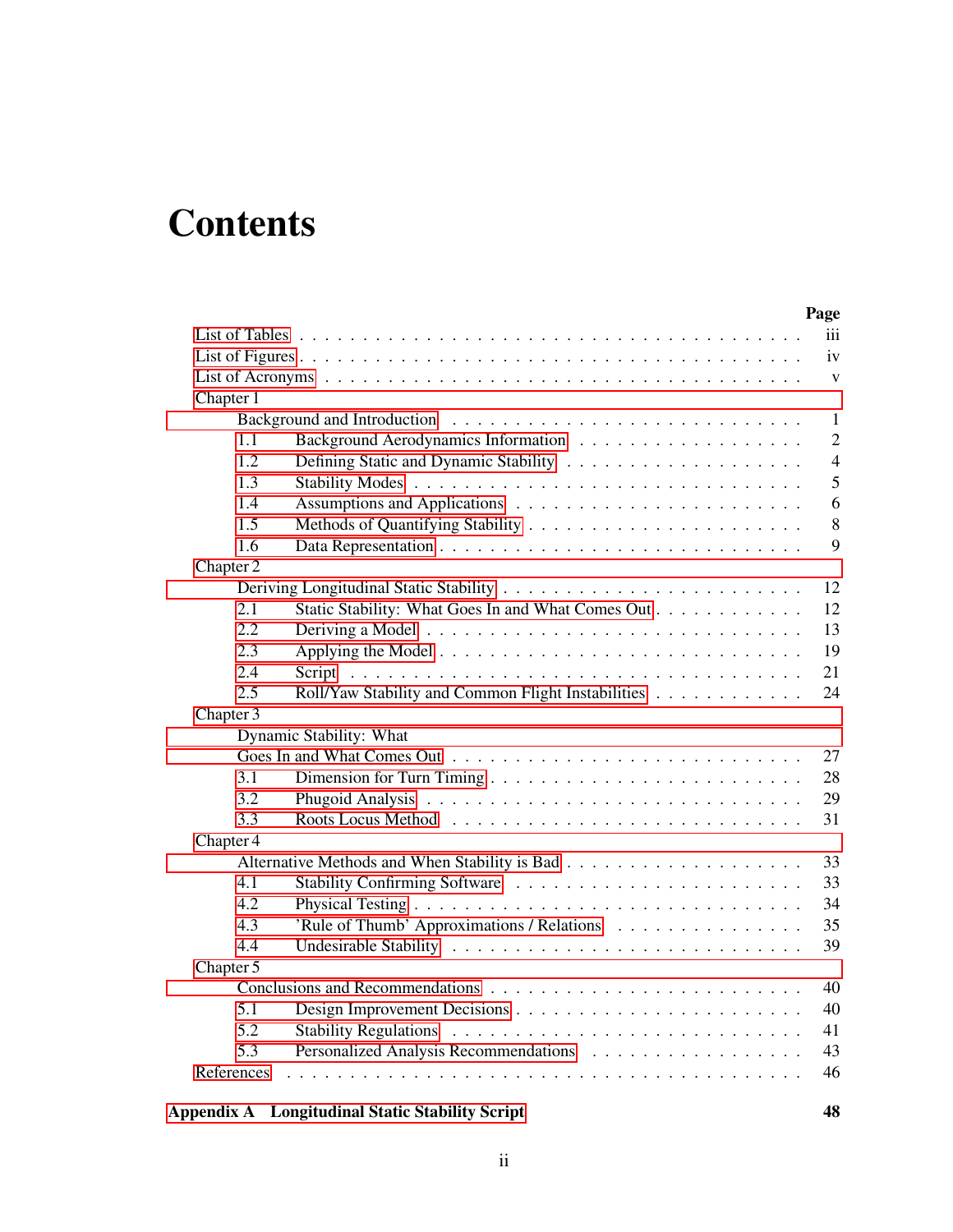# Contents

| | Page |
|---|---|
| List of Tables | iii |
| List of Figures | iv |
| List of Acronyms | v |
| Chapter 1 | |
| Background and Introduction | 1 |
| 1.1 Background Aerodynamics Information | 2 |
| 1.2 Defining Static and Dynamic Stability | 4 |
| 1.3 Stability Modes | 5 |
| 1.4 Assumptions and Applications | 6 |
| 1.5 Methods of Quantifying Stability | 8 |
| 1.6 Data Representation | 9 |
| Chapter 2 | |
| Deriving Longitudinal Static Stability | 12 |
| 2.1 Static Stability: What Goes In and What Comes Out | 12 |
| 2.2 Deriving a Model | 13 |
| 2.3 Applying the Model | 19 |
| 2.4 Script | 21 |
| 2.5 Roll/Yaw Stability and Common Flight Instabilities | 24 |
| Chapter 3 | |
| Dynamic Stability: What Goes In and What Comes Out | 27 |
| 3.1 Dimension for Turn Timing | 28 |
| 3.2 Phugoid Analysis | 29 |
| 3.3 Roots Locus Method | 31 |
| Chapter 4 | |
| Alternative Methods and When Stability is Bad | 33 |
| 4.1 Stability Confirming Software | 33 |
| 4.2 Physical Testing | 34 |
| 4.3 'Rule of Thumb' Approximations / Relations | 35 |
| 4.4 Undesirable Stability | 39 |
| Chapter 5 | |
| Conclusions and Recommendations | 40 |
| 5.1 Design Improvement Decisions | 40 |
| 5.2 Stability Regulations | 41 |
| 5.3 Personalized Analysis Recommendations | 43 |
| References | 46 |
| **Appendix A Longitudinal Static Stability Script** | **48** |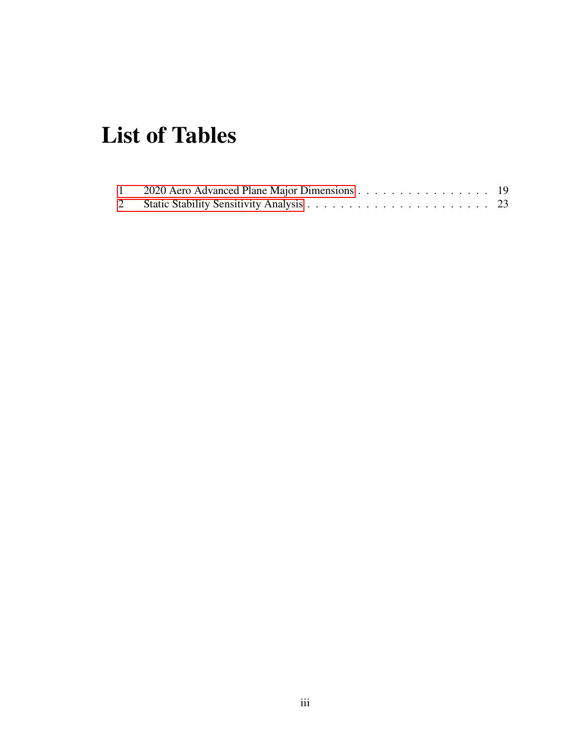# List of Tables

1 2020 Aero Advanced Plane Major Dimensions . . . . . . . . . . . . . . . . . 19
2 Static Stability Sensitivity Analysis . . . . . . . . . . . . . . . . . . . . . . . 23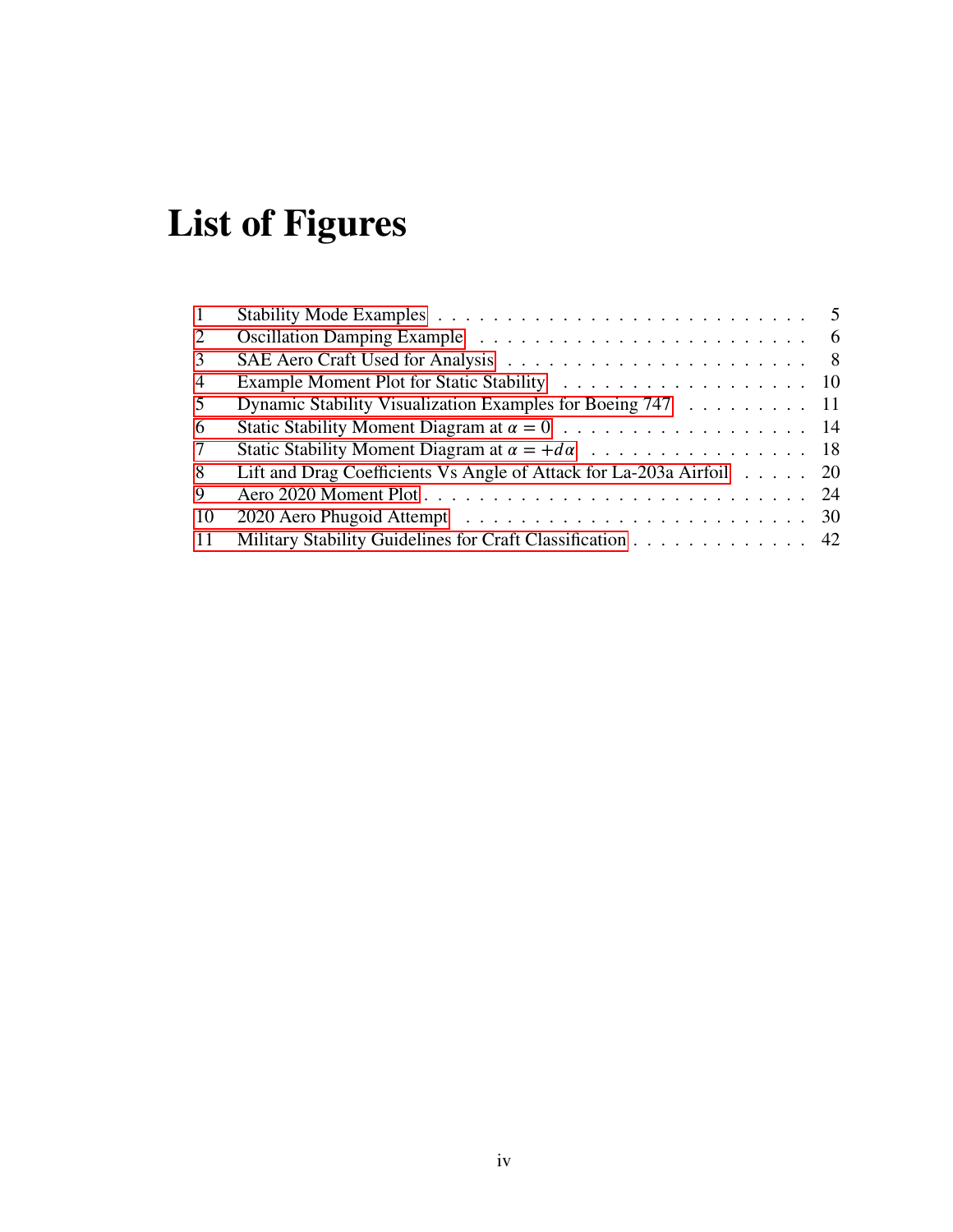# List of Figures

| | | |
|---|---|---|
| 1 | Stability Mode Examples | 5 |
| 2 | Oscillation Damping Example | 6 |
| 3 | SAE Aero Craft Used for Analysis | 8 |
| 4 | Example Moment Plot for Static Stability | 10 |
| 5 | Dynamic Stability Visualization Examples for Boeing 747 | 11 |
| 6 | Static Stability Moment Diagram at $\alpha = 0$ | 14 |
| 7 | Static Stability Moment Diagram at $\alpha = +d\alpha$ | 18 |
| 8 | Lift and Drag Coefficients Vs Angle of Attack for La-203a Airfoil | 20 |
| 9 | Aero 2020 Moment Plot | 24 |
| 10 | 2020 Aero Phugoid Attempt | 30 |
| 11 | Military Stability Guidelines for Craft Classification | 42 |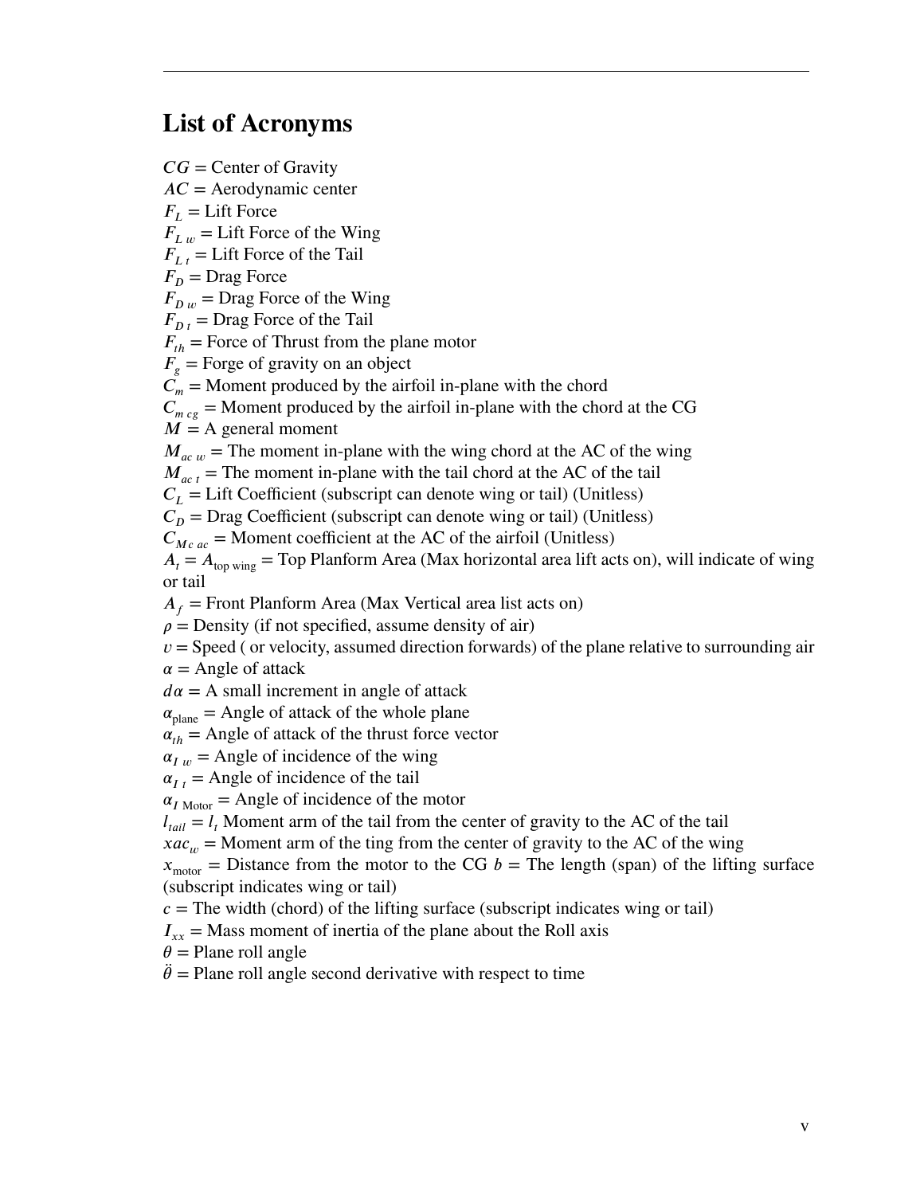## List of Acronyms

$CG$ = Center of Gravity
$AC$ = Aerodynamic center
$F_L$ = Lift Force
$F_{L\ w}$ = Lift Force of the Wing
$F_{L\ t}$ = Lift Force of the Tail
$F_D$ = Drag Force
$F_{D\ w}$ = Drag Force of the Wing
$F_{D\ t}$ = Drag Force of the Tail
$F_{th}$ = Force of Thrust from the plane motor
$F_g$ = Forge of gravity on an object
$C_m$ = Moment produced by the airfoil in-plane with the chord
$C_{m\ cg}$ = Moment produced by the airfoil in-plane with the chord at the CG
$M$ = A general moment
$M_{ac\ w}$ = The moment in-plane with the wing chord at the AC of the wing
$M_{ac\ t}$ = The moment in-plane with the tail chord at the AC of the tail
$C_L$ = Lift Coefficient (subscript can denote wing or tail) (Unitless)
$C_D$ = Drag Coefficient (subscript can denote wing or tail) (Unitless)
$C_{M\ c\ ac}$ = Moment coefficient at the AC of the airfoil (Unitless)
$A_t = A_{\text{top wing}}$ = Top Planform Area (Max horizontal area lift acts on), will indicate of wing or tail
$A_f$ = Front Planform Area (Max Vertical area list acts on)
$\rho$ = Density (if not specified, assume density of air)
$v$ = Speed ( or velocity, assumed direction forwards) of the plane relative to surrounding air
$\alpha$ = Angle of attack
$d\alpha$ = A small increment in angle of attack
$\alpha_{\text{plane}}$ = Angle of attack of the whole plane
$\alpha_{th}$ = Angle of attack of the thrust force vector
$\alpha_{I\ w}$ = Angle of incidence of the wing
$\alpha_{I\ t}$ = Angle of incidence of the tail
$\alpha_{I\ \text{Motor}}$ = Angle of incidence of the motor
$l_{tail} = l_t$ Moment arm of the tail from the center of gravity to the AC of the tail
$xac_w$ = Moment arm of the ting from the center of gravity to the AC of the wing
$x_{\text{motor}}$ = Distance from the motor to the CG $b$ = The length (span) of the lifting surface (subscript indicates wing or tail)
$c$ = The width (chord) of the lifting surface (subscript indicates wing or tail)
$I_{xx}$ = Mass moment of inertia of the plane about the Roll axis
$\theta$ = Plane roll angle
$\ddot{\theta}$ = Plane roll angle second derivative with respect to time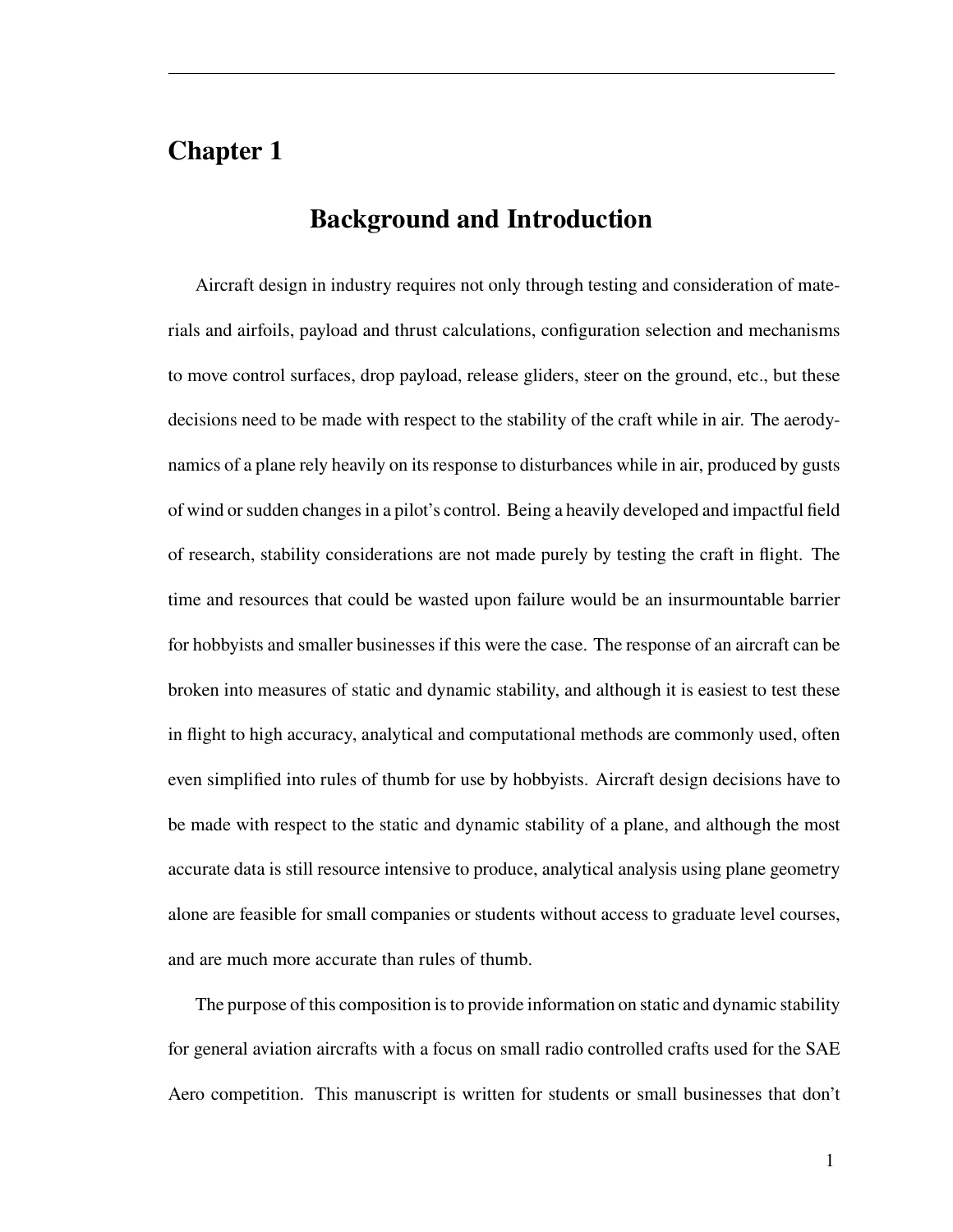# Chapter 1

## Background and Introduction

Aircraft design in industry requires not only through testing and consideration of materials and airfoils, payload and thrust calculations, configuration selection and mechanisms to move control surfaces, drop payload, release gliders, steer on the ground, etc., but these decisions need to be made with respect to the stability of the craft while in air. The aerodynamics of a plane rely heavily on its response to disturbances while in air, produced by gusts of wind or sudden changes in a pilot's control. Being a heavily developed and impactful field of research, stability considerations are not made purely by testing the craft in flight. The time and resources that could be wasted upon failure would be an insurmountable barrier for hobbyists and smaller businesses if this were the case. The response of an aircraft can be broken into measures of static and dynamic stability, and although it is easiest to test these in flight to high accuracy, analytical and computational methods are commonly used, often even simplified into rules of thumb for use by hobbyists. Aircraft design decisions have to be made with respect to the static and dynamic stability of a plane, and although the most accurate data is still resource intensive to produce, analytical analysis using plane geometry alone are feasible for small companies or students without access to graduate level courses, and are much more accurate than rules of thumb.

The purpose of this composition is to provide information on static and dynamic stability for general aviation aircrafts with a focus on small radio controlled crafts used for the SAE Aero competition. This manuscript is written for students or small businesses that don't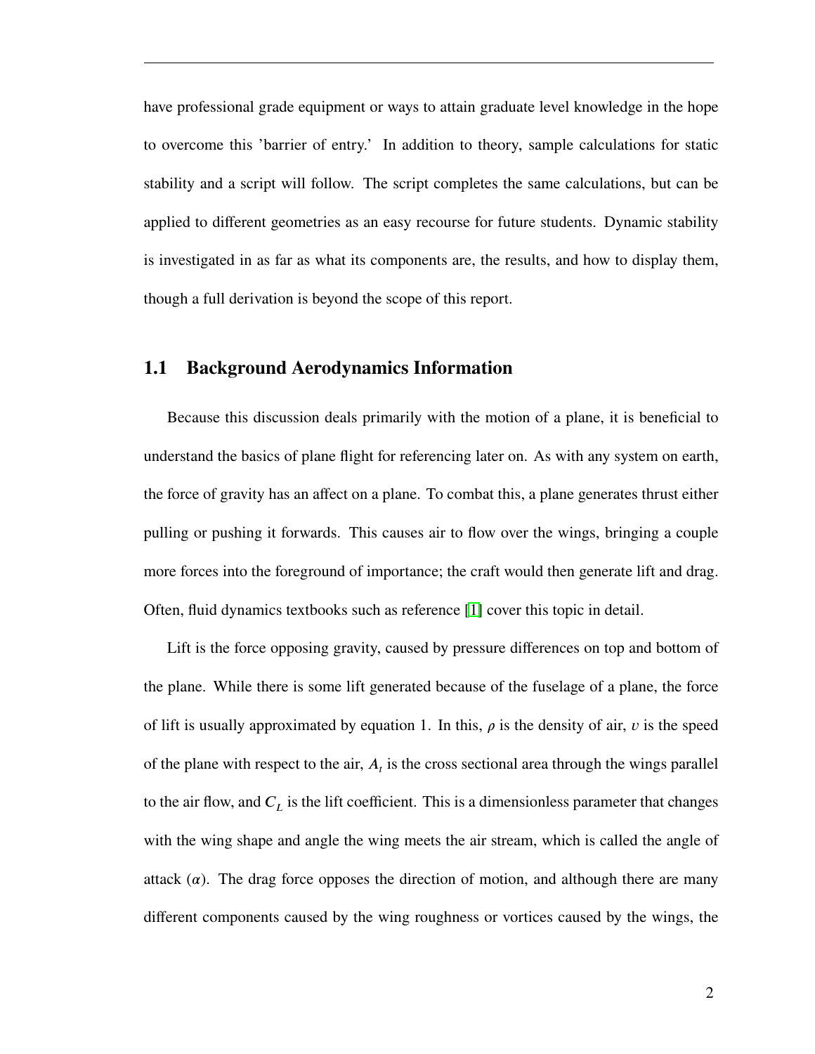have professional grade equipment or ways to attain graduate level knowledge in the hope to overcome this 'barrier of entry.' In addition to theory, sample calculations for static stability and a script will follow. The script completes the same calculations, but can be applied to different geometries as an easy recourse for future students. Dynamic stability is investigated in as far as what its components are, the results, and how to display them, though a full derivation is beyond the scope of this report.

## 1.1 Background Aerodynamics Information

Because this discussion deals primarily with the motion of a plane, it is beneficial to understand the basics of plane flight for referencing later on. As with any system on earth, the force of gravity has an affect on a plane. To combat this, a plane generates thrust either pulling or pushing it forwards. This causes air to flow over the wings, bringing a couple more forces into the foreground of importance; the craft would then generate lift and drag. Often, fluid dynamics textbooks such as reference [1] cover this topic in detail.

Lift is the force opposing gravity, caused by pressure differences on top and bottom of the plane. While there is some lift generated because of the fuselage of a plane, the force of lift is usually approximated by equation 1. In this, $\rho$ is the density of air, $v$ is the speed of the plane with respect to the air, $A_t$ is the cross sectional area through the wings parallel to the air flow, and $C_L$ is the lift coefficient. This is a dimensionless parameter that changes with the wing shape and angle the wing meets the air stream, which is called the angle of attack ($\alpha$). The drag force opposes the direction of motion, and although there are many different components caused by the wing roughness or vortices caused by the wings, the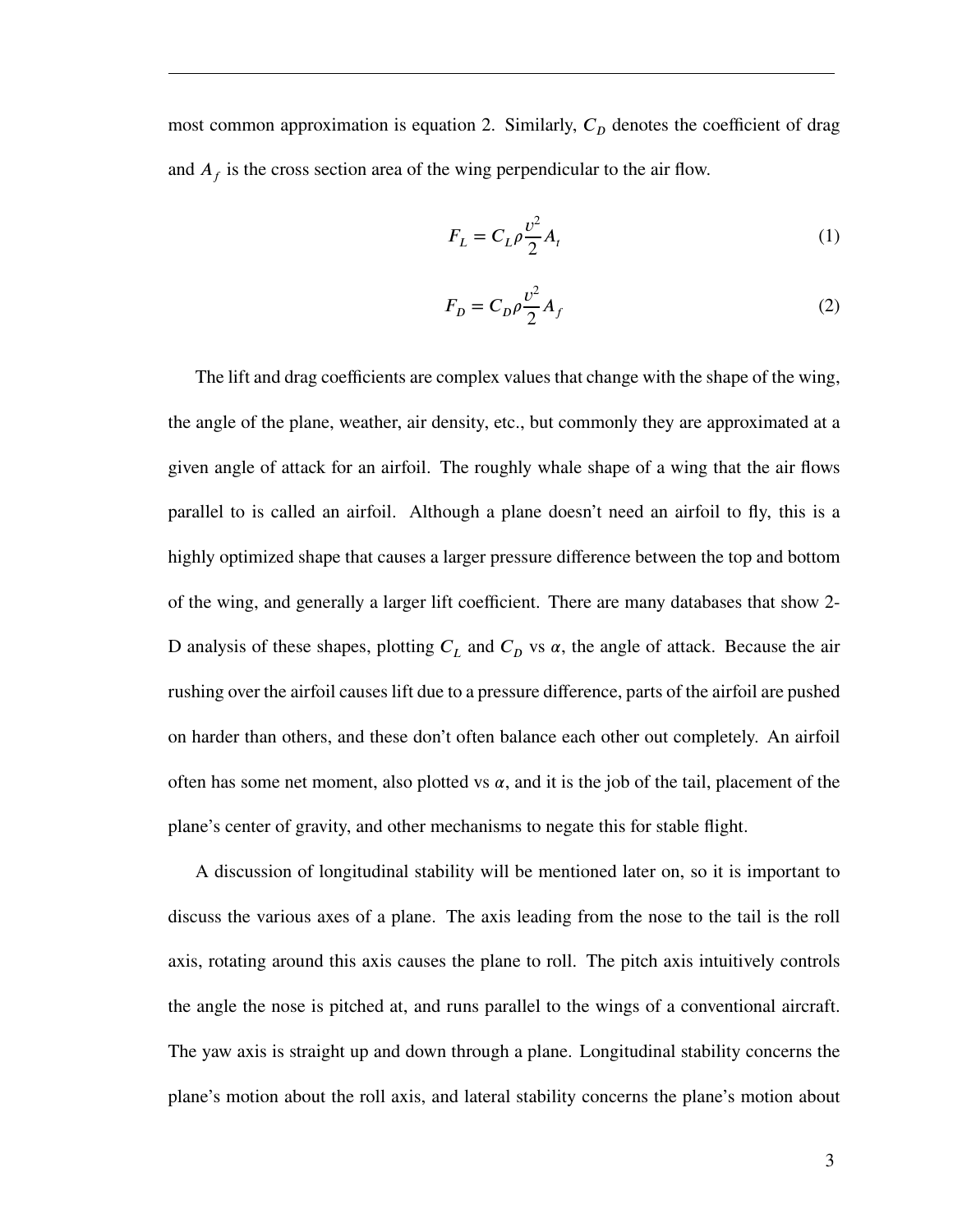most common approximation is equation 2. Similarly, $C_D$ denotes the coefficient of drag and $A_f$ is the cross section area of the wing perpendicular to the air flow.

$$F_L = C_L \rho \frac{v^2}{2} A_t \tag{1}$$

$$F_D = C_D \rho \frac{v^2}{2} A_f \tag{2}$$

The lift and drag coefficients are complex values that change with the shape of the wing, the angle of the plane, weather, air density, etc., but commonly they are approximated at a given angle of attack for an airfoil. The roughly whale shape of a wing that the air flows parallel to is called an airfoil. Although a plane doesn't need an airfoil to fly, this is a highly optimized shape that causes a larger pressure difference between the top and bottom of the wing, and generally a larger lift coefficient. There are many databases that show 2-D analysis of these shapes, plotting $C_L$ and $C_D$ vs $\alpha$, the angle of attack. Because the air rushing over the airfoil causes lift due to a pressure difference, parts of the airfoil are pushed on harder than others, and these don't often balance each other out completely. An airfoil often has some net moment, also plotted vs $\alpha$, and it is the job of the tail, placement of the plane's center of gravity, and other mechanisms to negate this for stable flight.

A discussion of longitudinal stability will be mentioned later on, so it is important to discuss the various axes of a plane. The axis leading from the nose to the tail is the roll axis, rotating around this axis causes the plane to roll. The pitch axis intuitively controls the angle the nose is pitched at, and runs parallel to the wings of a conventional aircraft. The yaw axis is straight up and down through a plane. Longitudinal stability concerns the plane's motion about the roll axis, and lateral stability concerns the plane's motion about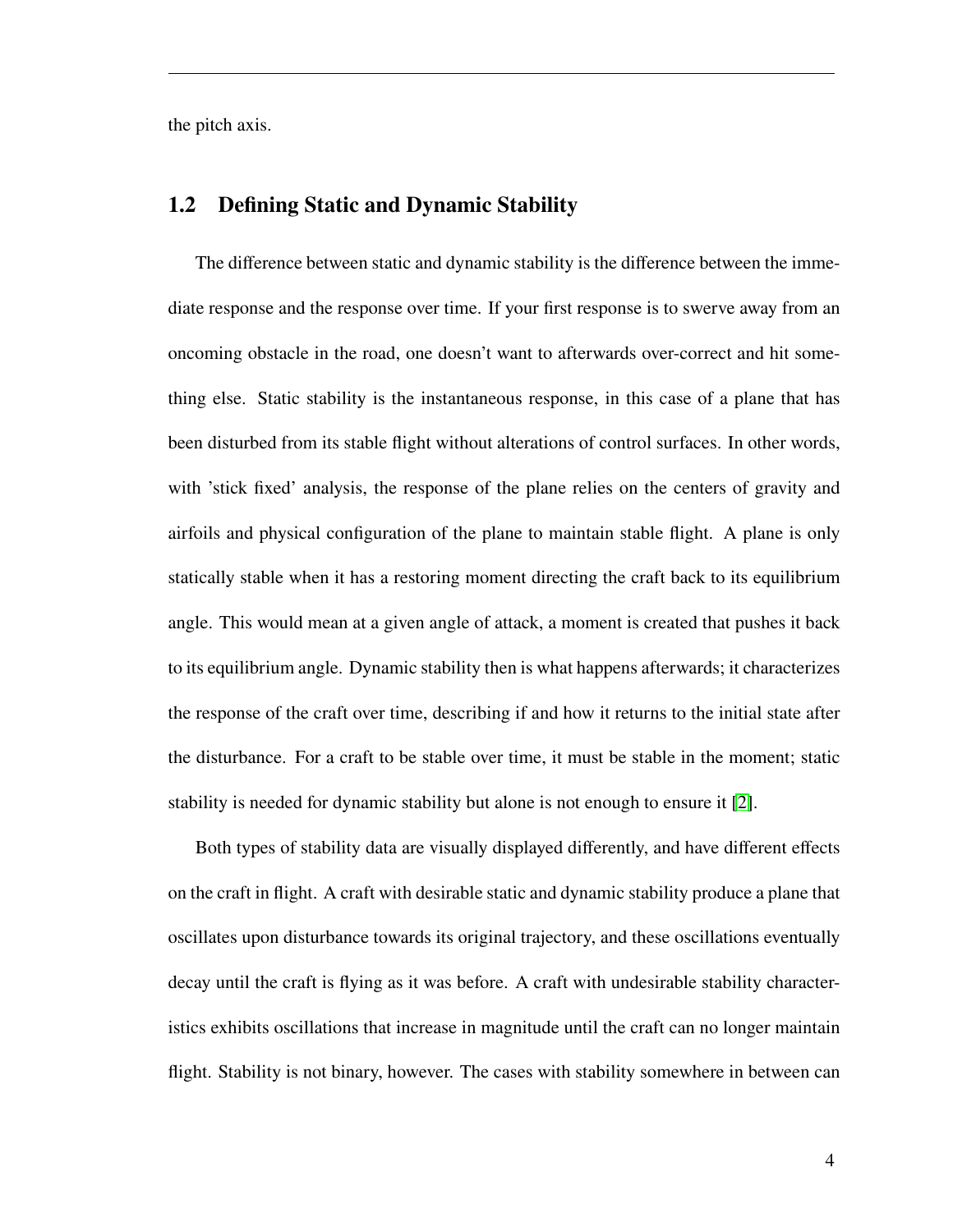the pitch axis.

## 1.2 Defining Static and Dynamic Stability

The difference between static and dynamic stability is the difference between the immediate response and the response over time. If your first response is to swerve away from an oncoming obstacle in the road, one doesn't want to afterwards over-correct and hit something else. Static stability is the instantaneous response, in this case of a plane that has been disturbed from its stable flight without alterations of control surfaces. In other words, with 'stick fixed' analysis, the response of the plane relies on the centers of gravity and airfoils and physical configuration of the plane to maintain stable flight. A plane is only statically stable when it has a restoring moment directing the craft back to its equilibrium angle. This would mean at a given angle of attack, a moment is created that pushes it back to its equilibrium angle. Dynamic stability then is what happens afterwards; it characterizes the response of the craft over time, describing if and how it returns to the initial state after the disturbance. For a craft to be stable over time, it must be stable in the moment; static stability is needed for dynamic stability but alone is not enough to ensure it [2].

Both types of stability data are visually displayed differently, and have different effects on the craft in flight. A craft with desirable static and dynamic stability produce a plane that oscillates upon disturbance towards its original trajectory, and these oscillations eventually decay until the craft is flying as it was before. A craft with undesirable stability characteristics exhibits oscillations that increase in magnitude until the craft can no longer maintain flight. Stability is not binary, however. The cases with stability somewhere in between can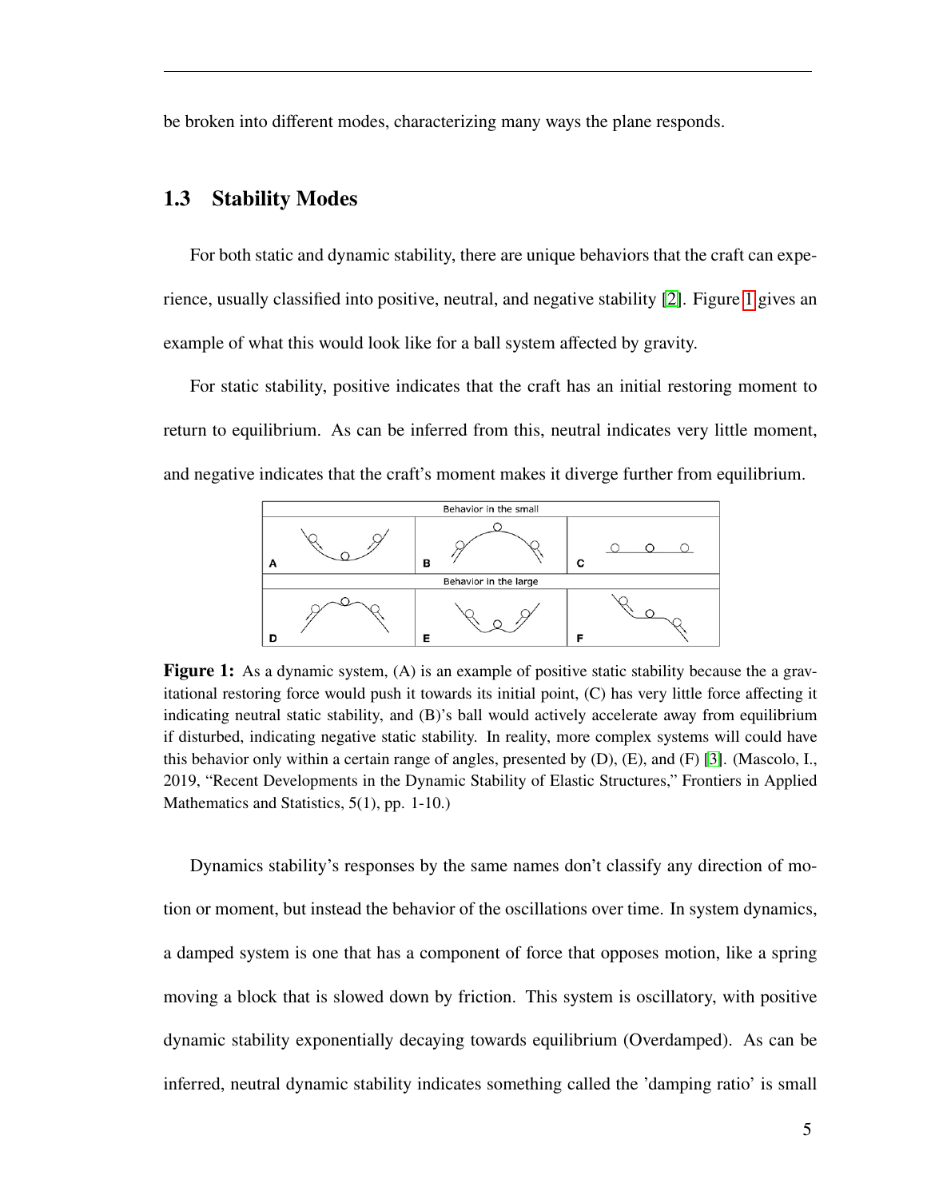be broken into different modes, characterizing many ways the plane responds.

## 1.3 Stability Modes

For both static and dynamic stability, there are unique behaviors that the craft can experience, usually classified into positive, neutral, and negative stability [2]. Figure 1 gives an example of what this would look like for a ball system affected by gravity.

For static stability, positive indicates that the craft has an initial restoring moment to return to equilibrium. As can be inferred from this, neutral indicates very little moment, and negative indicates that the craft's moment makes it diverge further from equilibrium.

**Figure 1:** As a dynamic system, (A) is an example of positive static stability because the a gravitational restoring force would push it towards its initial point, (C) has very little force affecting it indicating neutral static stability, and (B)'s ball would actively accelerate away from equilibrium if disturbed, indicating negative static stability. In reality, more complex systems will could have this behavior only within a certain range of angles, presented by (D), (E), and (F) [3]. (Mascolo, I., 2019, "Recent Developments in the Dynamic Stability of Elastic Structures," Frontiers in Applied Mathematics and Statistics, 5(1), pp. 1-10.)

Dynamics stability's responses by the same names don't classify any direction of motion or moment, but instead the behavior of the oscillations over time. In system dynamics, a damped system is one that has a component of force that opposes motion, like a spring moving a block that is slowed down by friction. This system is oscillatory, with positive dynamic stability exponentially decaying towards equilibrium (Overdamped). As can be inferred, neutral dynamic stability indicates something called the 'damping ratio' is small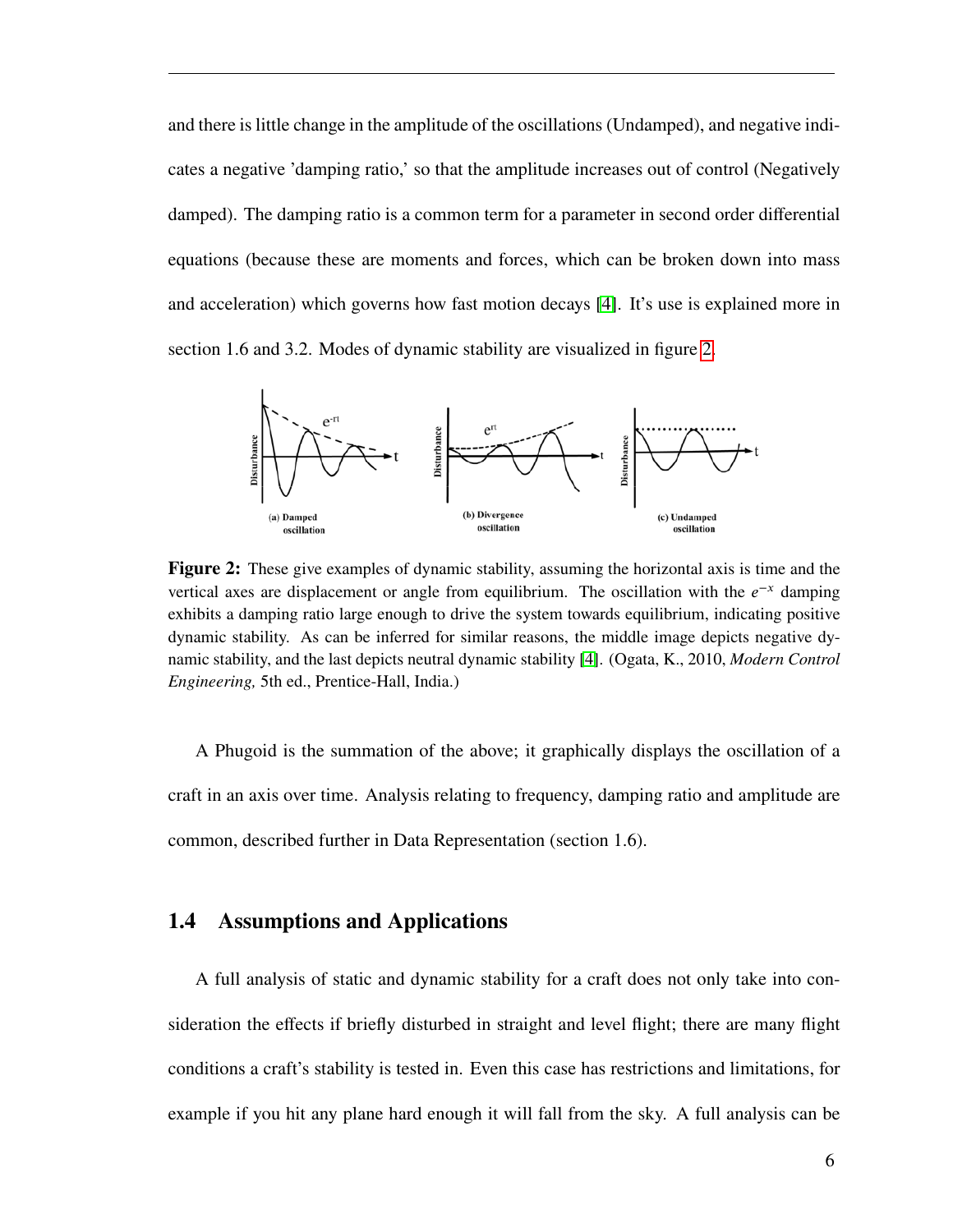and there is little change in the amplitude of the oscillations (Undamped), and negative indicates a negative 'damping ratio,' so that the amplitude increases out of control (Negatively damped). The damping ratio is a common term for a parameter in second order differential equations (because these are moments and forces, which can be broken down into mass and acceleration) which governs how fast motion decays [4]. It's use is explained more in section 1.6 and 3.2. Modes of dynamic stability are visualized in figure 2.

**Figure 2:** These give examples of dynamic stability, assuming the horizontal axis is time and the vertical axes are displacement or angle from equilibrium. The oscillation with the $e^{-x}$ damping exhibits a damping ratio large enough to drive the system towards equilibrium, indicating positive dynamic stability. As can be inferred for similar reasons, the middle image depicts negative dynamic stability, and the last depicts neutral dynamic stability [4]. (Ogata, K., 2010, *Modern Control Engineering,* 5th ed., Prentice-Hall, India.)

A Phugoid is the summation of the above; it graphically displays the oscillation of a craft in an axis over time. Analysis relating to frequency, damping ratio and amplitude are common, described further in Data Representation (section 1.6).

## 1.4 Assumptions and Applications

A full analysis of static and dynamic stability for a craft does not only take into consideration the effects if briefly disturbed in straight and level flight; there are many flight conditions a craft's stability is tested in. Even this case has restrictions and limitations, for example if you hit any plane hard enough it will fall from the sky. A full analysis can be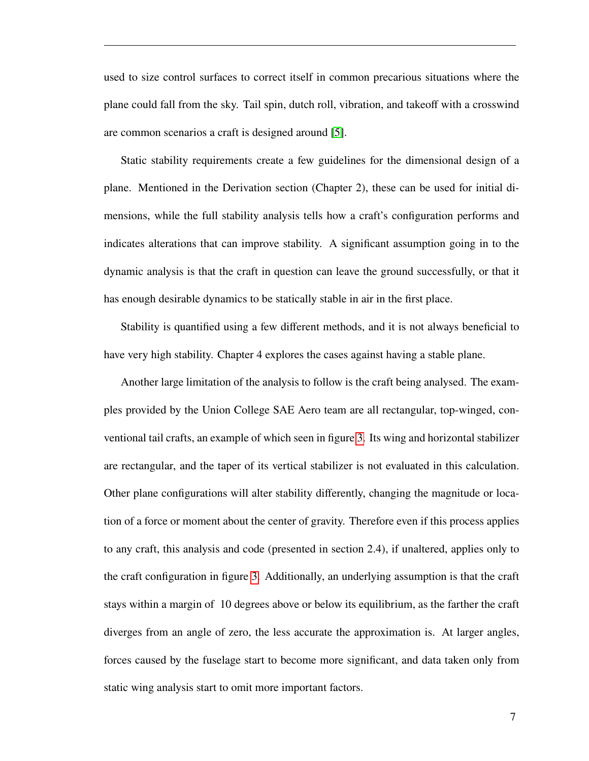used to size control surfaces to correct itself in common precarious situations where the plane could fall from the sky. Tail spin, dutch roll, vibration, and takeoff with a crosswind are common scenarios a craft is designed around [5].

Static stability requirements create a few guidelines for the dimensional design of a plane. Mentioned in the Derivation section (Chapter 2), these can be used for initial dimensions, while the full stability analysis tells how a craft's configuration performs and indicates alterations that can improve stability. A significant assumption going in to the dynamic analysis is that the craft in question can leave the ground successfully, or that it has enough desirable dynamics to be statically stable in air in the first place.

Stability is quantified using a few different methods, and it is not always beneficial to have very high stability. Chapter 4 explores the cases against having a stable plane.

Another large limitation of the analysis to follow is the craft being analysed. The examples provided by the Union College SAE Aero team are all rectangular, top-winged, conventional tail crafts, an example of which seen in figure 3. Its wing and horizontal stabilizer are rectangular, and the taper of its vertical stabilizer is not evaluated in this calculation. Other plane configurations will alter stability differently, changing the magnitude or location of a force or moment about the center of gravity. Therefore even if this process applies to any craft, this analysis and code (presented in section 2.4), if unaltered, applies only to the craft configuration in figure 3. Additionally, an underlying assumption is that the craft stays within a margin of 10 degrees above or below its equilibrium, as the farther the craft diverges from an angle of zero, the less accurate the approximation is. At larger angles, forces caused by the fuselage start to become more significant, and data taken only from static wing analysis start to omit more important factors.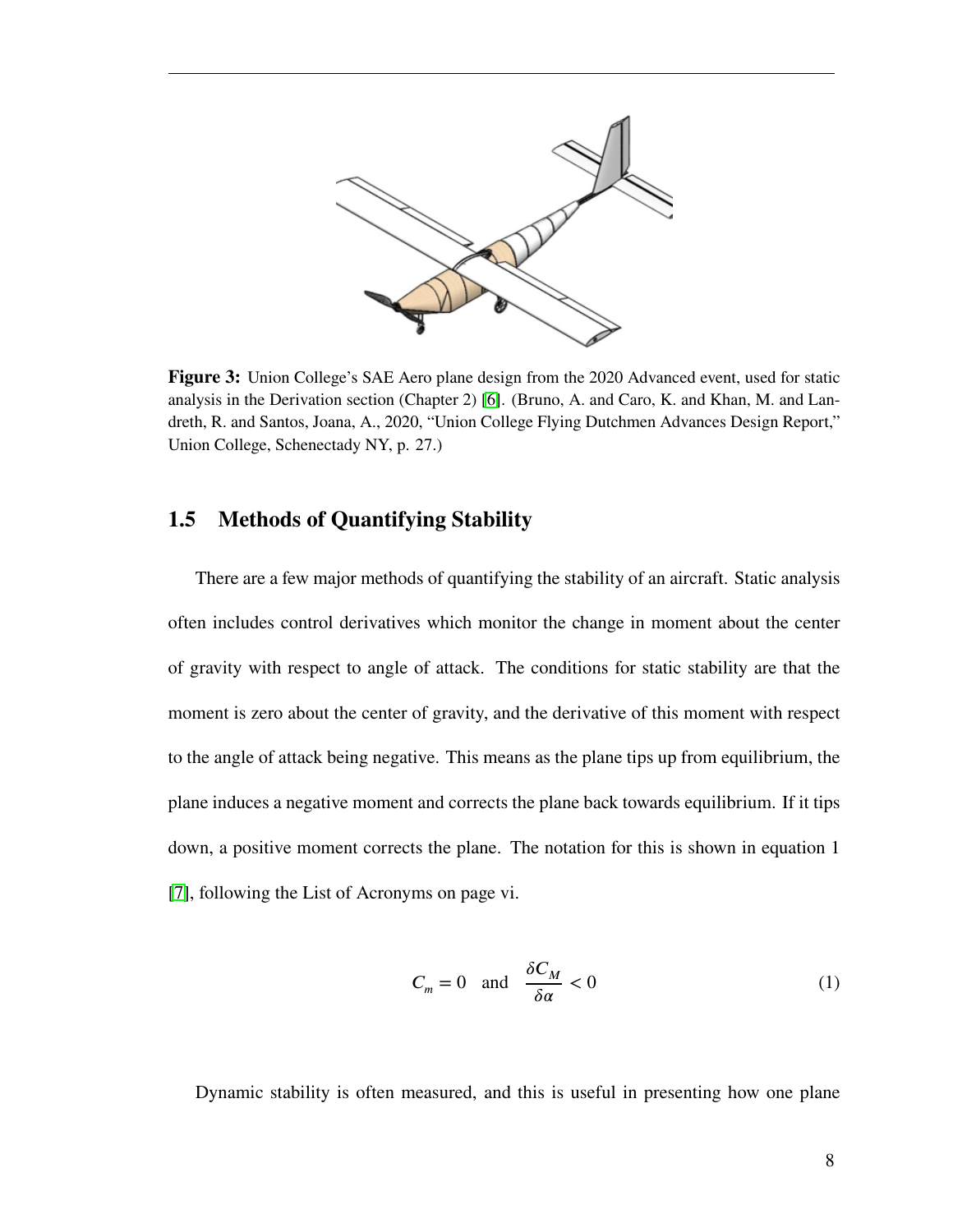**Figure 3:** Union College's SAE Aero plane design from the 2020 Advanced event, used for static analysis in the Derivation section (Chapter 2) [6]. (Bruno, A. and Caro, K. and Khan, M. and Landreth, R. and Santos, Joana, A., 2020, "Union College Flying Dutchmen Advances Design Report," Union College, Schenectady NY, p. 27.)

## 1.5 Methods of Quantifying Stability

There are a few major methods of quantifying the stability of an aircraft. Static analysis often includes control derivatives which monitor the change in moment about the center of gravity with respect to angle of attack. The conditions for static stability are that the moment is zero about the center of gravity, and the derivative of this moment with respect to the angle of attack being negative. This means as the plane tips up from equilibrium, the plane induces a negative moment and corrects the plane back towards equilibrium. If it tips down, a positive moment corrects the plane. The notation for this is shown in equation 1 [7], following the List of Acronyms on page vi.

$$C_m = 0 \quad \text{and} \quad \frac{\delta C_M}{\delta \alpha} < 0 \tag{1}$$

Dynamic stability is often measured, and this is useful in presenting how one plane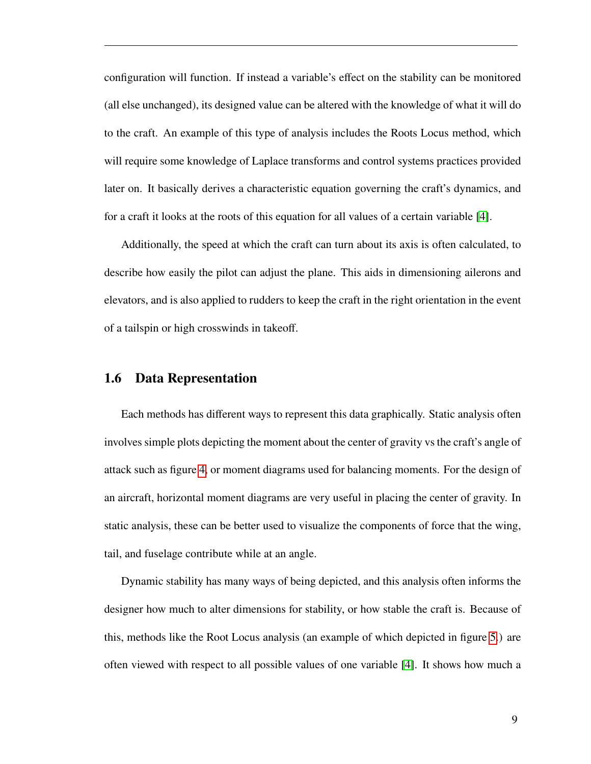configuration will function. If instead a variable's effect on the stability can be monitored (all else unchanged), its designed value can be altered with the knowledge of what it will do to the craft. An example of this type of analysis includes the Roots Locus method, which will require some knowledge of Laplace transforms and control systems practices provided later on. It basically derives a characteristic equation governing the craft's dynamics, and for a craft it looks at the roots of this equation for all values of a certain variable [4].

Additionally, the speed at which the craft can turn about its axis is often calculated, to describe how easily the pilot can adjust the plane. This aids in dimensioning ailerons and elevators, and is also applied to rudders to keep the craft in the right orientation in the event of a tailspin or high crosswinds in takeoff.

## 1.6 Data Representation

Each methods has different ways to represent this data graphically. Static analysis often involves simple plots depicting the moment about the center of gravity vs the craft's angle of attack such as figure 4, or moment diagrams used for balancing moments. For the design of an aircraft, horizontal moment diagrams are very useful in placing the center of gravity. In static analysis, these can be better used to visualize the components of force that the wing, tail, and fuselage contribute while at an angle.

Dynamic stability has many ways of being depicted, and this analysis often informs the designer how much to alter dimensions for stability, or how stable the craft is. Because of this, methods like the Root Locus analysis (an example of which depicted in figure 5.) are often viewed with respect to all possible values of one variable [4]. It shows how much a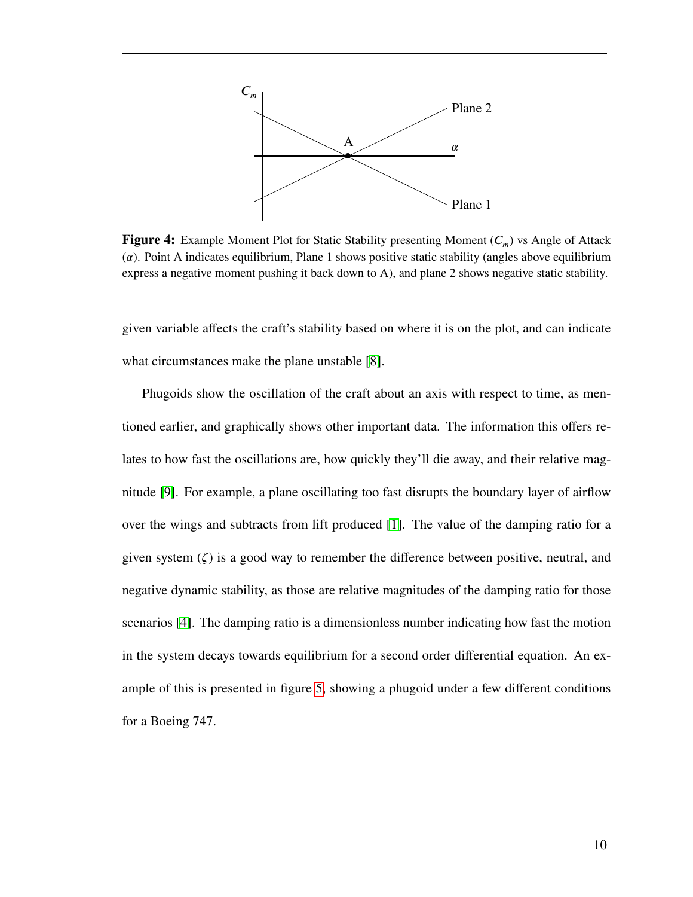**Figure 4:** Example Moment Plot for Static Stability presenting Moment ($C_m$) vs Angle of Attack ($\alpha$). Point A indicates equilibrium, Plane 1 shows positive static stability (angles above equilibrium express a negative moment pushing it back down to A), and plane 2 shows negative static stability.

given variable affects the craft's stability based on where it is on the plot, and can indicate what circumstances make the plane unstable [8].

Phugoids show the oscillation of the craft about an axis with respect to time, as mentioned earlier, and graphically shows other important data. The information this offers relates to how fast the oscillations are, how quickly they'll die away, and their relative magnitude [9]. For example, a plane oscillating too fast disrupts the boundary layer of airflow over the wings and subtracts from lift produced [1]. The value of the damping ratio for a given system ($\zeta$) is a good way to remember the difference between positive, neutral, and negative dynamic stability, as those are relative magnitudes of the damping ratio for those scenarios [4]. The damping ratio is a dimensionless number indicating how fast the motion in the system decays towards equilibrium for a second order differential equation. An example of this is presented in figure 5, showing a phugoid under a few different conditions for a Boeing 747.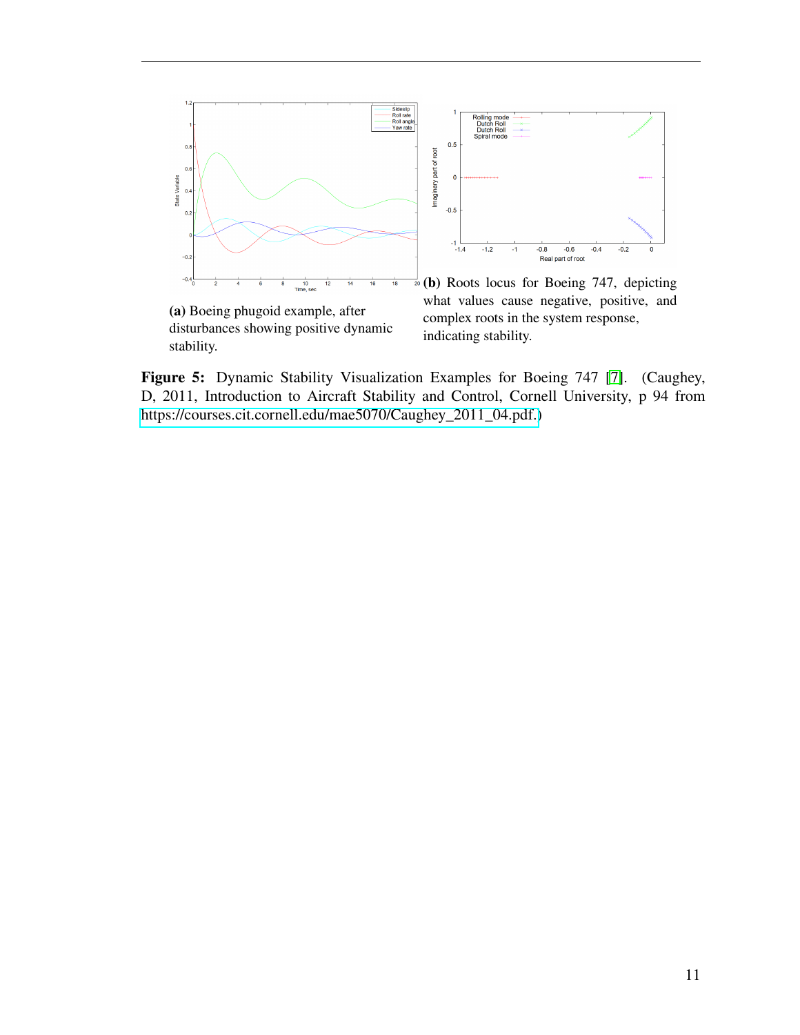(a) Boeing phugoid example, after disturbances showing positive dynamic stability.

(b) Roots locus for Boeing 747, depicting what values cause negative, positive, and complex roots in the system response, indicating stability.

**Figure 5:** Dynamic Stability Visualization Examples for Boeing 747 [7]. (Caughey, D, 2011, Introduction to Aircraft Stability and Control, Cornell University, p 94 from https://courses.cit.cornell.edu/mae5070/Caughey_2011_04.pdf.)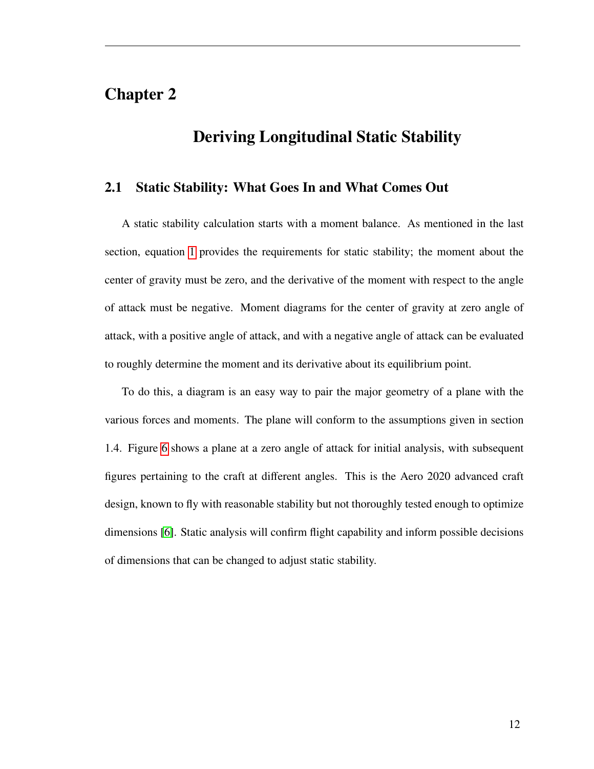# Chapter 2

## Deriving Longitudinal Static Stability

### 2.1 Static Stability: What Goes In and What Comes Out

A static stability calculation starts with a moment balance. As mentioned in the last section, equation 1 provides the requirements for static stability; the moment about the center of gravity must be zero, and the derivative of the moment with respect to the angle of attack must be negative. Moment diagrams for the center of gravity at zero angle of attack, with a positive angle of attack, and with a negative angle of attack can be evaluated to roughly determine the moment and its derivative about its equilibrium point.

To do this, a diagram is an easy way to pair the major geometry of a plane with the various forces and moments. The plane will conform to the assumptions given in section 1.4. Figure 6 shows a plane at a zero angle of attack for initial analysis, with subsequent figures pertaining to the craft at different angles. This is the Aero 2020 advanced craft design, known to fly with reasonable stability but not thoroughly tested enough to optimize dimensions [6]. Static analysis will confirm flight capability and inform possible decisions of dimensions that can be changed to adjust static stability.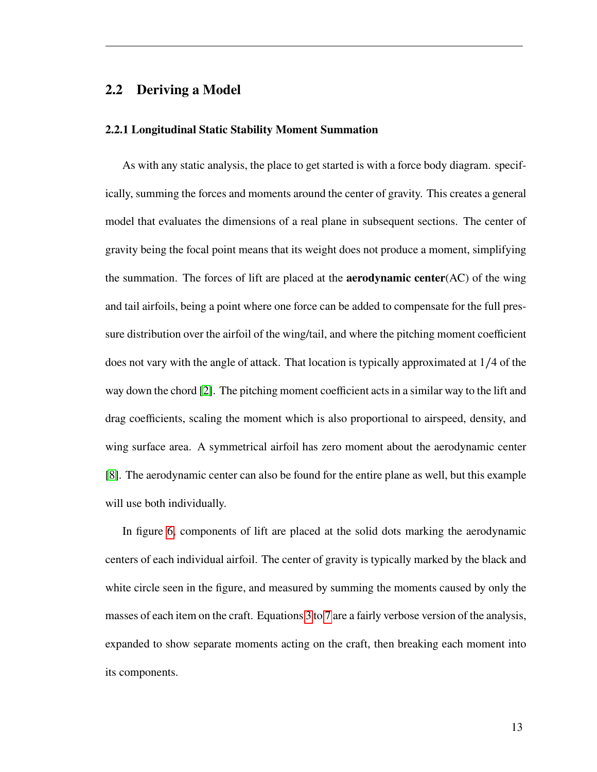## 2.2 Deriving a Model

### 2.2.1 Longitudinal Static Stability Moment Summation

As with any static analysis, the place to get started is with a force body diagram. specifically, summing the forces and moments around the center of gravity. This creates a general model that evaluates the dimensions of a real plane in subsequent sections. The center of gravity being the focal point means that its weight does not produce a moment, simplifying the summation. The forces of lift are placed at the **aerodynamic center**(AC) of the wing and tail airfoils, being a point where one force can be added to compensate for the full pressure distribution over the airfoil of the wing/tail, and where the pitching moment coefficient does not vary with the angle of attack. That location is typically approximated at $1/4$ of the way down the chord [2]. The pitching moment coefficient acts in a similar way to the lift and drag coefficients, scaling the moment which is also proportional to airspeed, density, and wing surface area. A symmetrical airfoil has zero moment about the aerodynamic center [8]. The aerodynamic center can also be found for the entire plane as well, but this example will use both individually.

In figure 6, components of lift are placed at the solid dots marking the aerodynamic centers of each individual airfoil. The center of gravity is typically marked by the black and white circle seen in the figure, and measured by summing the moments caused by only the masses of each item on the craft. Equations 3 to 7 are a fairly verbose version of the analysis, expanded to show separate moments acting on the craft, then breaking each moment into its components.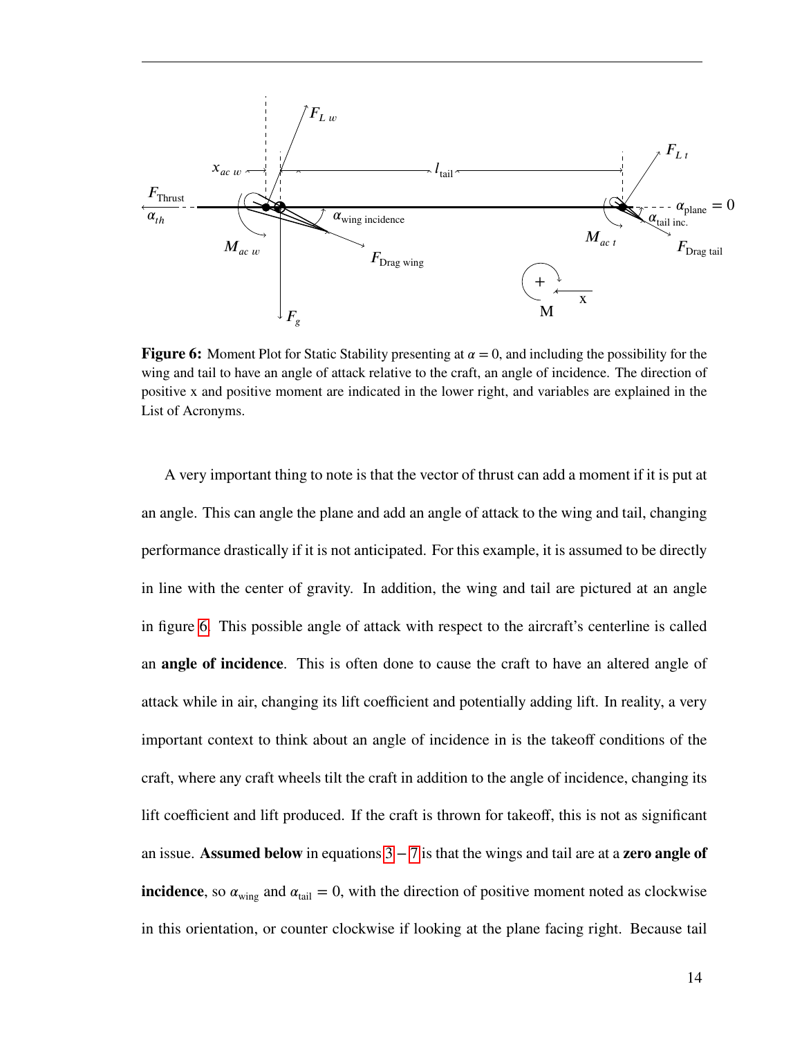**Figure 6:** Moment Plot for Static Stability presenting at $\alpha = 0$, and including the possibility for the wing and tail to have an angle of attack relative to the craft, an angle of incidence. The direction of positive x and positive moment are indicated in the lower right, and variables are explained in the List of Acronyms.

A very important thing to note is that the vector of thrust can add a moment if it is put at an angle. This can angle the plane and add an angle of attack to the wing and tail, changing performance drastically if it is not anticipated. For this example, it is assumed to be directly in line with the center of gravity. In addition, the wing and tail are pictured at an angle in figure 6. This possible angle of attack with respect to the aircraft's centerline is called an **angle of incidence**. This is often done to cause the craft to have an altered angle of attack while in air, changing its lift coefficient and potentially adding lift. In reality, a very important context to think about an angle of incidence in is the takeoff conditions of the craft, where any craft wheels tilt the craft in addition to the angle of incidence, changing its lift coefficient and lift produced. If the craft is thrown for takeoff, this is not as significant an issue. **Assumed below** in equations 3 − 7 is that the wings and tail are at a **zero angle of incidence**, so $\alpha_{\text{wing}}$ and $\alpha_{\text{tail}} = 0$, with the direction of positive moment noted as clockwise in this orientation, or counter clockwise if looking at the plane facing right. Because tail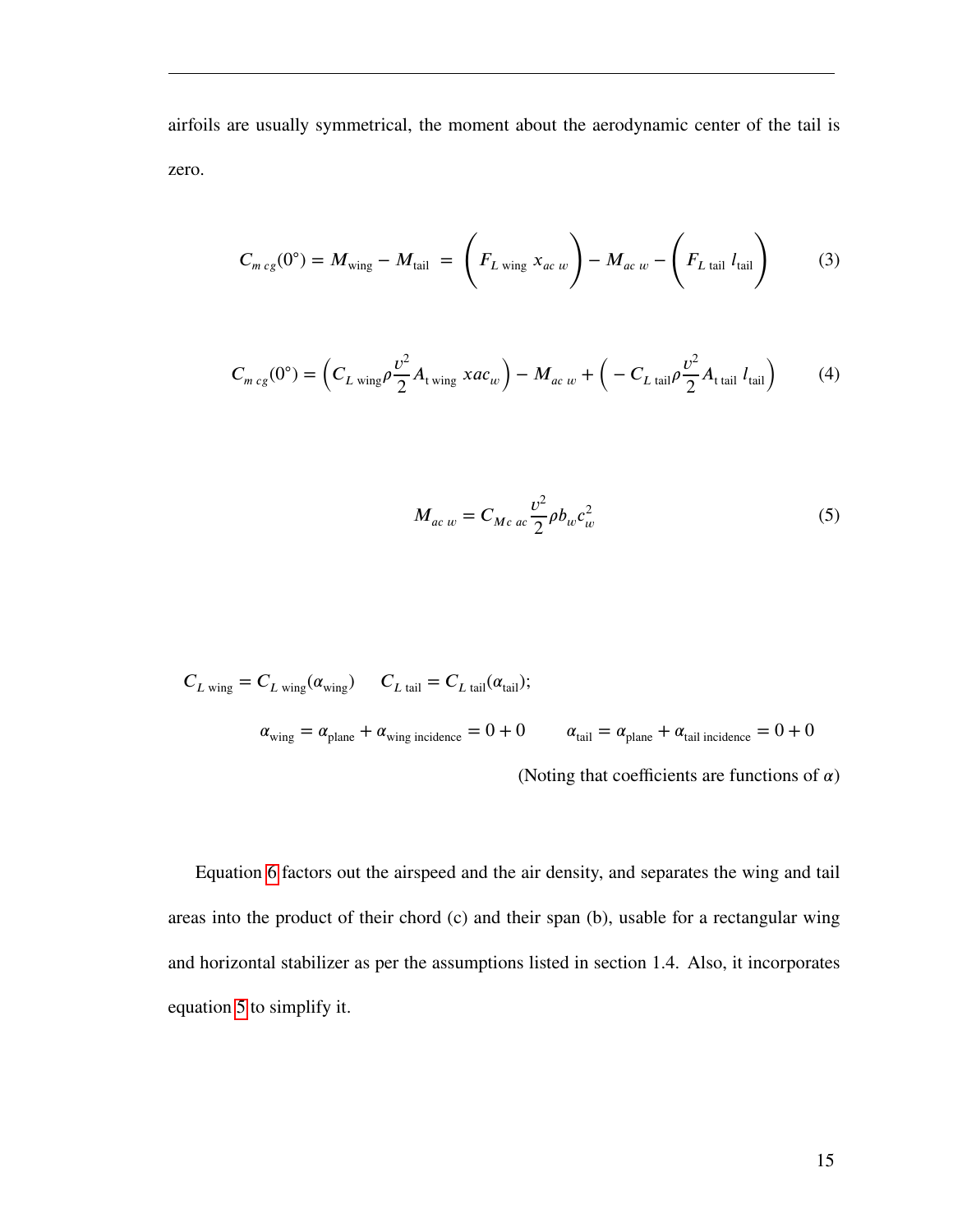airfoils are usually symmetrical, the moment about the aerodynamic center of the tail is zero.

$$C_{m\,cg}(0°) = M_{\text{wing}} - M_{\text{tail}} \;=\; \Bigg(F_{L\text{ wing}}\; x_{ac\;w}\Bigg) - M_{ac\;w} - \Bigg(F_{L\text{ tail}}\; l_{\text{tail}}\Bigg) \tag{3}$$

$$C_{m\,cg}(0°) = \left(C_{L\text{ wing}}\rho\frac{v^2}{2}A_{\text{t wing}}\; xac_w\right) - M_{ac\;w} + \left(-C_{L\text{ tail}}\rho\frac{v^2}{2}A_{\text{t tail}}\; l_{\text{tail}}\right) \tag{4}$$

$$M_{ac\;w} = C_{Mc\;ac}\frac{v^2}{2}\rho b_w c_w^2 \tag{5}$$

$C_{L\text{ wing}} = C_{L\text{ wing}}(\alpha_{\text{wing}}) \quad C_{L\text{ tail}} = C_{L\text{ tail}}(\alpha_{\text{tail}})$;

$\alpha_{\text{wing}} = \alpha_{\text{plane}} + \alpha_{\text{wing incidence}} = 0 + 0 \qquad \alpha_{\text{tail}} = \alpha_{\text{plane}} + \alpha_{\text{tail incidence}} = 0 + 0$

(Noting that coefficients are functions of $\alpha$)

Equation 6 factors out the airspeed and the air density, and separates the wing and tail areas into the product of their chord (c) and their span (b), usable for a rectangular wing and horizontal stabilizer as per the assumptions listed in section 1.4. Also, it incorporates equation 5 to simplify it.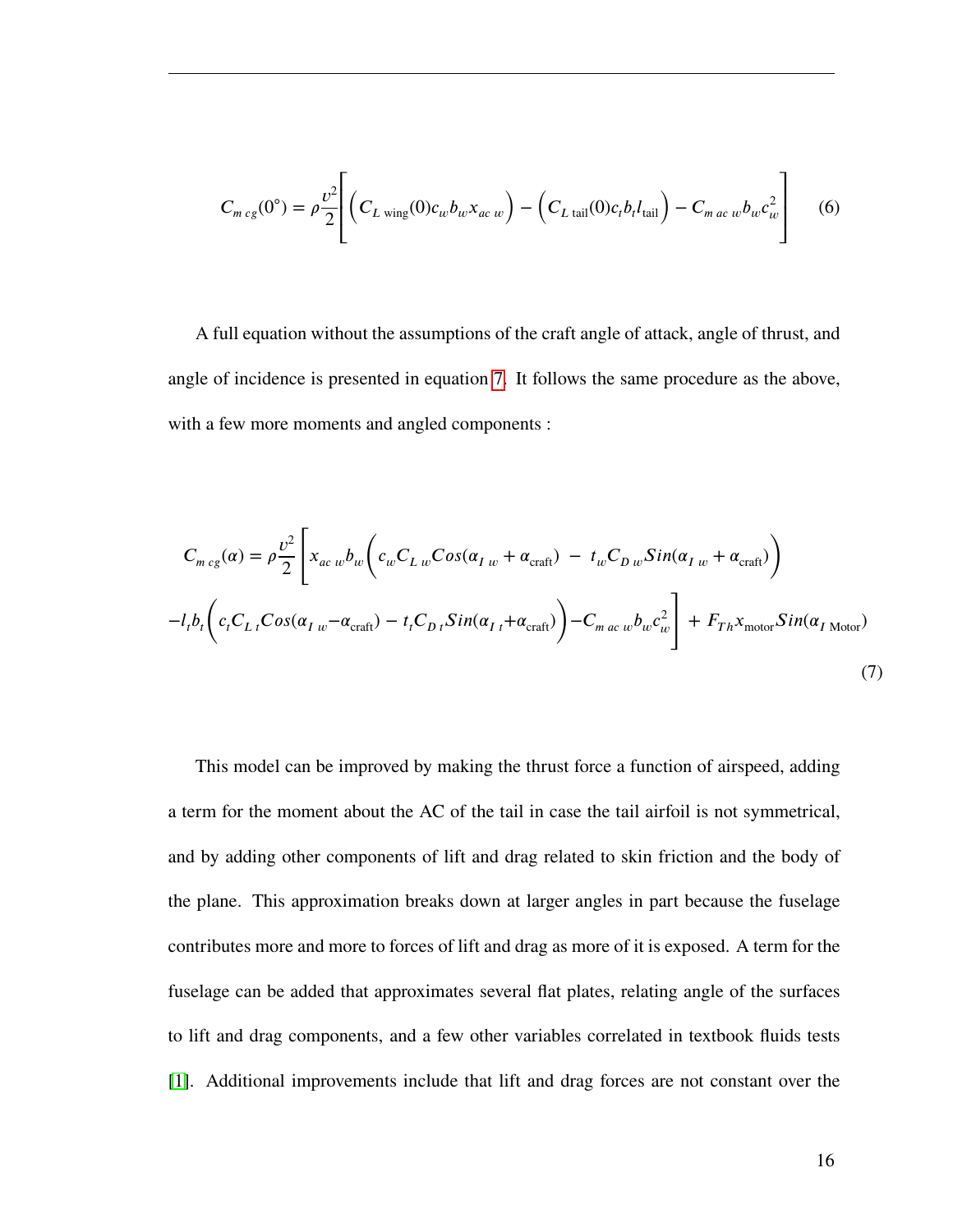$$C_{m\,cg}(0^{\circ}) = \rho\frac{v^2}{2}\left[\left(C_{L\ \text{wing}}(0)c_w b_w x_{ac\ w}\right) - \left(C_{L\ \text{tail}}(0)c_t b_t l_{\text{tail}}\right) - C_{m\ ac\ w} b_w c_w^2\right] \tag{6}$$

A full equation without the assumptions of the craft angle of attack, angle of thrust, and angle of incidence is presented in equation 7. It follows the same procedure as the above, with a few more moments and angled components :

$$C_{m\,cg}(\alpha) = \rho\frac{v^2}{2}\left[x_{ac\ w} b_w\left(c_w C_{L\ w} Cos(\alpha_{I\ w} + \alpha_{\text{craft}})\ -\ t_w C_{D\ w} Sin(\alpha_{I\ w} + \alpha_{\text{craft}})\right)\right.$$
$$\left. - l_t b_t\left(c_t C_{L\ t} Cos(\alpha_{I\ w} - \alpha_{\text{craft}}) - t_t C_{D\ t} Sin(\alpha_{I\ t} + \alpha_{\text{craft}})\right) - C_{m\ ac\ w} b_w c_w^2\right] + F_{Th} x_{\text{motor}} Sin(\alpha_{I\ \text{Motor}}) \tag{7}$$

This model can be improved by making the thrust force a function of airspeed, adding a term for the moment about the AC of the tail in case the tail airfoil is not symmetrical, and by adding other components of lift and drag related to skin friction and the body of the plane. This approximation breaks down at larger angles in part because the fuselage contributes more and more to forces of lift and drag as more of it is exposed. A term for the fuselage can be added that approximates several flat plates, relating angle of the surfaces to lift and drag components, and a few other variables correlated in textbook fluids tests [1]. Additional improvements include that lift and drag forces are not constant over the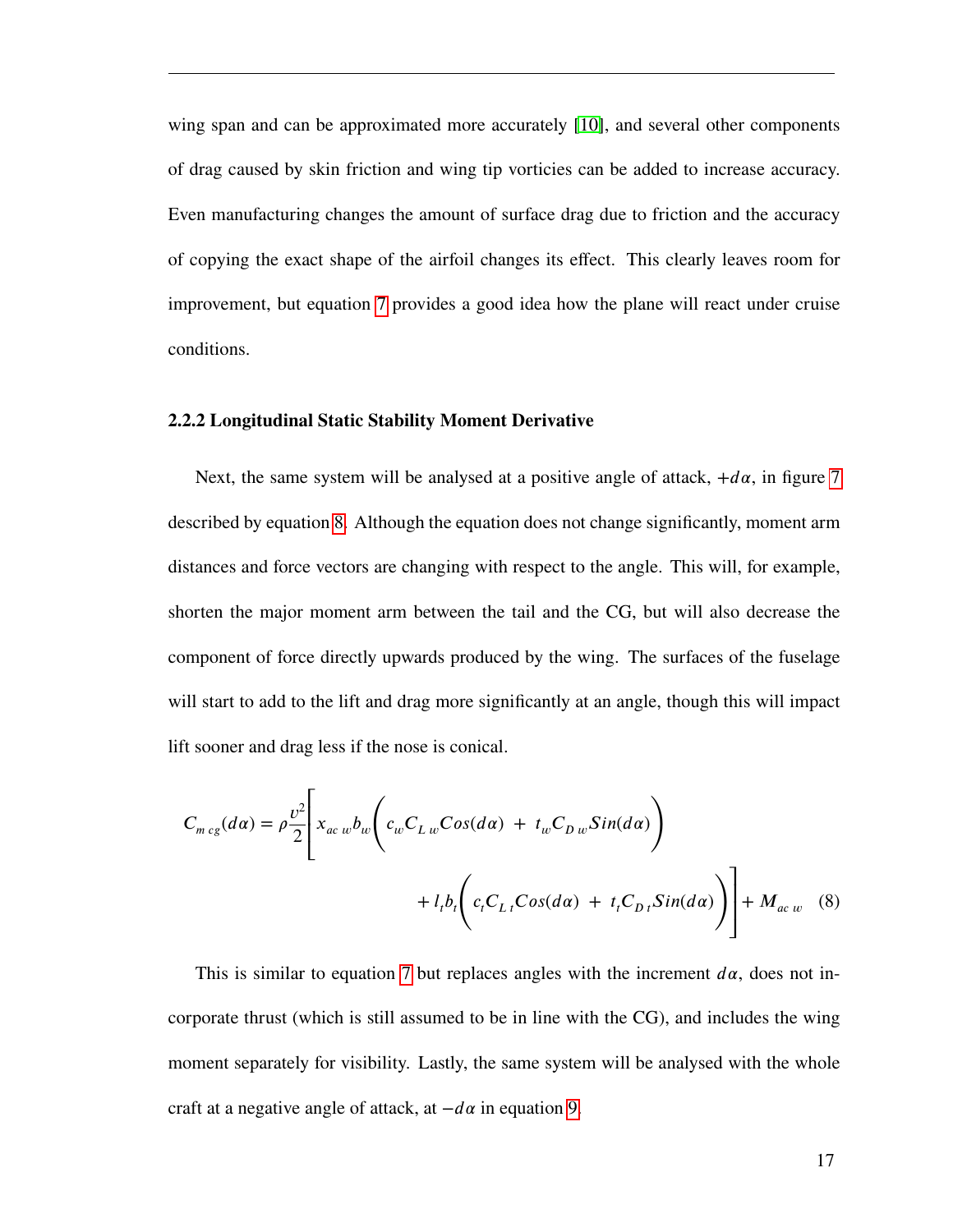wing span and can be approximated more accurately [10], and several other components of drag caused by skin friction and wing tip vorticies can be added to increase accuracy. Even manufacturing changes the amount of surface drag due to friction and the accuracy of copying the exact shape of the airfoil changes its effect. This clearly leaves room for improvement, but equation 7 provides a good idea how the plane will react under cruise conditions.

### 2.2.2 Longitudinal Static Stability Moment Derivative

Next, the same system will be analysed at a positive angle of attack, $+d\alpha$, in figure 7 described by equation 8. Although the equation does not change significantly, moment arm distances and force vectors are changing with respect to the angle. This will, for example, shorten the major moment arm between the tail and the CG, but will also decrease the component of force directly upwards produced by the wing. The surfaces of the fuselage will start to add to the lift and drag more significantly at an angle, though this will impact lift sooner and drag less if the nose is conical.

$$C_{m\,cg}(d\alpha) = \rho\frac{v^2}{2}\Bigg[x_{ac\,w}b_w\bigg(c_wC_{L\,w}Cos(d\alpha)\ +\ t_wC_{D\,w}Sin(d\alpha)\bigg) + l_tb_t\bigg(c_tC_{L\,t}Cos(d\alpha)\ +\ t_tC_{D\,t}Sin(d\alpha)\bigg)\Bigg] + M_{ac\,w} \quad (8)$$

This is similar to equation 7 but replaces angles with the increment $d\alpha$, does not incorporate thrust (which is still assumed to be in line with the CG), and includes the wing moment separately for visibility. Lastly, the same system will be analysed with the whole craft at a negative angle of attack, at $-d\alpha$ in equation 9.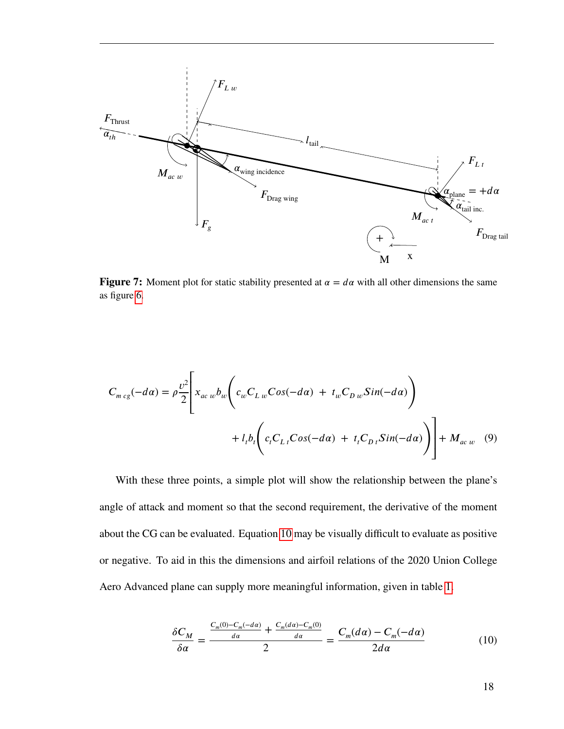**Figure 7:** Moment plot for static stability presented at $\alpha = d\alpha$ with all other dimensions the same as figure 6.

$$C_{m\,cg}(-d\alpha) = \rho\frac{v^2}{2}\Bigg[x_{ac\,w}b_w\Big(c_w C_{L\,w}Cos(-d\alpha)\ +\ t_w C_{D\,w}Sin(-d\alpha)\Big) + l_t b_t\Big(c_t C_{L\,t}Cos(-d\alpha)\ +\ t_t C_{D\,t}Sin(-d\alpha)\Big)\Bigg] + M_{ac\,w} \quad (9)$$

With these three points, a simple plot will show the relationship between the plane's angle of attack and moment so that the second requirement, the derivative of the moment about the CG can be evaluated. Equation 10 may be visually difficult to evaluate as positive or negative. To aid in this the dimensions and airfoil relations of the 2020 Union College Aero Advanced plane can supply more meaningful information, given in table 1.

$$\frac{\delta C_M}{\delta\alpha} = \frac{\frac{C_m(0)-C_m(-d\alpha)}{d\alpha} + \frac{C_m(d\alpha)-C_m(0)}{d\alpha}}{2} = \frac{C_m(d\alpha) - C_m(-d\alpha)}{2d\alpha} \quad (10)$$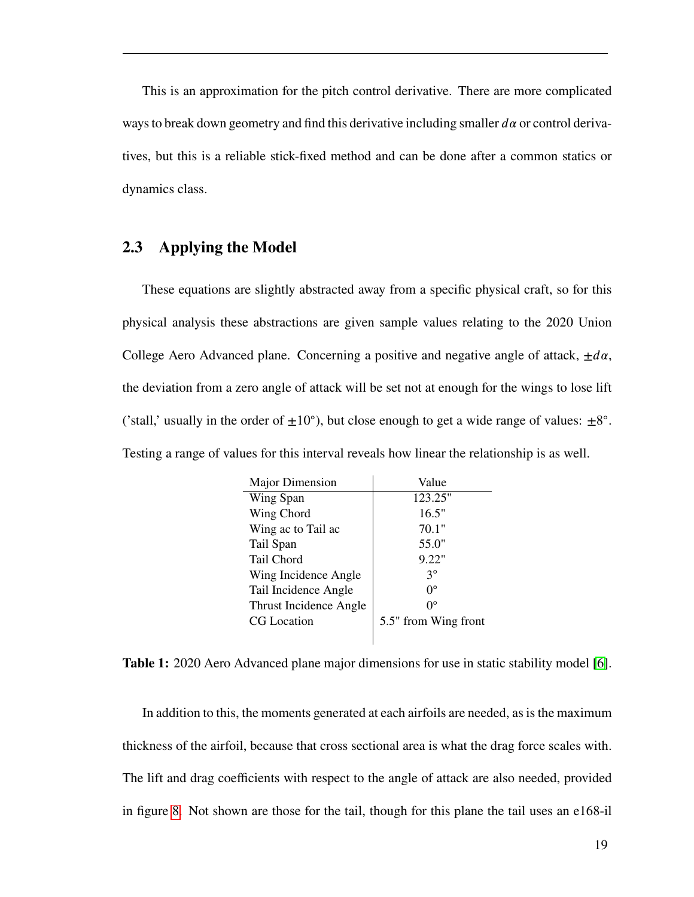This is an approximation for the pitch control derivative. There are more complicated ways to break down geometry and find this derivative including smaller $d\alpha$ or control derivatives, but this is a reliable stick-fixed method and can be done after a common statics or dynamics class.

## 2.3 Applying the Model

These equations are slightly abstracted away from a specific physical craft, so for this physical analysis these abstractions are given sample values relating to the 2020 Union College Aero Advanced plane. Concerning a positive and negative angle of attack, $\pm d\alpha$, the deviation from a zero angle of attack will be set not at enough for the wings to lose lift ('stall,' usually in the order of $\pm 10°$), but close enough to get a wide range of values: $\pm 8°$. Testing a range of values for this interval reveals how linear the relationship is as well.

| Major Dimension | Value |
|---|---|
| Wing Span | 123.25" |
| Wing Chord | 16.5" |
| Wing ac to Tail ac | 70.1" |
| Tail Span | 55.0" |
| Tail Chord | 9.22" |
| Wing Incidence Angle | 3° |
| Tail Incidence Angle | 0° |
| Thrust Incidence Angle | 0° |
| CG Location | 5.5" from Wing front |

**Table 1:** 2020 Aero Advanced plane major dimensions for use in static stability model [6].

In addition to this, the moments generated at each airfoils are needed, as is the maximum thickness of the airfoil, because that cross sectional area is what the drag force scales with. The lift and drag coefficients with respect to the angle of attack are also needed, provided in figure 8. Not shown are those for the tail, though for this plane the tail uses an e168-il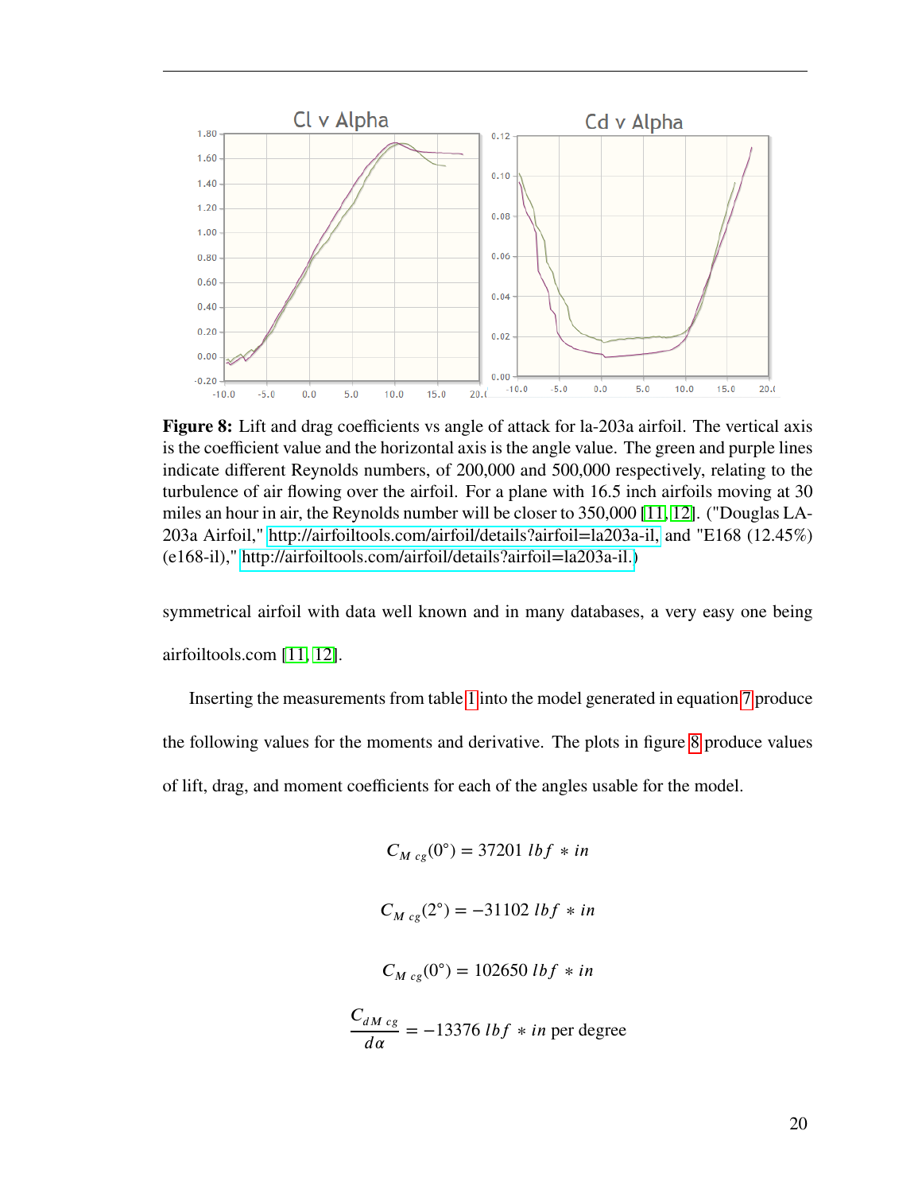**Figure 8:** Lift and drag coefficients vs angle of attack for la-203a airfoil. The vertical axis is the coefficient value and the horizontal axis is the angle value. The green and purple lines indicate different Reynolds numbers, of 200,000 and 500,000 respectively, relating to the turbulence of air flowing over the airfoil. For a plane with 16.5 inch airfoils moving at 30 miles an hour in air, the Reynolds number will be closer to 350,000 [11, 12]. ("Douglas LA-203a Airfoil," http://airfoiltools.com/airfoil/details?airfoil=la203a-il, and "E168 (12.45%) (e168-il)," http://airfoiltools.com/airfoil/details?airfoil=la203a-il.)

symmetrical airfoil with data well known and in many databases, a very easy one being airfoiltools.com [11, 12].

Inserting the measurements from table 1 into the model generated in equation 7 produce the following values for the moments and derivative. The plots in figure 8 produce values of lift, drag, and moment coefficients for each of the angles usable for the model.

$$C_{M\ cg}(0°) = 37201\ lbf * in$$

$$C_{M\ cg}(2°) = -31102\ lbf * in$$

$$C_{M\ cg}(0°) = 102650\ lbf * in$$

$$\frac{C_{dM\ cg}}{d\alpha} = -13376\ lbf * in \text{ per degree}$$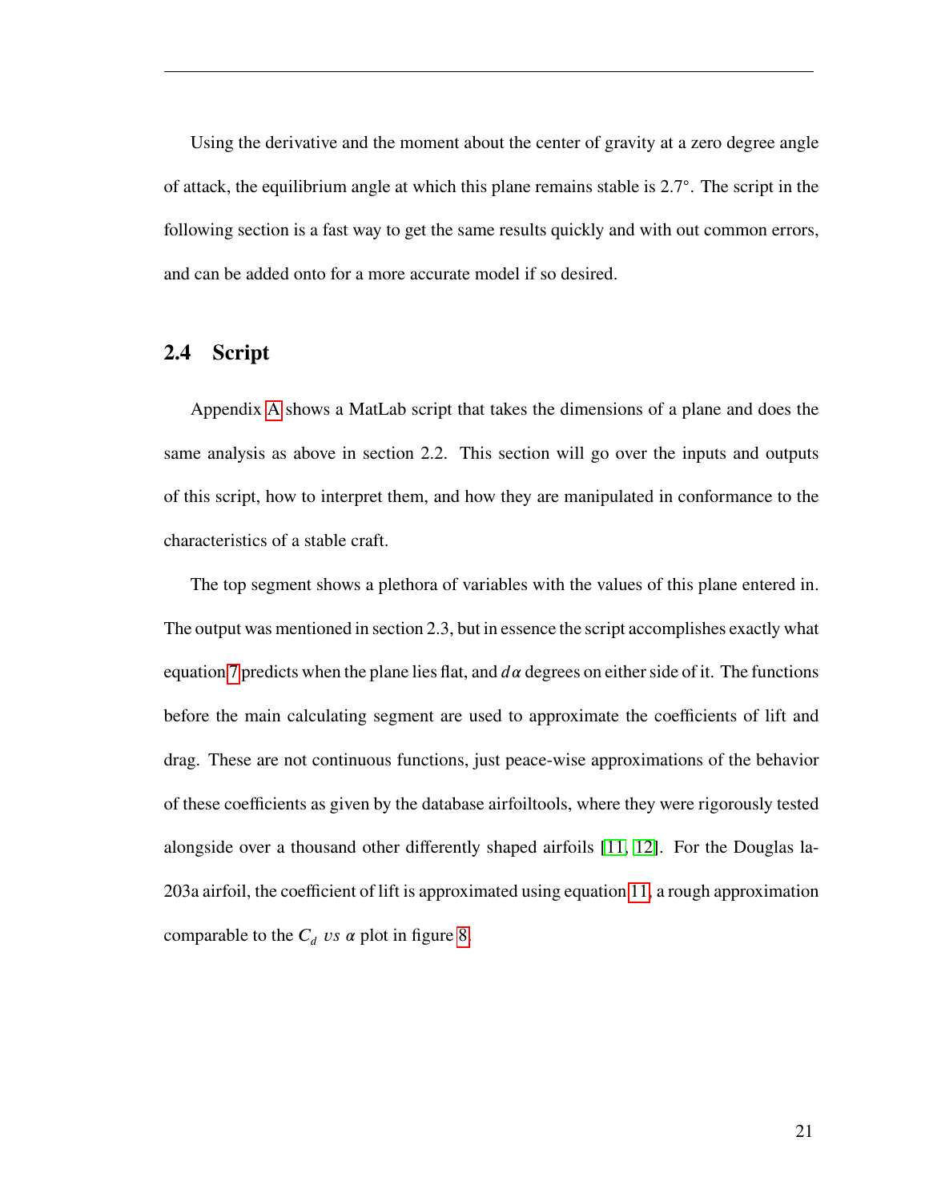Using the derivative and the moment about the center of gravity at a zero degree angle of attack, the equilibrium angle at which this plane remains stable is 2.7°. The script in the following section is a fast way to get the same results quickly and with out common errors, and can be added onto for a more accurate model if so desired.

## 2.4 Script

Appendix A shows a MatLab script that takes the dimensions of a plane and does the same analysis as above in section 2.2. This section will go over the inputs and outputs of this script, how to interpret them, and how they are manipulated in conformance to the characteristics of a stable craft.

The top segment shows a plethora of variables with the values of this plane entered in. The output was mentioned in section 2.3, but in essence the script accomplishes exactly what equation 7 predicts when the plane lies flat, and $d\alpha$ degrees on either side of it. The functions before the main calculating segment are used to approximate the coefficients of lift and drag. These are not continuous functions, just peace-wise approximations of the behavior of these coefficients as given by the database airfoiltools, where they were rigorously tested alongside over a thousand other differently shaped airfoils [11, 12]. For the Douglas la-203a airfoil, the coefficient of lift is approximated using equation 11, a rough approximation comparable to the $C_d$ $vs$ $\alpha$ plot in figure 8.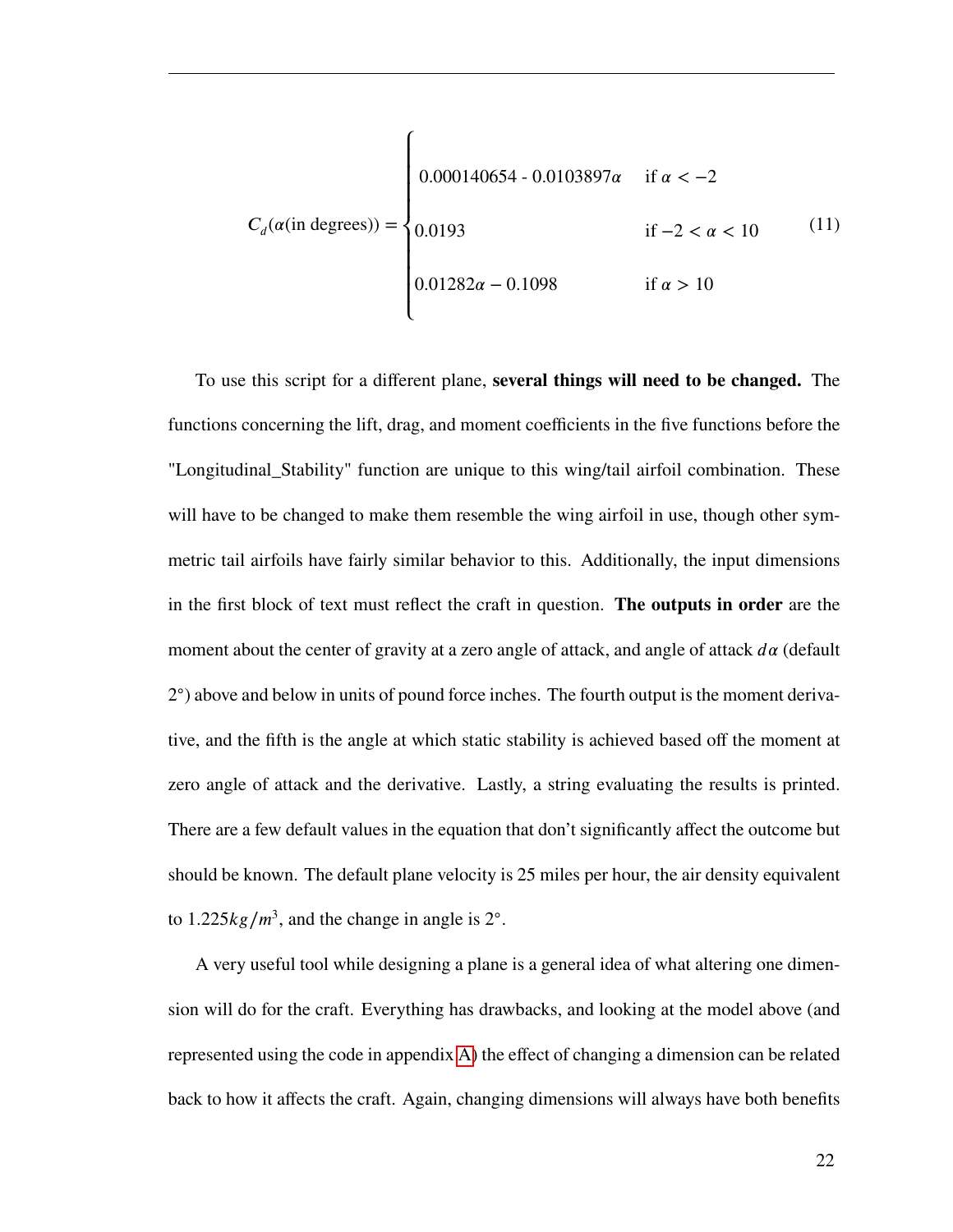$$C_d(\alpha(\text{in degrees})) = \begin{cases} 0.000140654 \text{ - } 0.0103897\alpha & \text{if } \alpha < -2 \\ 0.0193 & \text{if } -2 < \alpha < 10 \\ 0.01282\alpha - 0.1098 & \text{if } \alpha > 10 \end{cases} \tag{11}$$

To use this script for a different plane, **several things will need to be changed.** The functions concerning the lift, drag, and moment coefficients in the five functions before the "Longitudinal_Stability" function are unique to this wing/tail airfoil combination. These will have to be changed to make them resemble the wing airfoil in use, though other symmetric tail airfoils have fairly similar behavior to this. Additionally, the input dimensions in the first block of text must reflect the craft in question. **The outputs in order** are the moment about the center of gravity at a zero angle of attack, and angle of attack $d\alpha$ (default 2°) above and below in units of pound force inches. The fourth output is the moment derivative, and the fifth is the angle at which static stability is achieved based off the moment at zero angle of attack and the derivative. Lastly, a string evaluating the results is printed. There are a few default values in the equation that don't significantly affect the outcome but should be known. The default plane velocity is 25 miles per hour, the air density equivalent to $1.225 kg/m^3$, and the change in angle is 2°.

A very useful tool while designing a plane is a general idea of what altering one dimension will do for the craft. Everything has drawbacks, and looking at the model above (and represented using the code in appendix A) the effect of changing a dimension can be related back to how it affects the craft. Again, changing dimensions will always have both benefits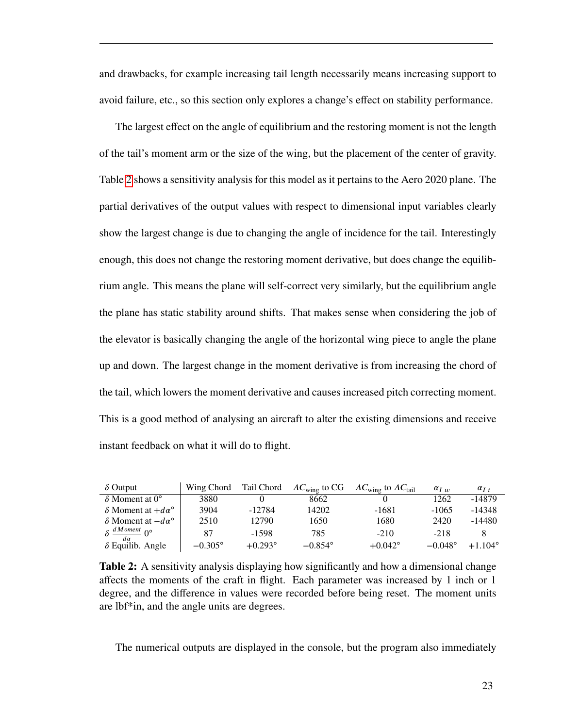and drawbacks, for example increasing tail length necessarily means increasing support to avoid failure, etc., so this section only explores a change's effect on stability performance.

The largest effect on the angle of equilibrium and the restoring moment is not the length of the tail's moment arm or the size of the wing, but the placement of the center of gravity. Table 2 shows a sensitivity analysis for this model as it pertains to the Aero 2020 plane. The partial derivatives of the output values with respect to dimensional input variables clearly show the largest change is due to changing the angle of incidence for the tail. Interestingly enough, this does not change the restoring moment derivative, but does change the equilibrium angle. This means the plane will self-correct very similarly, but the equilibrium angle the plane has static stability around shifts. That makes sense when considering the job of the elevator is basically changing the angle of the horizontal wing piece to angle the plane up and down. The largest change in the moment derivative is from increasing the chord of the tail, which lowers the moment derivative and causes increased pitch correcting moment. This is a good method of analysing an aircraft to alter the existing dimensions and receive instant feedback on what it will do to flight.

| $\delta$ Output | Wing Chord | Tail Chord | $AC_{\text{wing}}$ to CG | $AC_{\text{wing}}$ to $AC_{\text{tail}}$ | $\alpha_{I\ w}$ | $\alpha_{I\ t}$ |
|---|---|---|---|---|---|---|
| $\delta$ Moment at $0°$ | 3880 | 0 | 8662 | 0 | 1262 | -14879 |
| $\delta$ Moment at $+d\alpha°$ | 3904 | -12784 | 14202 | -1681 | -1065 | -14348 |
| $\delta$ Moment at $-d\alpha°$ | 2510 | 12790 | 1650 | 1680 | 2420 | -14480 |
| $\delta \frac{dMoment}{d\alpha}$ $0°$ | 87 | -1598 | 785 | -210 | -218 | 8 |
| $\delta$ Equilib. Angle | $-0.305°$ | $+0.293°$ | $-0.854°$ | $+0.042°$ | $-0.048°$ | $+1.104°$ |

**Table 2:** A sensitivity analysis displaying how significantly and how a dimensional change affects the moments of the craft in flight. Each parameter was increased by 1 inch or 1 degree, and the difference in values were recorded before being reset. The moment units are lbf*in, and the angle units are degrees.

The numerical outputs are displayed in the console, but the program also immediately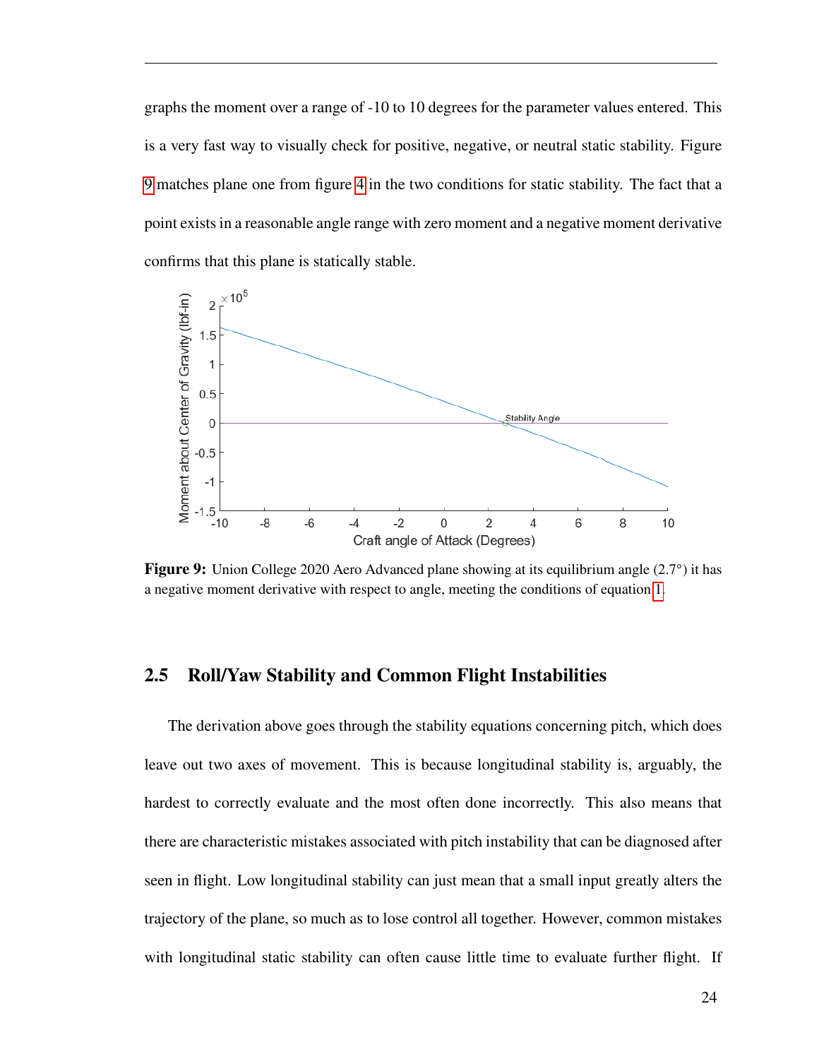graphs the moment over a range of -10 to 10 degrees for the parameter values entered. This is a very fast way to visually check for positive, negative, or neutral static stability. Figure 9 matches plane one from figure 4 in the two conditions for static stability. The fact that a point exists in a reasonable angle range with zero moment and a negative moment derivative confirms that this plane is statically stable.

**Figure 9:** Union College 2020 Aero Advanced plane showing at its equilibrium angle (2.7°) it has a negative moment derivative with respect to angle, meeting the conditions of equation 1.

## 2.5 Roll/Yaw Stability and Common Flight Instabilities

The derivation above goes through the stability equations concerning pitch, which does leave out two axes of movement. This is because longitudinal stability is, arguably, the hardest to correctly evaluate and the most often done incorrectly. This also means that there are characteristic mistakes associated with pitch instability that can be diagnosed after seen in flight. Low longitudinal stability can just mean that a small input greatly alters the trajectory of the plane, so much as to lose control all together. However, common mistakes with longitudinal static stability can often cause little time to evaluate further flight. If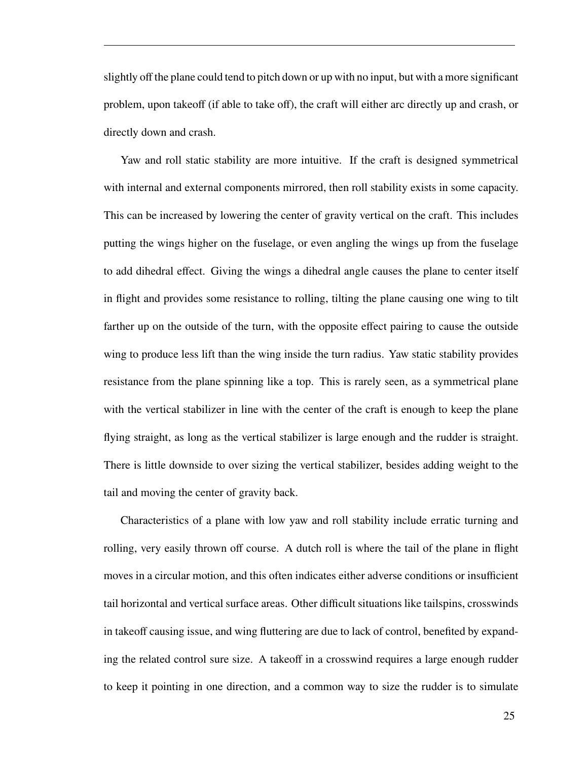slightly off the plane could tend to pitch down or up with no input, but with a more significant problem, upon takeoff (if able to take off), the craft will either arc directly up and crash, or directly down and crash.

Yaw and roll static stability are more intuitive. If the craft is designed symmetrical with internal and external components mirrored, then roll stability exists in some capacity. This can be increased by lowering the center of gravity vertical on the craft. This includes putting the wings higher on the fuselage, or even angling the wings up from the fuselage to add dihedral effect. Giving the wings a dihedral angle causes the plane to center itself in flight and provides some resistance to rolling, tilting the plane causing one wing to tilt farther up on the outside of the turn, with the opposite effect pairing to cause the outside wing to produce less lift than the wing inside the turn radius. Yaw static stability provides resistance from the plane spinning like a top. This is rarely seen, as a symmetrical plane with the vertical stabilizer in line with the center of the craft is enough to keep the plane flying straight, as long as the vertical stabilizer is large enough and the rudder is straight. There is little downside to over sizing the vertical stabilizer, besides adding weight to the tail and moving the center of gravity back.

Characteristics of a plane with low yaw and roll stability include erratic turning and rolling, very easily thrown off course. A dutch roll is where the tail of the plane in flight moves in a circular motion, and this often indicates either adverse conditions or insufficient tail horizontal and vertical surface areas. Other difficult situations like tailspins, crosswinds in takeoff causing issue, and wing fluttering are due to lack of control, benefited by expanding the related control sure size. A takeoff in a crosswind requires a large enough rudder to keep it pointing in one direction, and a common way to size the rudder is to simulate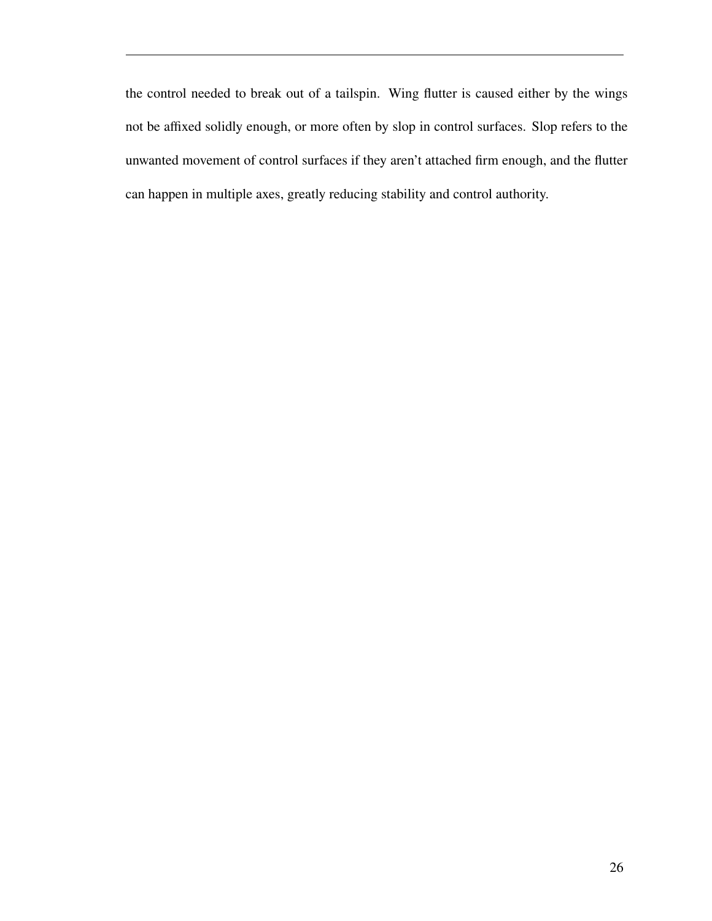the control needed to break out of a tailspin. Wing flutter is caused either by the wings not be affixed solidly enough, or more often by slop in control surfaces. Slop refers to the unwanted movement of control surfaces if they aren't attached firm enough, and the flutter can happen in multiple axes, greatly reducing stability and control authority.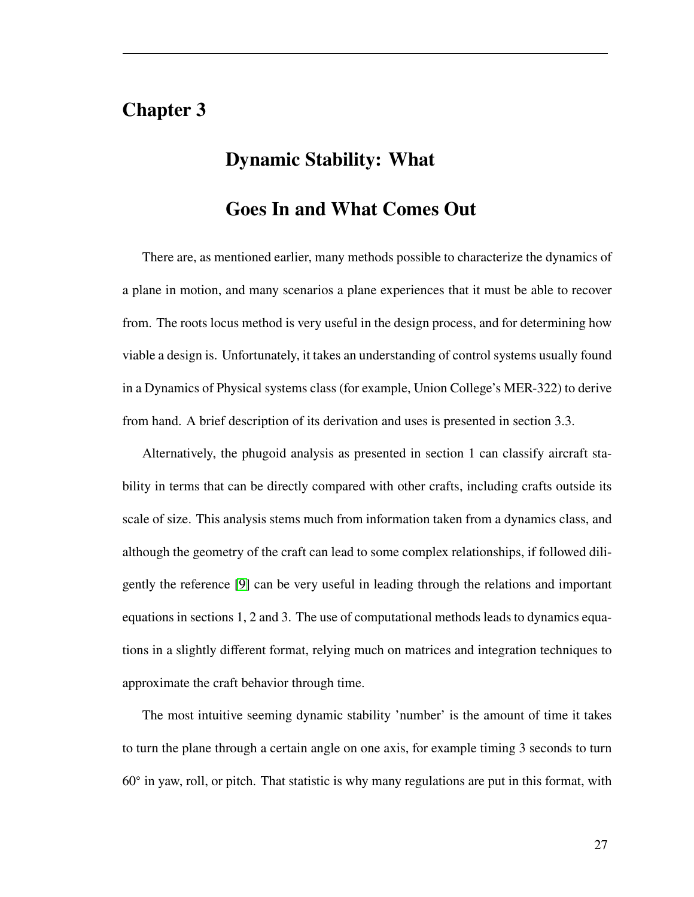# Chapter 3

## Dynamic Stability: What Goes In and What Comes Out

There are, as mentioned earlier, many methods possible to characterize the dynamics of a plane in motion, and many scenarios a plane experiences that it must be able to recover from. The roots locus method is very useful in the design process, and for determining how viable a design is. Unfortunately, it takes an understanding of control systems usually found in a Dynamics of Physical systems class (for example, Union College's MER-322) to derive from hand. A brief description of its derivation and uses is presented in section 3.3.

Alternatively, the phugoid analysis as presented in section 1 can classify aircraft stability in terms that can be directly compared with other crafts, including crafts outside its scale of size. This analysis stems much from information taken from a dynamics class, and although the geometry of the craft can lead to some complex relationships, if followed diligently the reference [9] can be very useful in leading through the relations and important equations in sections 1, 2 and 3. The use of computational methods leads to dynamics equations in a slightly different format, relying much on matrices and integration techniques to approximate the craft behavior through time.

The most intuitive seeming dynamic stability 'number' is the amount of time it takes to turn the plane through a certain angle on one axis, for example timing 3 seconds to turn 60° in yaw, roll, or pitch. That statistic is why many regulations are put in this format, with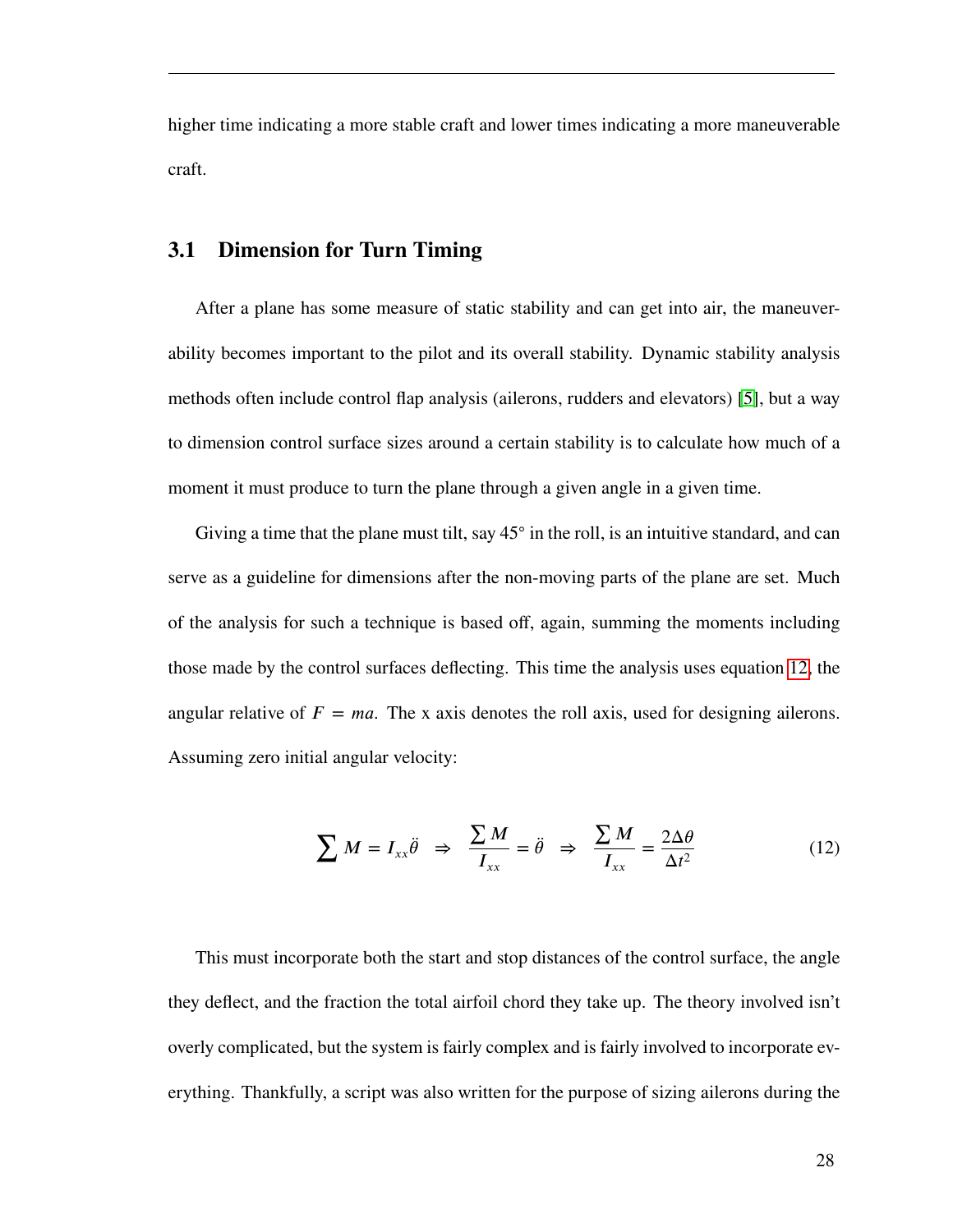higher time indicating a more stable craft and lower times indicating a more maneuverable craft.

## 3.1 Dimension for Turn Timing

After a plane has some measure of static stability and can get into air, the maneuverability becomes important to the pilot and its overall stability. Dynamic stability analysis methods often include control flap analysis (ailerons, rudders and elevators) [5], but a way to dimension control surface sizes around a certain stability is to calculate how much of a moment it must produce to turn the plane through a given angle in a given time.

Giving a time that the plane must tilt, say 45° in the roll, is an intuitive standard, and can serve as a guideline for dimensions after the non-moving parts of the plane are set. Much of the analysis for such a technique is based off, again, summing the moments including those made by the control surfaces deflecting. This time the analysis uses equation 12, the angular relative of $F = ma$. The x axis denotes the roll axis, used for designing ailerons. Assuming zero initial angular velocity:

$$\sum M = I_{xx}\ddot{\theta} \;\;\Rightarrow\;\; \frac{\sum M}{I_{xx}} = \ddot{\theta} \;\;\Rightarrow\;\; \frac{\sum M}{I_{xx}} = \frac{2\Delta\theta}{\Delta t^2} \tag{12}$$

This must incorporate both the start and stop distances of the control surface, the angle they deflect, and the fraction the total airfoil chord they take up. The theory involved isn't overly complicated, but the system is fairly complex and is fairly involved to incorporate everything. Thankfully, a script was also written for the purpose of sizing ailerons during the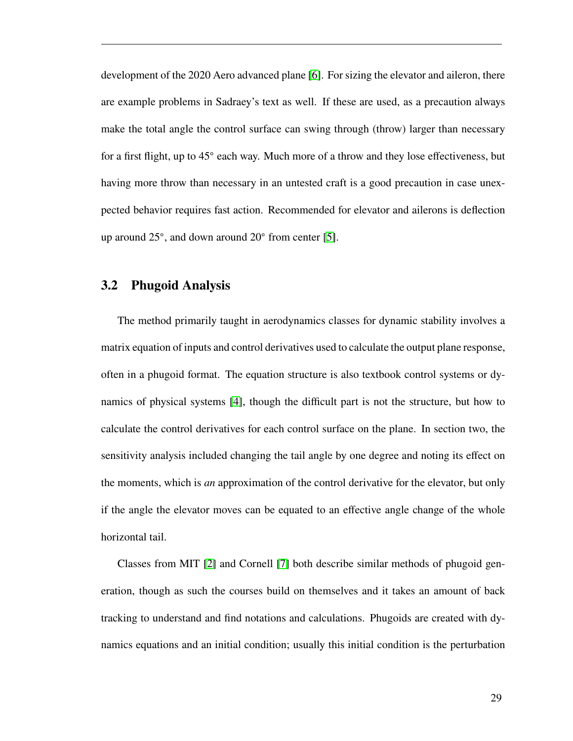development of the 2020 Aero advanced plane [6]. For sizing the elevator and aileron, there are example problems in Sadraey's text as well. If these are used, as a precaution always make the total angle the control surface can swing through (throw) larger than necessary for a first flight, up to 45° each way. Much more of a throw and they lose effectiveness, but having more throw than necessary in an untested craft is a good precaution in case unexpected behavior requires fast action. Recommended for elevator and ailerons is deflection up around 25°, and down around 20° from center [5].

## 3.2 Phugoid Analysis

The method primarily taught in aerodynamics classes for dynamic stability involves a matrix equation of inputs and control derivatives used to calculate the output plane response, often in a phugoid format. The equation structure is also textbook control systems or dynamics of physical systems [4], though the difficult part is not the structure, but how to calculate the control derivatives for each control surface on the plane. In section two, the sensitivity analysis included changing the tail angle by one degree and noting its effect on the moments, which is *an* approximation of the control derivative for the elevator, but only if the angle the elevator moves can be equated to an effective angle change of the whole horizontal tail.

Classes from MIT [2] and Cornell [7] both describe similar methods of phugoid generation, though as such the courses build on themselves and it takes an amount of back tracking to understand and find notations and calculations. Phugoids are created with dynamics equations and an initial condition; usually this initial condition is the perturbation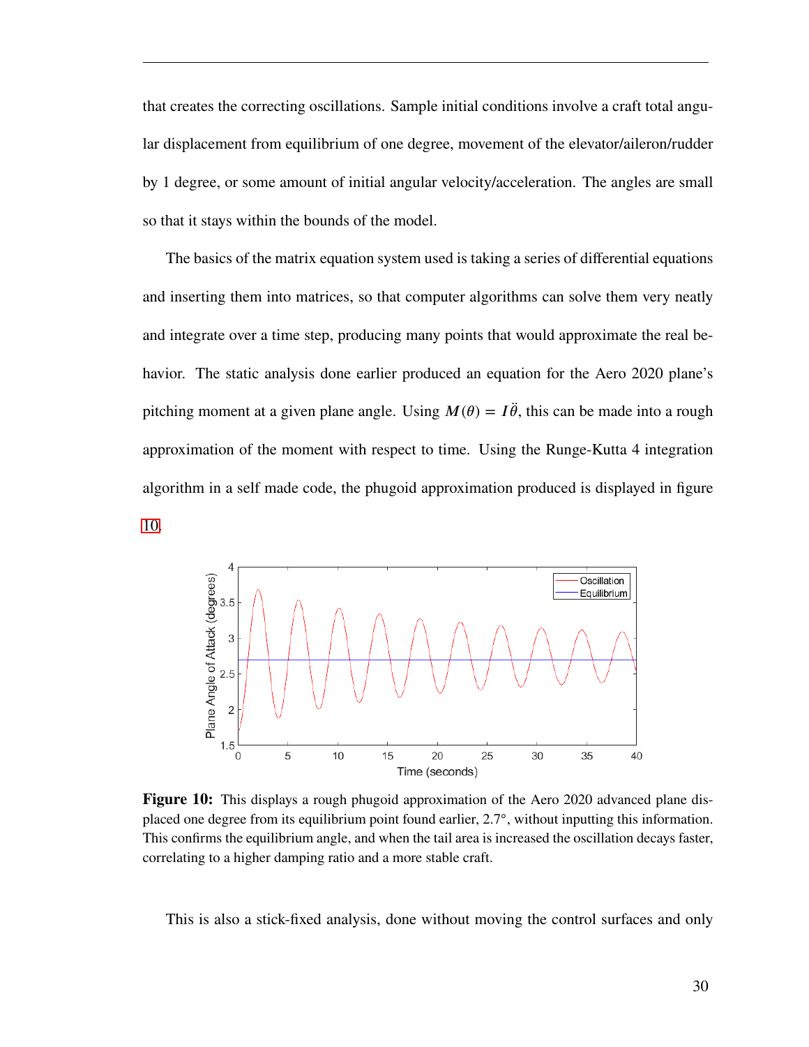that creates the correcting oscillations. Sample initial conditions involve a craft total angular displacement from equilibrium of one degree, movement of the elevator/aileron/rudder by 1 degree, or some amount of initial angular velocity/acceleration. The angles are small so that it stays within the bounds of the model.

The basics of the matrix equation system used is taking a series of differential equations and inserting them into matrices, so that computer algorithms can solve them very neatly and integrate over a time step, producing many points that would approximate the real behavior. The static analysis done earlier produced an equation for the Aero 2020 plane's pitching moment at a given plane angle. Using $M(\theta) = I\ddot{\theta}$, this can be made into a rough approximation of the moment with respect to time. Using the Runge-Kutta 4 integration algorithm in a self made code, the phugoid approximation produced is displayed in figure 10.

**Figure 10:** This displays a rough phugoid approximation of the Aero 2020 advanced plane displaced one degree from its equilibrium point found earlier, 2.7°, without inputting this information. This confirms the equilibrium angle, and when the tail area is increased the oscillation decays faster, correlating to a higher damping ratio and a more stable craft.

This is also a stick-fixed analysis, done without moving the control surfaces and only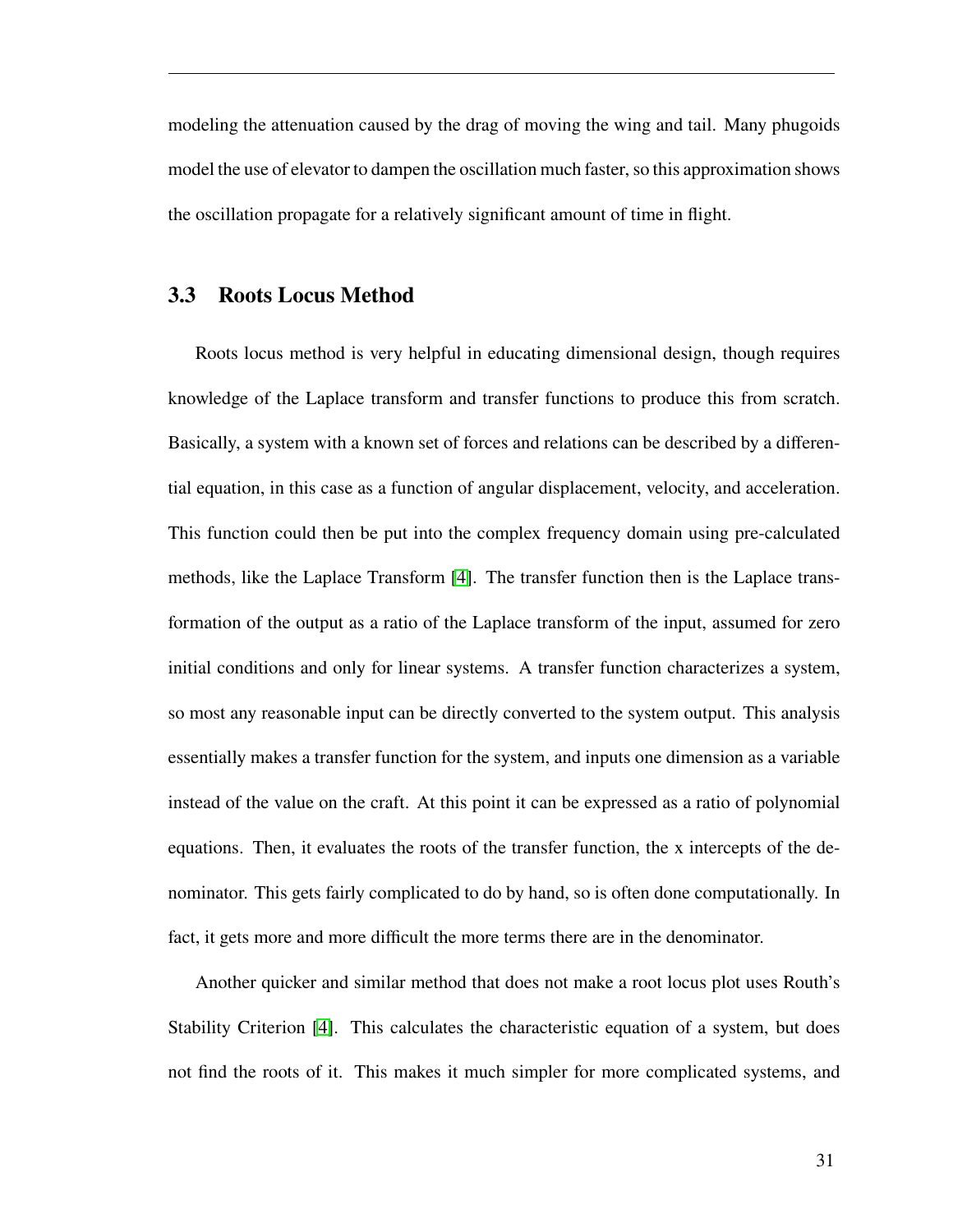modeling the attenuation caused by the drag of moving the wing and tail. Many phugoids model the use of elevator to dampen the oscillation much faster, so this approximation shows the oscillation propagate for a relatively significant amount of time in flight.

## 3.3 Roots Locus Method

Roots locus method is very helpful in educating dimensional design, though requires knowledge of the Laplace transform and transfer functions to produce this from scratch. Basically, a system with a known set of forces and relations can be described by a differential equation, in this case as a function of angular displacement, velocity, and acceleration. This function could then be put into the complex frequency domain using pre-calculated methods, like the Laplace Transform [4]. The transfer function then is the Laplace transformation of the output as a ratio of the Laplace transform of the input, assumed for zero initial conditions and only for linear systems. A transfer function characterizes a system, so most any reasonable input can be directly converted to the system output. This analysis essentially makes a transfer function for the system, and inputs one dimension as a variable instead of the value on the craft. At this point it can be expressed as a ratio of polynomial equations. Then, it evaluates the roots of the transfer function, the x intercepts of the denominator. This gets fairly complicated to do by hand, so is often done computationally. In fact, it gets more and more difficult the more terms there are in the denominator.

Another quicker and similar method that does not make a root locus plot uses Routh's Stability Criterion [4]. This calculates the characteristic equation of a system, but does not find the roots of it. This makes it much simpler for more complicated systems, and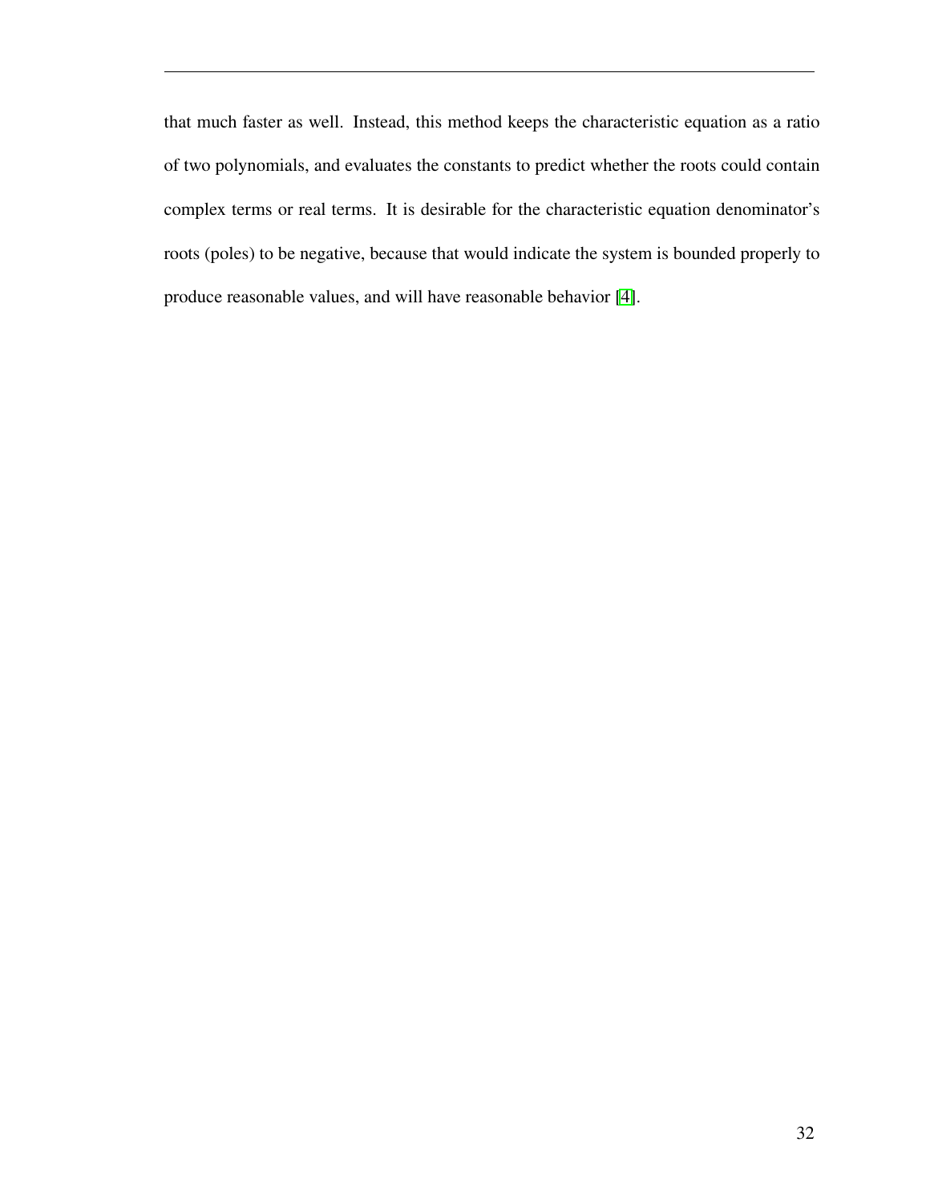that much faster as well. Instead, this method keeps the characteristic equation as a ratio of two polynomials, and evaluates the constants to predict whether the roots could contain complex terms or real terms. It is desirable for the characteristic equation denominator's roots (poles) to be negative, because that would indicate the system is bounded properly to produce reasonable values, and will have reasonable behavior [4].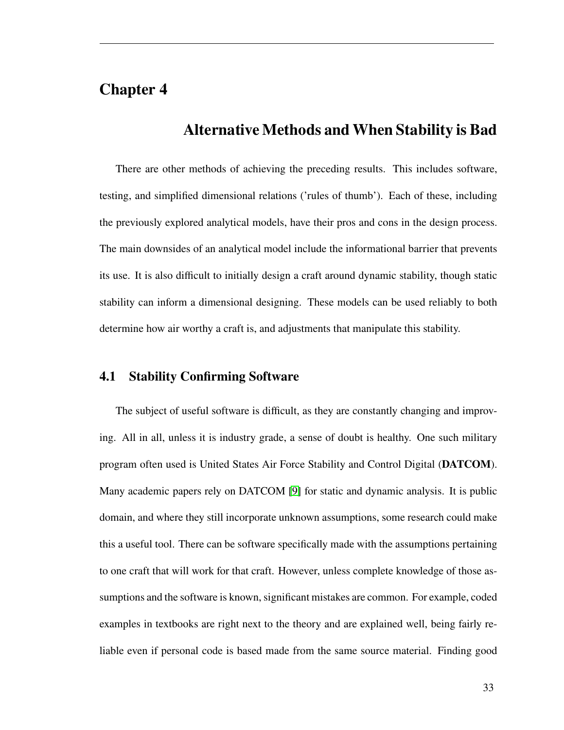# Chapter 4

## Alternative Methods and When Stability is Bad

There are other methods of achieving the preceding results. This includes software, testing, and simplified dimensional relations ('rules of thumb'). Each of these, including the previously explored analytical models, have their pros and cons in the design process. The main downsides of an analytical model include the informational barrier that prevents its use. It is also difficult to initially design a craft around dynamic stability, though static stability can inform a dimensional designing. These models can be used reliably to both determine how air worthy a craft is, and adjustments that manipulate this stability.

### 4.1 Stability Confirming Software

The subject of useful software is difficult, as they are constantly changing and improving. All in all, unless it is industry grade, a sense of doubt is healthy. One such military program often used is United States Air Force Stability and Control Digital (**DATCOM**). Many academic papers rely on DATCOM [9] for static and dynamic analysis. It is public domain, and where they still incorporate unknown assumptions, some research could make this a useful tool. There can be software specifically made with the assumptions pertaining to one craft that will work for that craft. However, unless complete knowledge of those assumptions and the software is known, significant mistakes are common. For example, coded examples in textbooks are right next to the theory and are explained well, being fairly reliable even if personal code is based made from the same source material. Finding good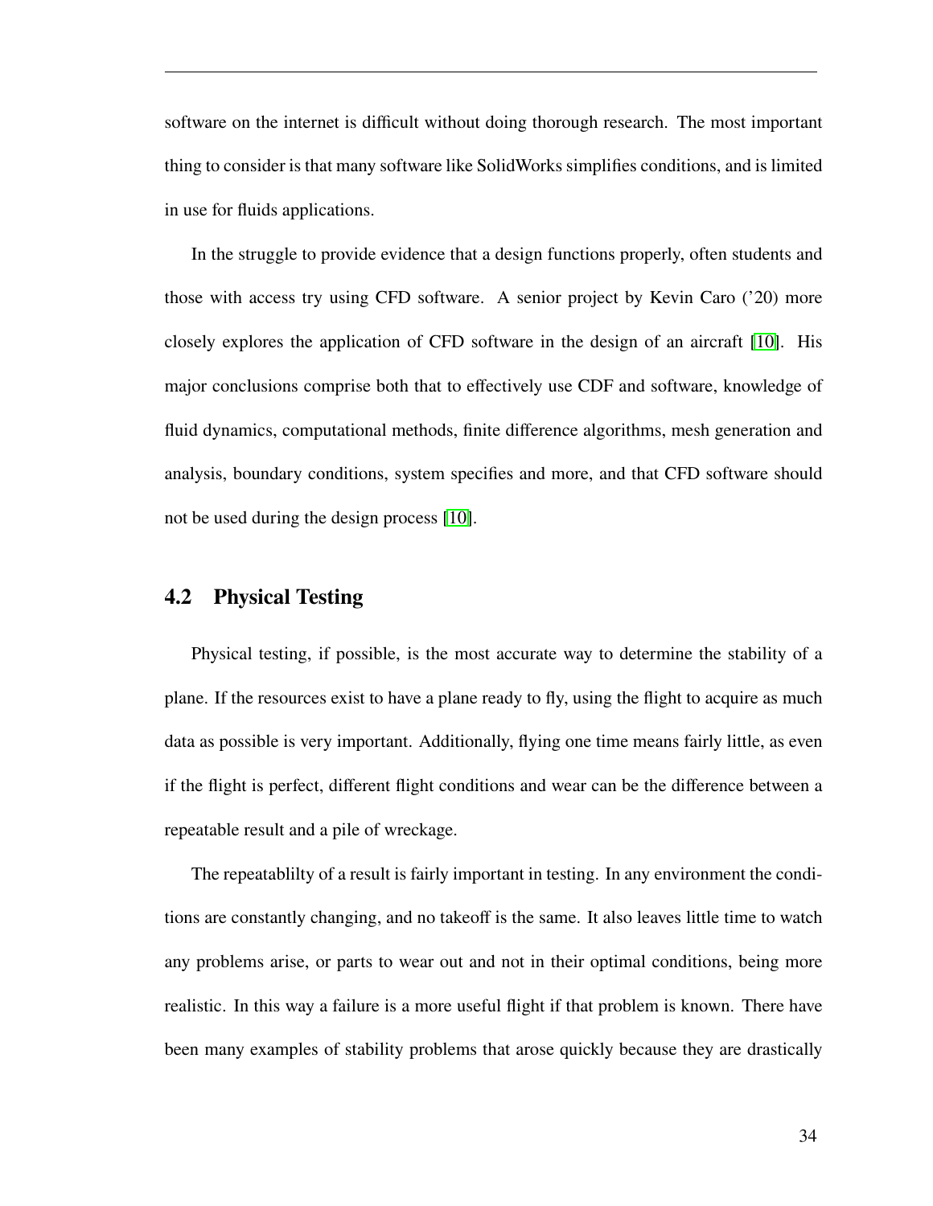software on the internet is difficult without doing thorough research. The most important thing to consider is that many software like SolidWorks simplifies conditions, and is limited in use for fluids applications.

In the struggle to provide evidence that a design functions properly, often students and those with access try using CFD software. A senior project by Kevin Caro ('20) more closely explores the application of CFD software in the design of an aircraft [10]. His major conclusions comprise both that to effectively use CDF and software, knowledge of fluid dynamics, computational methods, finite difference algorithms, mesh generation and analysis, boundary conditions, system specifies and more, and that CFD software should not be used during the design process [10].

## 4.2 Physical Testing

Physical testing, if possible, is the most accurate way to determine the stability of a plane. If the resources exist to have a plane ready to fly, using the flight to acquire as much data as possible is very important. Additionally, flying one time means fairly little, as even if the flight is perfect, different flight conditions and wear can be the difference between a repeatable result and a pile of wreckage.

The repeatablilty of a result is fairly important in testing. In any environment the conditions are constantly changing, and no takeoff is the same. It also leaves little time to watch any problems arise, or parts to wear out and not in their optimal conditions, being more realistic. In this way a failure is a more useful flight if that problem is known. There have been many examples of stability problems that arose quickly because they are drastically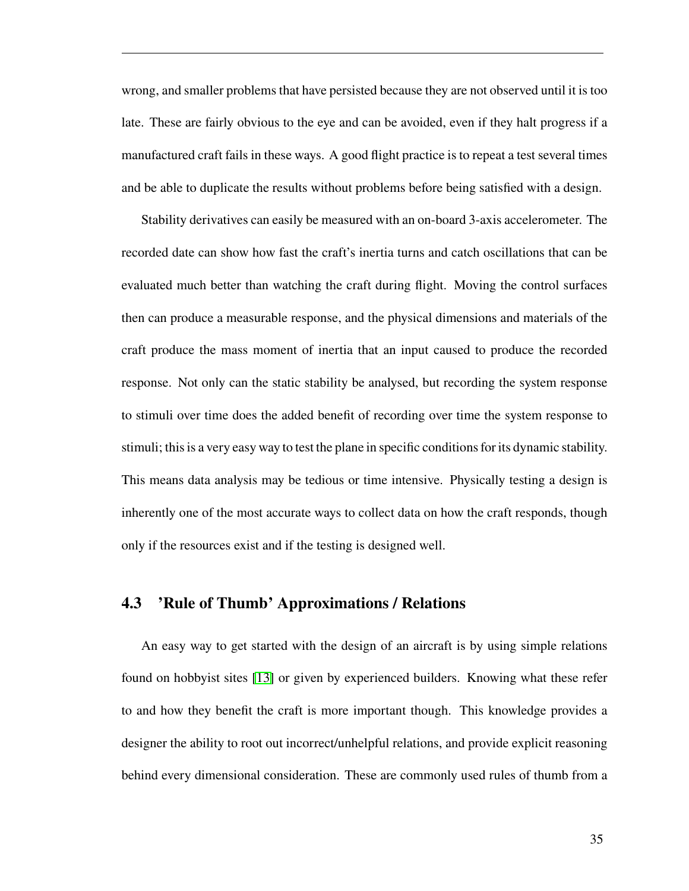wrong, and smaller problems that have persisted because they are not observed until it is too late. These are fairly obvious to the eye and can be avoided, even if they halt progress if a manufactured craft fails in these ways. A good flight practice is to repeat a test several times and be able to duplicate the results without problems before being satisfied with a design.

Stability derivatives can easily be measured with an on-board 3-axis accelerometer. The recorded date can show how fast the craft's inertia turns and catch oscillations that can be evaluated much better than watching the craft during flight. Moving the control surfaces then can produce a measurable response, and the physical dimensions and materials of the craft produce the mass moment of inertia that an input caused to produce the recorded response. Not only can the static stability be analysed, but recording the system response to stimuli over time does the added benefit of recording over time the system response to stimuli; this is a very easy way to test the plane in specific conditions for its dynamic stability. This means data analysis may be tedious or time intensive. Physically testing a design is inherently one of the most accurate ways to collect data on how the craft responds, though only if the resources exist and if the testing is designed well.

## 4.3 'Rule of Thumb' Approximations / Relations

An easy way to get started with the design of an aircraft is by using simple relations found on hobbyist sites [13] or given by experienced builders. Knowing what these refer to and how they benefit the craft is more important though. This knowledge provides a designer the ability to root out incorrect/unhelpful relations, and provide explicit reasoning behind every dimensional consideration. These are commonly used rules of thumb from a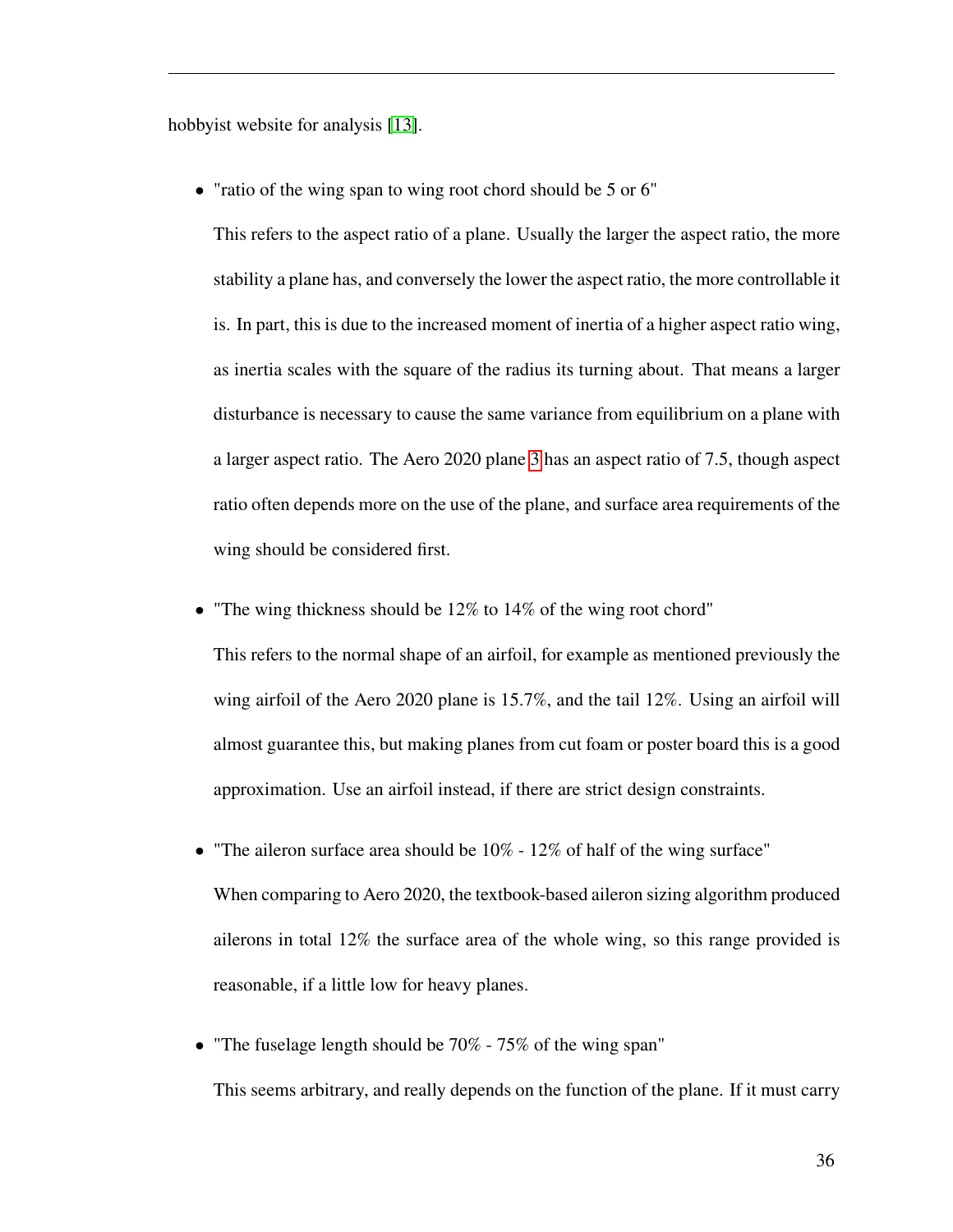hobbyist website for analysis [13].

- "ratio of the wing span to wing root chord should be 5 or 6"

  This refers to the aspect ratio of a plane. Usually the larger the aspect ratio, the more stability a plane has, and conversely the lower the aspect ratio, the more controllable it is. In part, this is due to the increased moment of inertia of a higher aspect ratio wing, as inertia scales with the square of the radius its turning about. That means a larger disturbance is necessary to cause the same variance from equilibrium on a plane with a larger aspect ratio. The Aero 2020 plane 3 has an aspect ratio of 7.5, though aspect ratio often depends more on the use of the plane, and surface area requirements of the wing should be considered first.

- "The wing thickness should be 12% to 14% of the wing root chord"

  This refers to the normal shape of an airfoil, for example as mentioned previously the wing airfoil of the Aero 2020 plane is 15.7%, and the tail 12%. Using an airfoil will almost guarantee this, but making planes from cut foam or poster board this is a good approximation. Use an airfoil instead, if there are strict design constraints.

- "The aileron surface area should be 10% - 12% of half of the wing surface"

  When comparing to Aero 2020, the textbook-based aileron sizing algorithm produced ailerons in total 12% the surface area of the whole wing, so this range provided is reasonable, if a little low for heavy planes.

- "The fuselage length should be 70% - 75% of the wing span"

  This seems arbitrary, and really depends on the function of the plane. If it must carry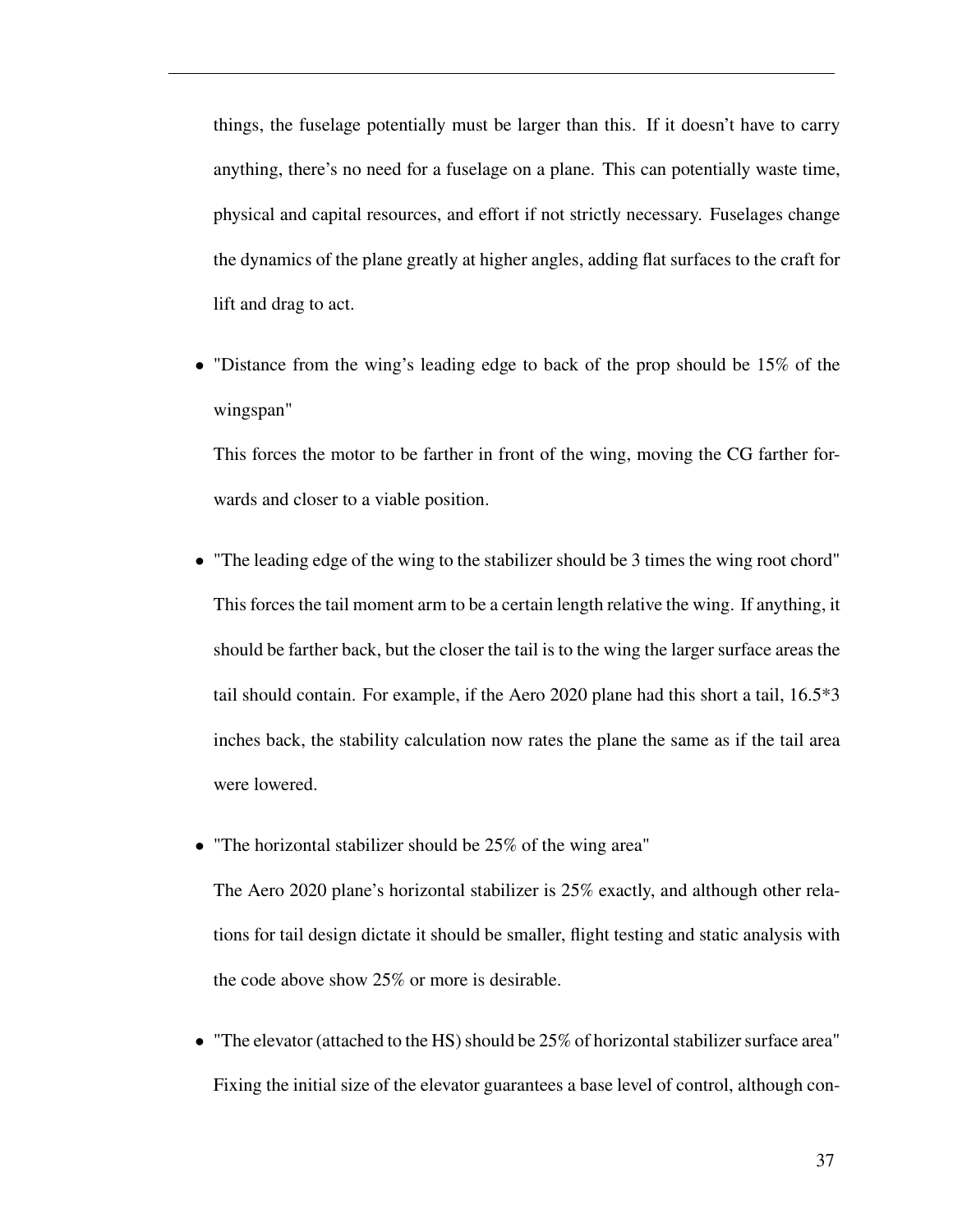things, the fuselage potentially must be larger than this. If it doesn't have to carry anything, there's no need for a fuselage on a plane. This can potentially waste time, physical and capital resources, and effort if not strictly necessary. Fuselages change the dynamics of the plane greatly at higher angles, adding flat surfaces to the craft for lift and drag to act.

- "Distance from the wing's leading edge to back of the prop should be 15% of the wingspan"

  This forces the motor to be farther in front of the wing, moving the CG farther forwards and closer to a viable position.

- "The leading edge of the wing to the stabilizer should be 3 times the wing root chord"

  This forces the tail moment arm to be a certain length relative the wing. If anything, it should be farther back, but the closer the tail is to the wing the larger surface areas the tail should contain. For example, if the Aero 2020 plane had this short a tail, 16.5*3 inches back, the stability calculation now rates the plane the same as if the tail area were lowered.

- "The horizontal stabilizer should be 25% of the wing area"

  The Aero 2020 plane's horizontal stabilizer is 25% exactly, and although other relations for tail design dictate it should be smaller, flight testing and static analysis with the code above show 25% or more is desirable.

- "The elevator (attached to the HS) should be 25% of horizontal stabilizer surface area"

  Fixing the initial size of the elevator guarantees a base level of control, although con-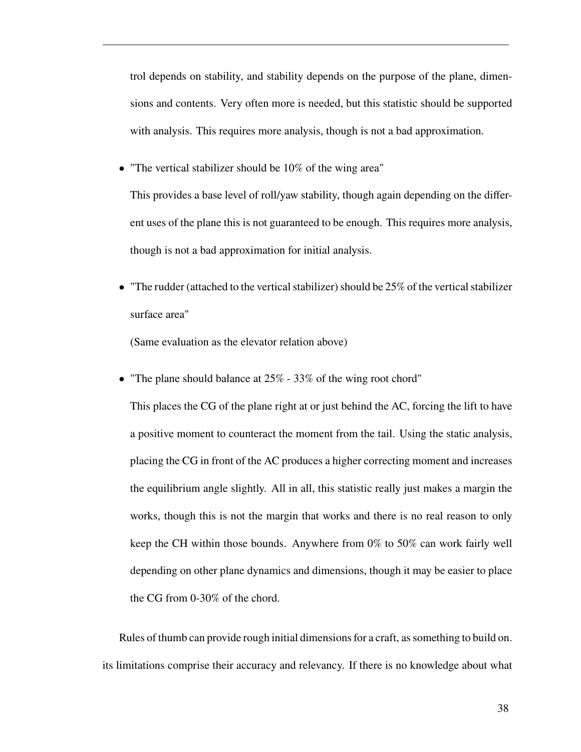trol depends on stability, and stability depends on the purpose of the plane, dimensions and contents. Very often more is needed, but this statistic should be supported with analysis. This requires more analysis, though is not a bad approximation.

- "The vertical stabilizer should be 10% of the wing area"

  This provides a base level of roll/yaw stability, though again depending on the different uses of the plane this is not guaranteed to be enough. This requires more analysis, though is not a bad approximation for initial analysis.

- "The rudder (attached to the vertical stabilizer) should be 25% of the vertical stabilizer surface area"

  (Same evaluation as the elevator relation above)

- "The plane should balance at 25% - 33% of the wing root chord"

  This places the CG of the plane right at or just behind the AC, forcing the lift to have a positive moment to counteract the moment from the tail. Using the static analysis, placing the CG in front of the AC produces a higher correcting moment and increases the equilibrium angle slightly. All in all, this statistic really just makes a margin the works, though this is not the margin that works and there is no real reason to only keep the CH within those bounds. Anywhere from 0% to 50% can work fairly well depending on other plane dynamics and dimensions, though it may be easier to place the CG from 0-30% of the chord.

Rules of thumb can provide rough initial dimensions for a craft, as something to build on. its limitations comprise their accuracy and relevancy. If there is no knowledge about what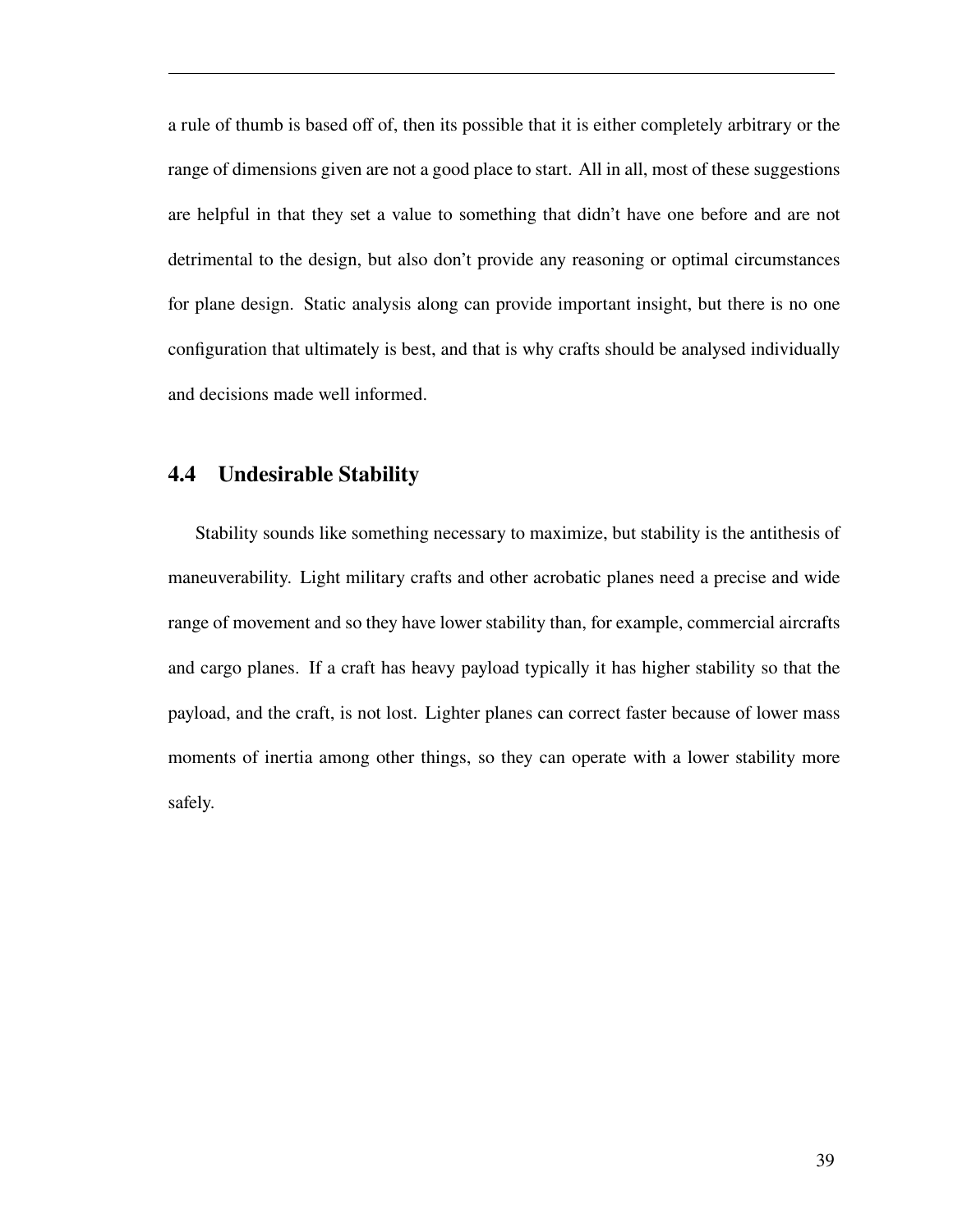a rule of thumb is based off of, then its possible that it is either completely arbitrary or the range of dimensions given are not a good place to start. All in all, most of these suggestions are helpful in that they set a value to something that didn't have one before and are not detrimental to the design, but also don't provide any reasoning or optimal circumstances for plane design. Static analysis along can provide important insight, but there is no one configuration that ultimately is best, and that is why crafts should be analysed individually and decisions made well informed.

## 4.4 Undesirable Stability

Stability sounds like something necessary to maximize, but stability is the antithesis of maneuverability. Light military crafts and other acrobatic planes need a precise and wide range of movement and so they have lower stability than, for example, commercial aircrafts and cargo planes. If a craft has heavy payload typically it has higher stability so that the payload, and the craft, is not lost. Lighter planes can correct faster because of lower mass moments of inertia among other things, so they can operate with a lower stability more safely.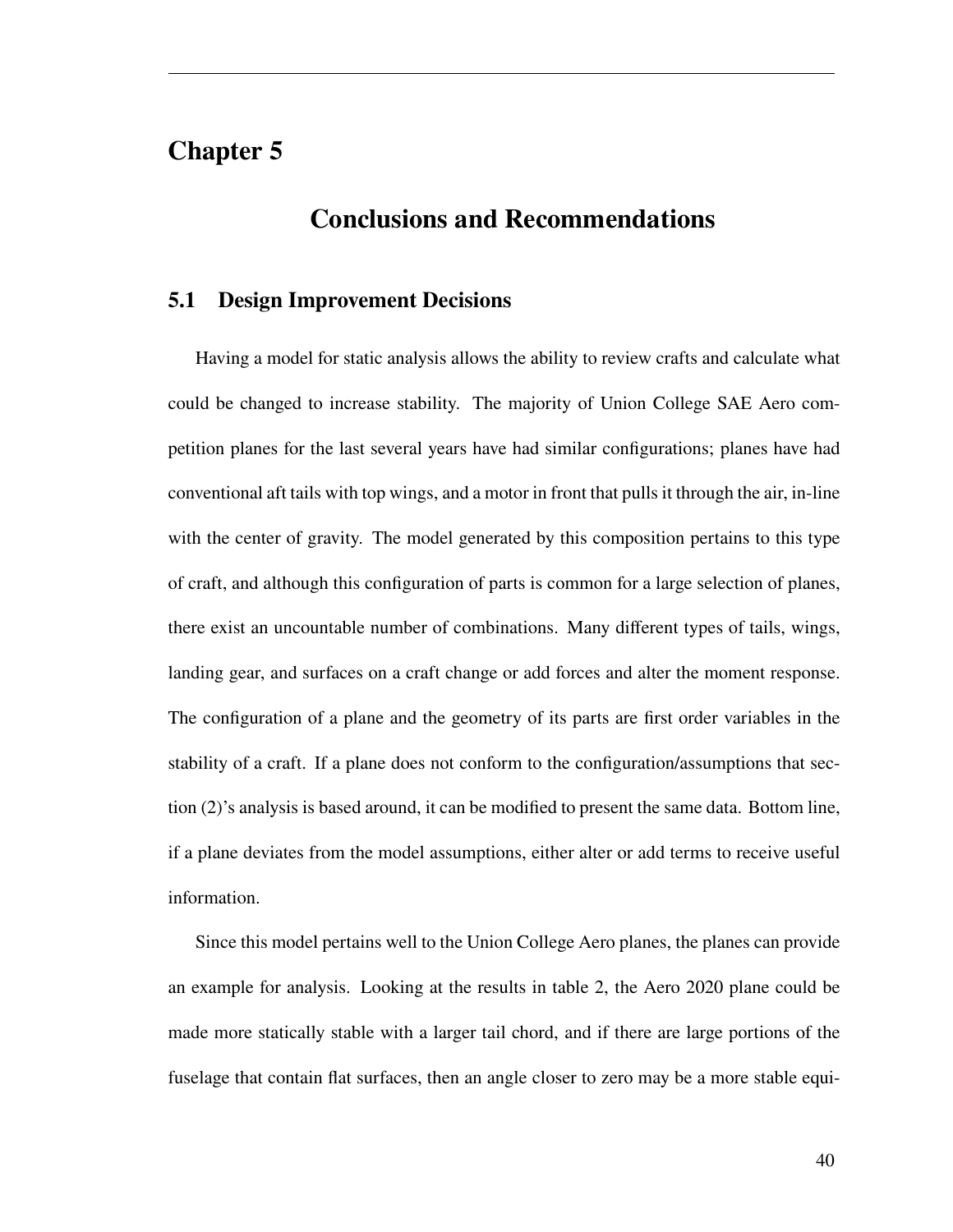# Chapter 5

## Conclusions and Recommendations

### 5.1 Design Improvement Decisions

Having a model for static analysis allows the ability to review crafts and calculate what could be changed to increase stability. The majority of Union College SAE Aero competition planes for the last several years have had similar configurations; planes have had conventional aft tails with top wings, and a motor in front that pulls it through the air, in-line with the center of gravity. The model generated by this composition pertains to this type of craft, and although this configuration of parts is common for a large selection of planes, there exist an uncountable number of combinations. Many different types of tails, wings, landing gear, and surfaces on a craft change or add forces and alter the moment response. The configuration of a plane and the geometry of its parts are first order variables in the stability of a craft. If a plane does not conform to the configuration/assumptions that section (2)'s analysis is based around, it can be modified to present the same data. Bottom line, if a plane deviates from the model assumptions, either alter or add terms to receive useful information.

Since this model pertains well to the Union College Aero planes, the planes can provide an example for analysis. Looking at the results in table 2, the Aero 2020 plane could be made more statically stable with a larger tail chord, and if there are large portions of the fuselage that contain flat surfaces, then an angle closer to zero may be a more stable equi-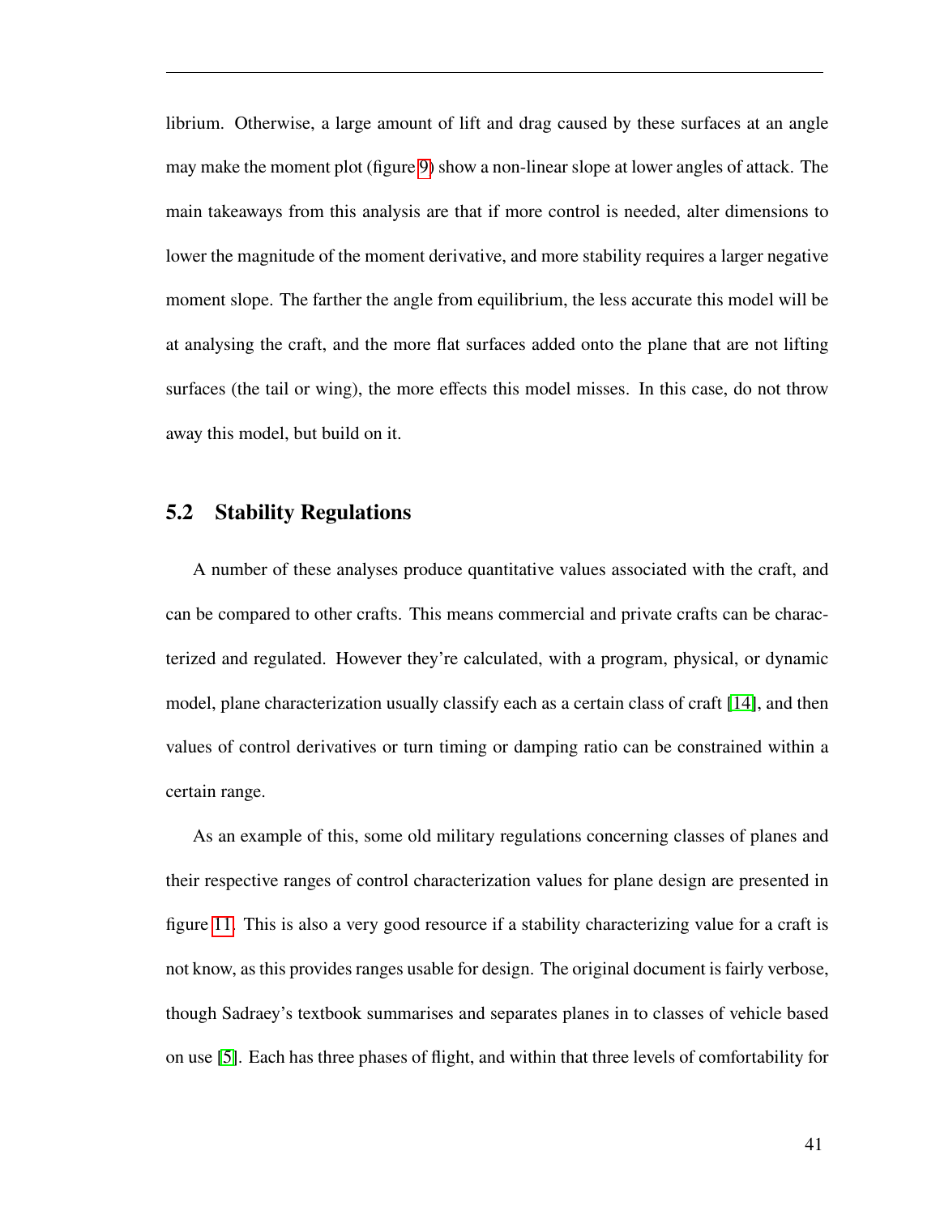librium. Otherwise, a large amount of lift and drag caused by these surfaces at an angle may make the moment plot (figure 9) show a non-linear slope at lower angles of attack. The main takeaways from this analysis are that if more control is needed, alter dimensions to lower the magnitude of the moment derivative, and more stability requires a larger negative moment slope. The farther the angle from equilibrium, the less accurate this model will be at analysing the craft, and the more flat surfaces added onto the plane that are not lifting surfaces (the tail or wing), the more effects this model misses. In this case, do not throw away this model, but build on it.

## 5.2 Stability Regulations

A number of these analyses produce quantitative values associated with the craft, and can be compared to other crafts. This means commercial and private crafts can be characterized and regulated. However they're calculated, with a program, physical, or dynamic model, plane characterization usually classify each as a certain class of craft [14], and then values of control derivatives or turn timing or damping ratio can be constrained within a certain range.

As an example of this, some old military regulations concerning classes of planes and their respective ranges of control characterization values for plane design are presented in figure 11. This is also a very good resource if a stability characterizing value for a craft is not know, as this provides ranges usable for design. The original document is fairly verbose, though Sadraey's textbook summarises and separates planes in to classes of vehicle based on use [5]. Each has three phases of flight, and within that three levels of comfortability for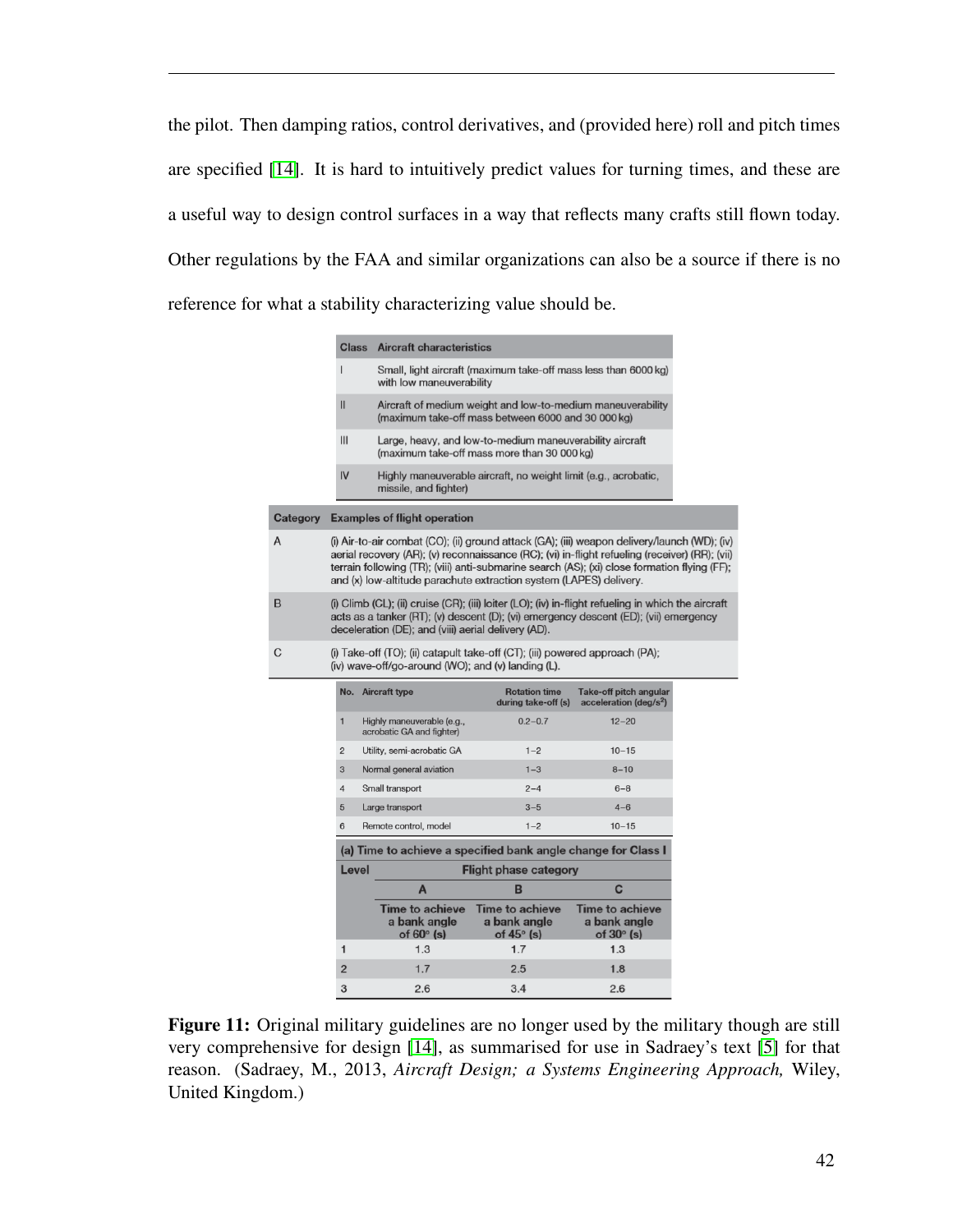the pilot. Then damping ratios, control derivatives, and (provided here) roll and pitch times are specified [14]. It is hard to intuitively predict values for turning times, and these are a useful way to design control surfaces in a way that reflects many crafts still flown today. Other regulations by the FAA and similar organizations can also be a source if there is no reference for what a stability characterizing value should be.

| Class | Aircraft characteristics |
|---|---|
| I | Small, light aircraft (maximum take-off mass less than 6000 kg) with low maneuverability |
| II | Aircraft of medium weight and low-to-medium maneuverability (maximum take-off mass between 6000 and 30 000 kg) |
| III | Large, heavy, and low-to-medium maneuverability aircraft (maximum take-off mass more than 30 000 kg) |
| IV | Highly maneuverable aircraft, no weight limit (e.g., acrobatic, missile, and fighter) |

| Category | Examples of flight operation |
|---|---|
| A | (i) Air-to-air combat (CO); (ii) ground attack (GA); (iii) weapon delivery/launch (WD); (iv) aerial recovery (AR); (v) reconnaissance (RC); (vi) in-flight refueling (receiver) (RR); (vii) terrain following (TR); (viii) anti-submarine search (AS); (xi) close formation flying (FF); and (x) low-altitude parachute extraction system (LAPES) delivery. |
| B | (i) Climb (CL); (ii) cruise (CR); (iii) loiter (LO); (iv) in-flight refueling in which the aircraft acts as a tanker (RT); (v) descent (D); (vi) emergency descent (ED); (vii) emergency deceleration (DE); and (viii) aerial delivery (AD). |
| C | (i) Take-off (TO); (ii) catapult take-off (CT); (iii) powered approach (PA); (iv) wave-off/go-around (WO); and (v) landing (L). |

| No. | Aircraft type | Rotation time during take-off (s) | Take-off pitch angular acceleration (deg/s$^2$) |
|---|---|---|---|
| 1 | Highly maneuverable (e.g., acrobatic GA and fighter) | 0.2–0.7 | 12–20 |
| 2 | Utility, semi-acrobatic GA | 1–2 | 10–15 |
| 3 | Normal general aviation | 1–3 | 8–10 |
| 4 | Small transport | 2–4 | 6–8 |
| 5 | Large transport | 3–5 | 4–6 |
| 6 | Remote control, model | 1–2 | 10–15 |

(a) Time to achieve a specified bank angle change for Class I

| Level | Flight phase category | | |
|---|---|---|---|
| | A | B | C |
| | Time to achieve a bank angle of 60° (s) | Time to achieve a bank angle of 45° (s) | Time to achieve a bank angle of 30° (s) |
| 1 | 1.3 | 1.7 | 1.3 |
| 2 | 1.7 | 2.5 | 1.8 |
| 3 | 2.6 | 3.4 | 2.6 |

**Figure 11:** Original military guidelines are no longer used by the military though are still very comprehensive for design [14], as summarised for use in Sadraey's text [5] for that reason. (Sadraey, M., 2013, *Aircraft Design; a Systems Engineering Approach,* Wiley, United Kingdom.)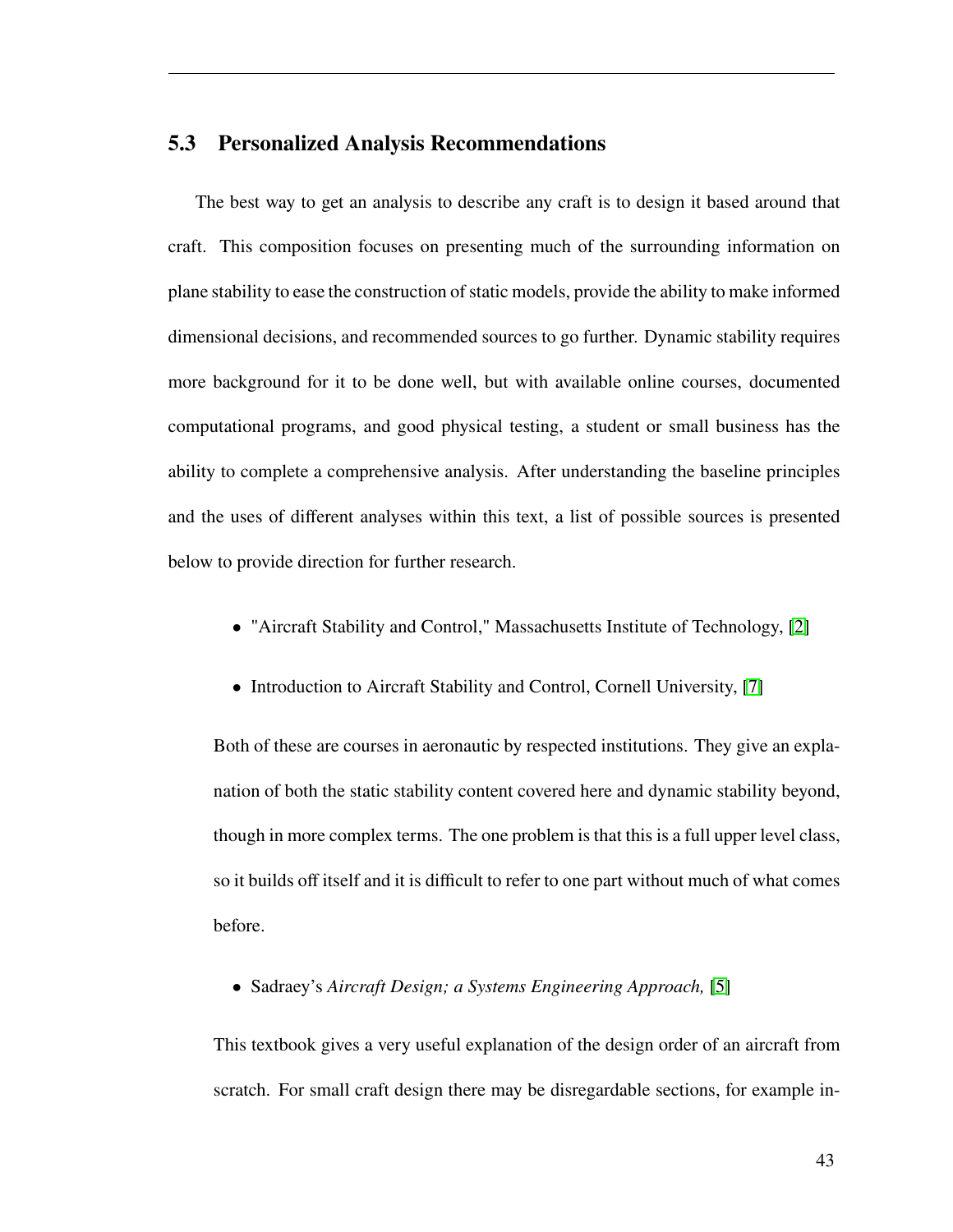## 5.3 Personalized Analysis Recommendations

The best way to get an analysis to describe any craft is to design it based around that craft. This composition focuses on presenting much of the surrounding information on plane stability to ease the construction of static models, provide the ability to make informed dimensional decisions, and recommended sources to go further. Dynamic stability requires more background for it to be done well, but with available online courses, documented computational programs, and good physical testing, a student or small business has the ability to complete a comprehensive analysis. After understanding the baseline principles and the uses of different analyses within this text, a list of possible sources is presented below to provide direction for further research.

- "Aircraft Stability and Control," Massachusetts Institute of Technology, [2]
- Introduction to Aircraft Stability and Control, Cornell University, [7]

Both of these are courses in aeronautic by respected institutions. They give an explanation of both the static stability content covered here and dynamic stability beyond, though in more complex terms. The one problem is that this is a full upper level class, so it builds off itself and it is difficult to refer to one part without much of what comes before.

- Sadraey's *Aircraft Design; a Systems Engineering Approach,* [5]

This textbook gives a very useful explanation of the design order of an aircraft from scratch. For small craft design there may be disregardable sections, for example in-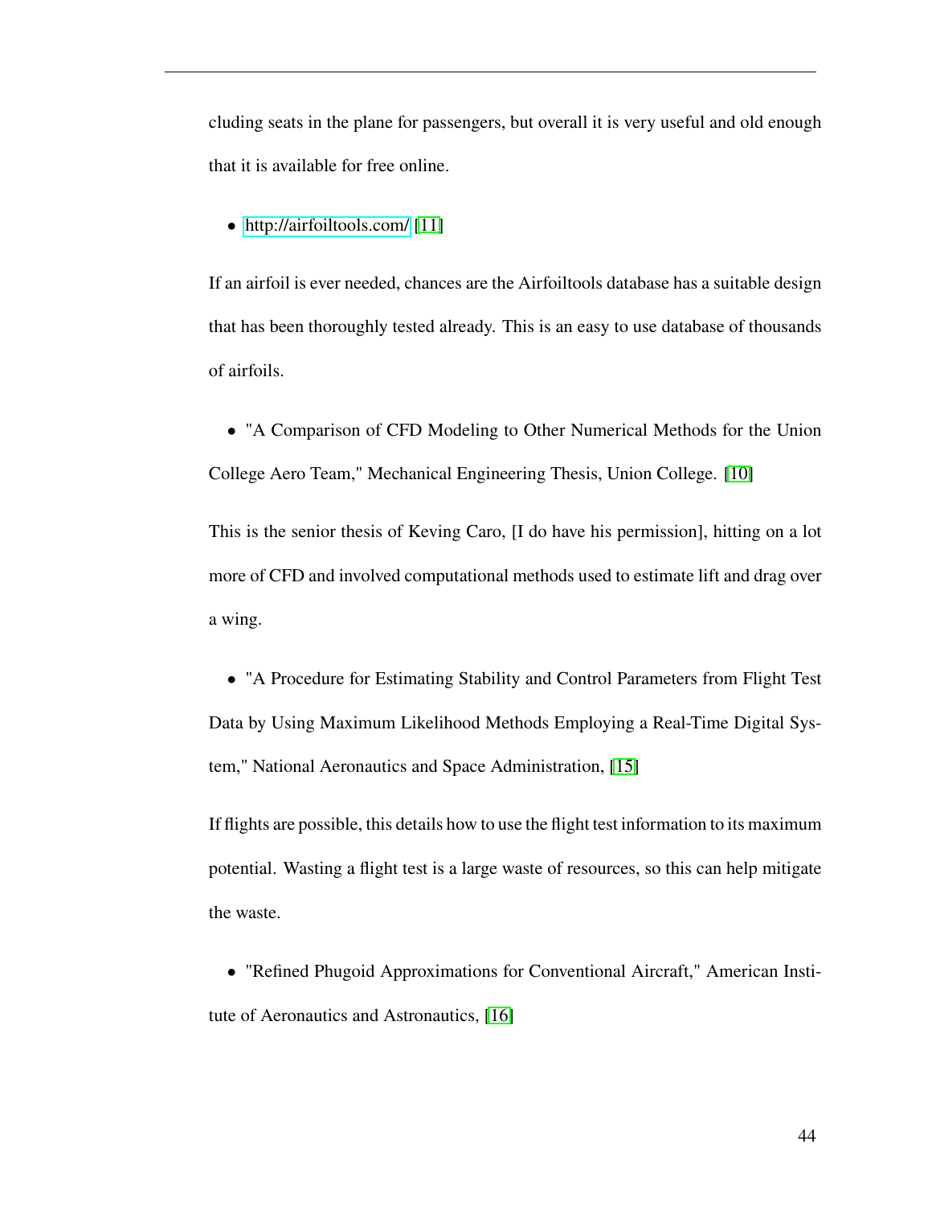cluding seats in the plane for passengers, but overall it is very useful and old enough that it is available for free online.

- http://airfoiltools.com/ [11]

If an airfoil is ever needed, chances are the Airfoiltools database has a suitable design that has been thoroughly tested already. This is an easy to use database of thousands of airfoils.

- "A Comparison of CFD Modeling to Other Numerical Methods for the Union College Aero Team," Mechanical Engineering Thesis, Union College. [10]

This is the senior thesis of Keving Caro, [I do have his permission], hitting on a lot more of CFD and involved computational methods used to estimate lift and drag over a wing.

- "A Procedure for Estimating Stability and Control Parameters from Flight Test Data by Using Maximum Likelihood Methods Employing a Real-Time Digital System," National Aeronautics and Space Administration, [15]

If flights are possible, this details how to use the flight test information to its maximum potential. Wasting a flight test is a large waste of resources, so this can help mitigate the waste.

- "Refined Phugoid Approximations for Conventional Aircraft," American Institute of Aeronautics and Astronautics, [16]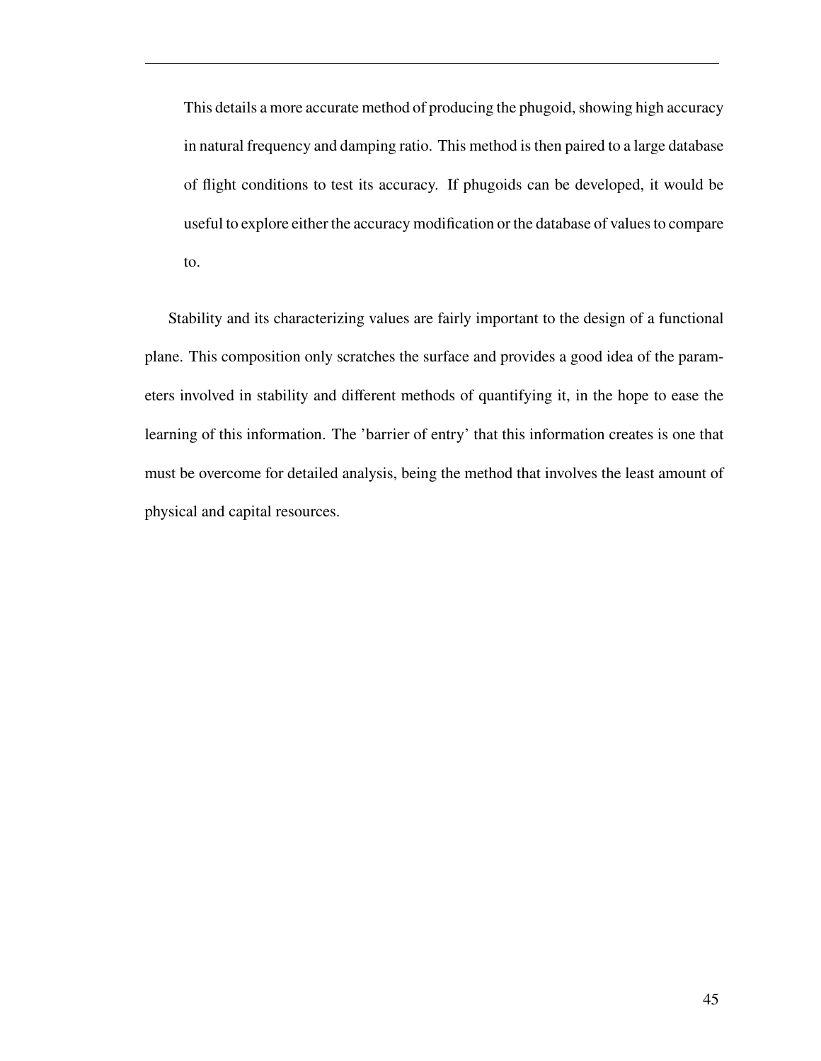> This details a more accurate method of producing the phugoid, showing high accuracy in natural frequency and damping ratio. This method is then paired to a large database of flight conditions to test its accuracy. If phugoids can be developed, it would be useful to explore either the accuracy modification or the database of values to compare to.

Stability and its characterizing values are fairly important to the design of a functional plane. This composition only scratches the surface and provides a good idea of the parameters involved in stability and different methods of quantifying it, in the hope to ease the learning of this information. The 'barrier of entry' that this information creates is one that must be overcome for detailed analysis, being the method that involves the least amount of physical and capital resources.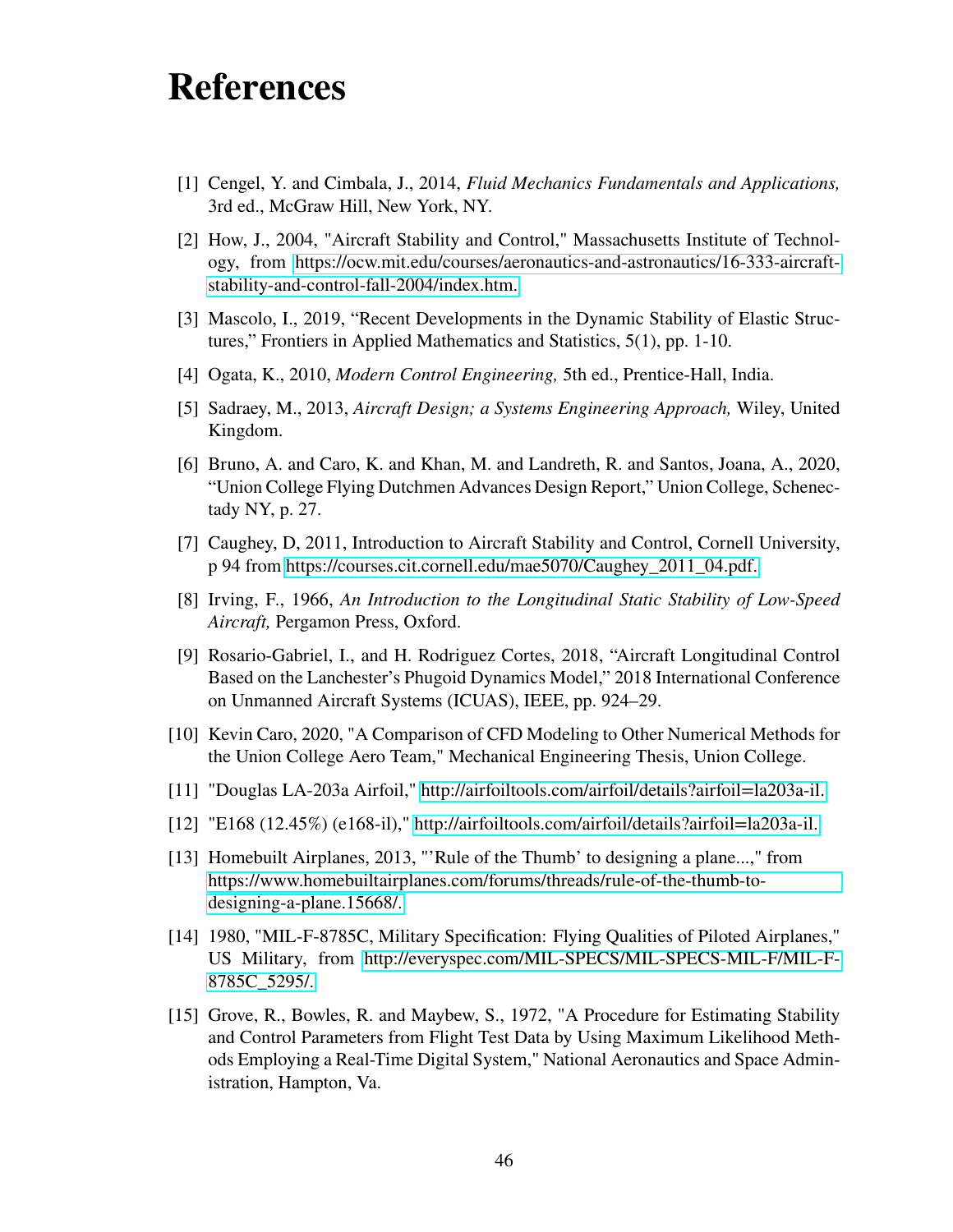# References

[1] Cengel, Y. and Cimbala, J., 2014, *Fluid Mechanics Fundamentals and Applications,* 3rd ed., McGraw Hill, New York, NY.

[2] How, J., 2004, "Aircraft Stability and Control," Massachusetts Institute of Technology, from https://ocw.mit.edu/courses/aeronautics-and-astronautics/16-333-aircraft-stability-and-control-fall-2004/index.htm.

[3] Mascolo, I., 2019, "Recent Developments in the Dynamic Stability of Elastic Structures," Frontiers in Applied Mathematics and Statistics, 5(1), pp. 1-10.

[4] Ogata, K., 2010, *Modern Control Engineering,* 5th ed., Prentice-Hall, India.

[5] Sadraey, M., 2013, *Aircraft Design; a Systems Engineering Approach,* Wiley, United Kingdom.

[6] Bruno, A. and Caro, K. and Khan, M. and Landreth, R. and Santos, Joana, A., 2020, "Union College Flying Dutchmen Advances Design Report," Union College, Schenectady NY, p. 27.

[7] Caughey, D, 2011, Introduction to Aircraft Stability and Control, Cornell University, p 94 from https://courses.cit.cornell.edu/mae5070/Caughey_2011_04.pdf.

[8] Irving, F., 1966, *An Introduction to the Longitudinal Static Stability of Low-Speed Aircraft,* Pergamon Press, Oxford.

[9] Rosario-Gabriel, I., and H. Rodriguez Cortes, 2018, "Aircraft Longitudinal Control Based on the Lanchester's Phugoid Dynamics Model," 2018 International Conference on Unmanned Aircraft Systems (ICUAS), IEEE, pp. 924–29.

[10] Kevin Caro, 2020, "A Comparison of CFD Modeling to Other Numerical Methods for the Union College Aero Team," Mechanical Engineering Thesis, Union College.

[11] "Douglas LA-203a Airfoil," http://airfoiltools.com/airfoil/details?airfoil=la203a-il.

[12] "E168 (12.45%) (e168-il)," http://airfoiltools.com/airfoil/details?airfoil=la203a-il.

[13] Homebuilt Airplanes, 2013, "'Rule of the Thumb' to designing a plane...," from https://www.homebuiltairplanes.com/forums/threads/rule-of-the-thumb-to-designing-a-plane.15668/.

[14] 1980, "MIL-F-8785C, Military Specification: Flying Qualities of Piloted Airplanes," US Military, from http://everyspec.com/MIL-SPECS/MIL-SPECS-MIL-F/MIL-F-8785C_5295/.

[15] Grove, R., Bowles, R. and Maybew, S., 1972, "A Procedure for Estimating Stability and Control Parameters from Flight Test Data by Using Maximum Likelihood Methods Employing a Real-Time Digital System," National Aeronautics and Space Administration, Hampton, Va.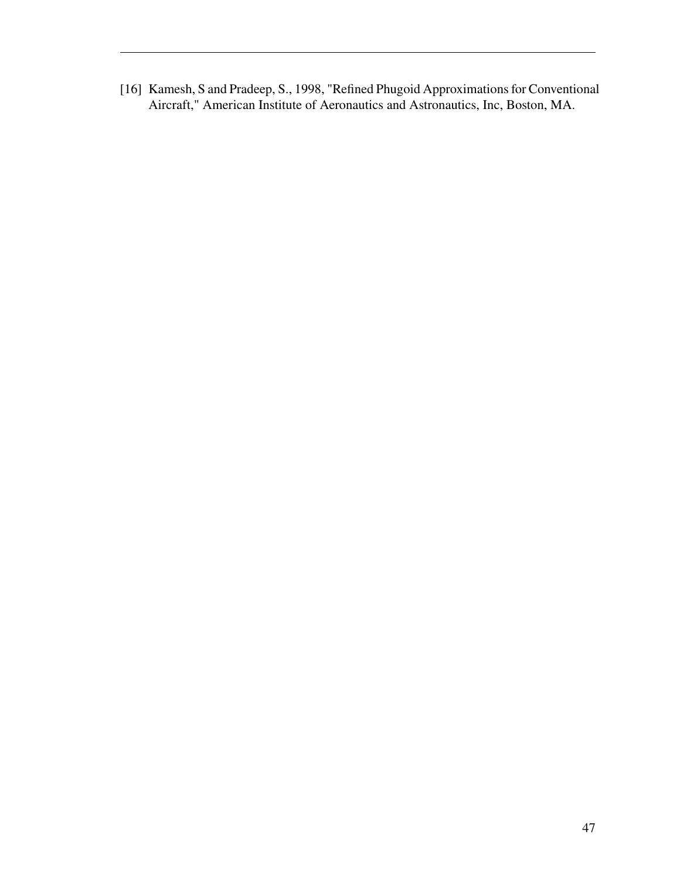[16] Kamesh, S and Pradeep, S., 1998, "Refined Phugoid Approximations for Conventional Aircraft," American Institute of Aeronautics and Astronautics, Inc, Boston, MA.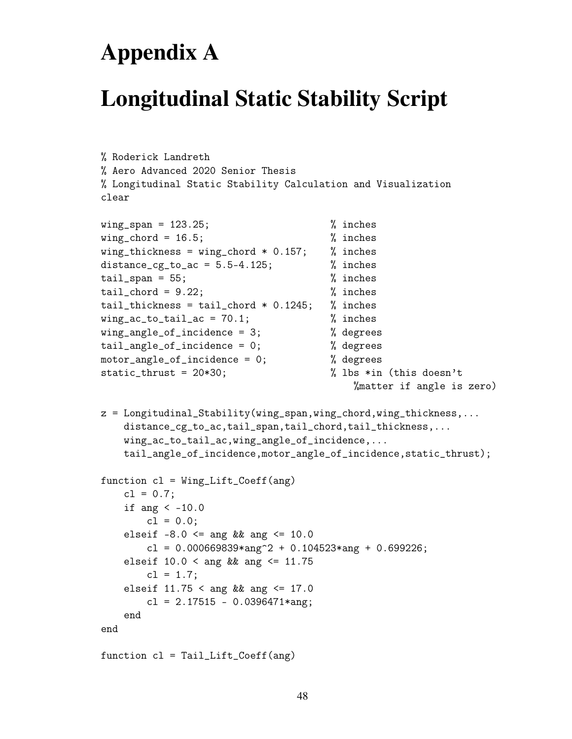# Appendix A

# Longitudinal Static Stability Script

```
% Roderick Landreth
% Aero Advanced 2020 Senior Thesis
% Longitudinal Static Stability Calculation and Visualization
clear

wing_span = 123.25;                   % inches
wing_chord = 16.5;                    % inches
wing_thickness = wing_chord * 0.157;  % inches
distance_cg_to_ac = 5.5-4.125;        % inches
tail_span = 55;                       % inches
tail_chord = 9.22;                    % inches
tail_thickness = tail_chord * 0.1245; % inches
wing_ac_to_tail_ac = 70.1;            % inches
wing_angle_of_incidence = 3;          % degrees
tail_angle_of_incidence = 0;          % degrees
motor_angle_of_incidence = 0;         % degrees
static_thrust = 20*30;                % lbs *in (this doesn't
                                          %matter if angle is zero)

z = Longitudinal_Stability(wing_span,wing_chord,wing_thickness,...
    distance_cg_to_ac,tail_span,tail_chord,tail_thickness,...
    wing_ac_to_tail_ac,wing_angle_of_incidence,...
    tail_angle_of_incidence,motor_angle_of_incidence,static_thrust);

function cl = Wing_Lift_Coeff(ang)
    cl = 0.7;
    if ang < -10.0
        cl = 0.0;
    elseif -8.0 <= ang && ang <= 10.0
        cl = 0.000669839*ang^2 + 0.104523*ang + 0.699226;
    elseif 10.0 < ang && ang <= 11.75
        cl = 1.7;
    elseif 11.75 < ang && ang <= 17.0
        cl = 2.17515 - 0.0396471*ang;
    end
end

function cl = Tail_Lift_Coeff(ang)
```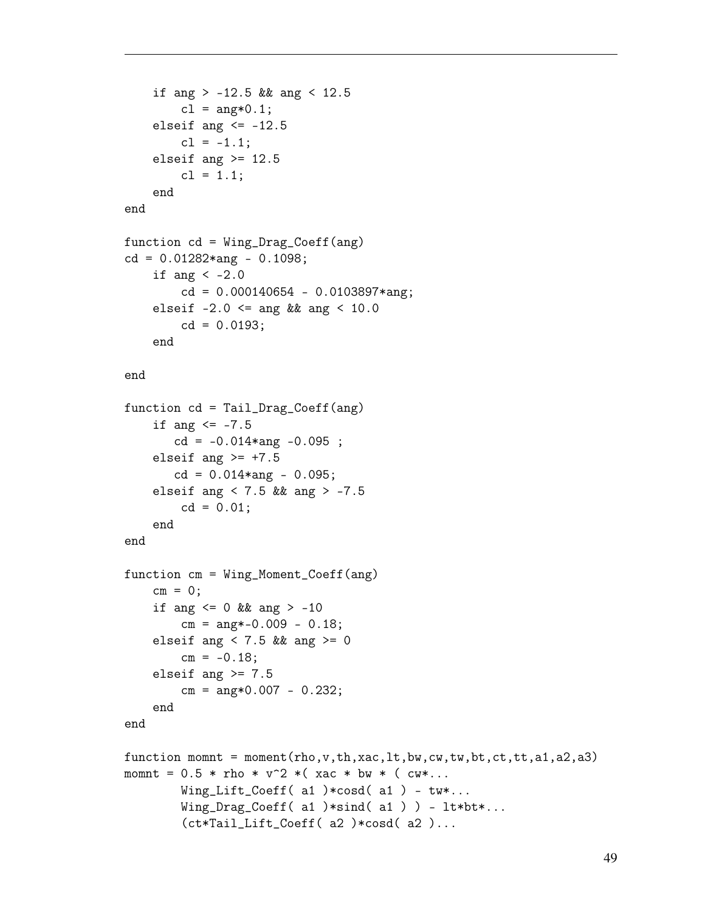```
    if ang > -12.5 && ang < 12.5
        cl = ang*0.1;
    elseif ang <= -12.5
        cl = -1.1;
    elseif ang >= 12.5
        cl = 1.1;
    end
end

function cd = Wing_Drag_Coeff(ang)
cd = 0.01282*ang - 0.1098;
    if ang < -2.0
        cd = 0.000140654 - 0.0103897*ang;
    elseif -2.0 <= ang && ang < 10.0
        cd = 0.0193;
    end

end

function cd = Tail_Drag_Coeff(ang)
    if ang <= -7.5
       cd = -0.014*ang -0.095 ;
    elseif ang >= +7.5
       cd = 0.014*ang - 0.095;
    elseif ang < 7.5 && ang > -7.5
        cd = 0.01;
    end
end

function cm = Wing_Moment_Coeff(ang)
    cm = 0;
    if ang <= 0 && ang > -10
        cm = ang*-0.009 - 0.18;
    elseif ang < 7.5 && ang >= 0
        cm = -0.18;
    elseif ang >= 7.5
        cm = ang*0.007 - 0.232;
    end
end

function momnt = moment(rho,v,th,xac,lt,bw,cw,tw,bt,ct,tt,a1,a2,a3)
momnt = 0.5 * rho * v^2 *( xac * bw * ( cw*...
        Wing_Lift_Coeff( a1 )*cosd( a1 ) - tw*...
        Wing_Drag_Coeff( a1 )*sind( a1 ) ) - lt*bt*...
        (ct*Tail_Lift_Coeff( a2 )*cosd( a2 )...
```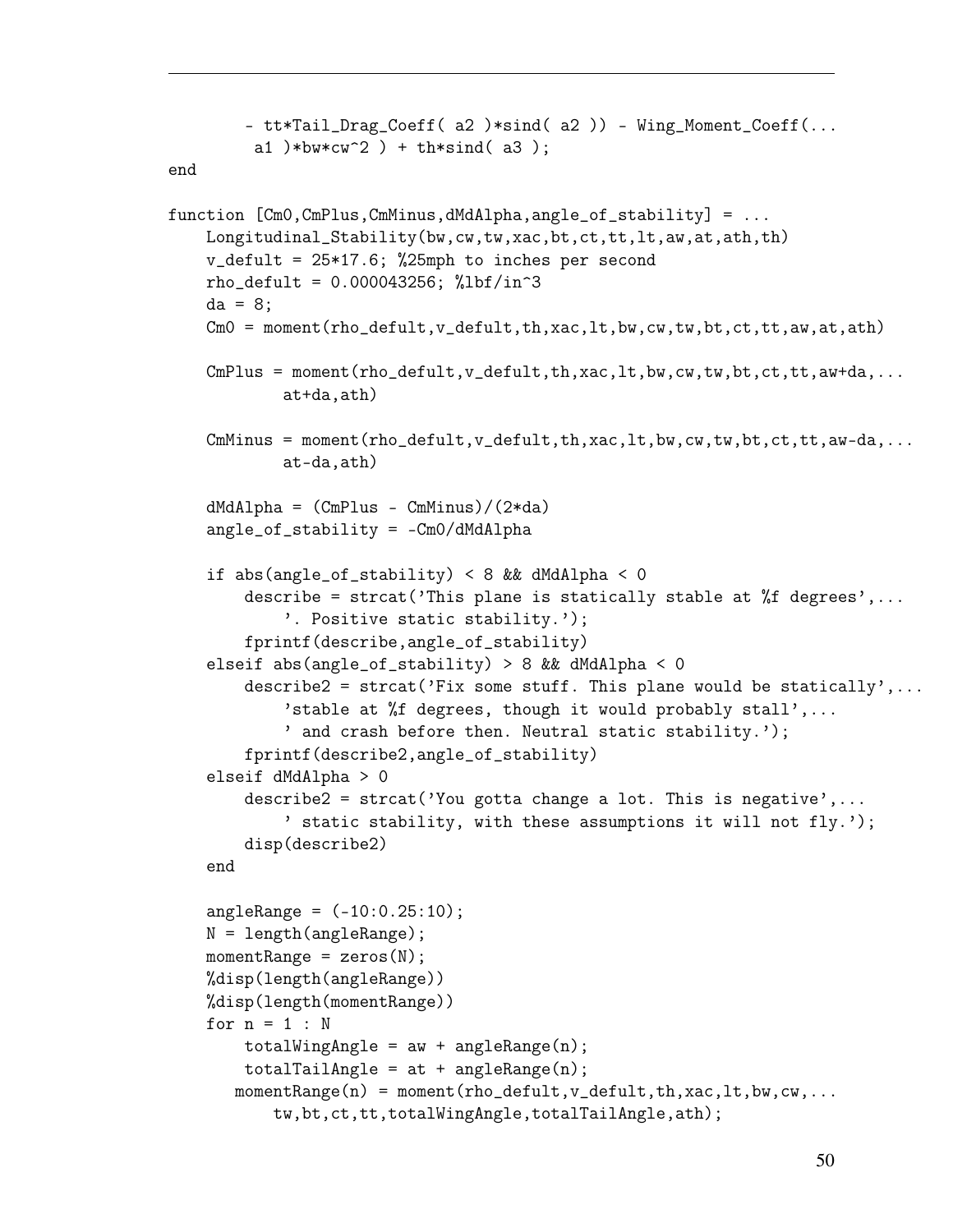```
        - tt*Tail_Drag_Coeff( a2 )*sind( a2 )) - Wing_Moment_Coeff(...
         a1 )*bw*cw^2 ) + th*sind( a3 );
end

function [Cm0,CmPlus,CmMinus,dMdAlpha,angle_of_stability] = ...
    Longitudinal_Stability(bw,cw,tw,xac,bt,ct,tt,lt,aw,at,ath,th)
    v_defult = 25*17.6; %25mph to inches per second
    rho_defult = 0.000043256; %lbf/in^3
    da = 8;
    Cm0 = moment(rho_defult,v_defult,th,xac,lt,bw,cw,tw,bt,ct,tt,aw,at,ath)

    CmPlus = moment(rho_defult,v_defult,th,xac,lt,bw,cw,tw,bt,ct,tt,aw+da,...
            at+da,ath)

    CmMinus = moment(rho_defult,v_defult,th,xac,lt,bw,cw,tw,bt,ct,tt,aw-da,...
            at-da,ath)

    dMdAlpha = (CmPlus - CmMinus)/(2*da)
    angle_of_stability = -Cm0/dMdAlpha

    if abs(angle_of_stability) < 8 && dMdAlpha < 0
        describe = strcat('This plane is statically stable at %f degrees',...
            '. Positive static stability.');
        fprintf(describe,angle_of_stability)
    elseif abs(angle_of_stability) > 8 && dMdAlpha < 0
        describe2 = strcat('Fix some stuff. This plane would be statically',...
            'stable at %f degrees, though it would probably stall',...
            ' and crash before then. Neutral static stability.');
        fprintf(describe2,angle_of_stability)
    elseif dMdAlpha > 0
        describe2 = strcat('You gotta change a lot. This is negative',...
            ' static stability, with these assumptions it will not fly.');
        disp(describe2)
    end

    angleRange = (-10:0.25:10);
    N = length(angleRange);
    momentRange = zeros(N);
    %disp(length(angleRange))
    %disp(length(momentRange))
    for n = 1 : N
        totalWingAngle = aw + angleRange(n);
        totalTailAngle = at + angleRange(n);
       momentRange(n) = moment(rho_defult,v_defult,th,xac,lt,bw,cw,...
           tw,bt,ct,tt,totalWingAngle,totalTailAngle,ath);
```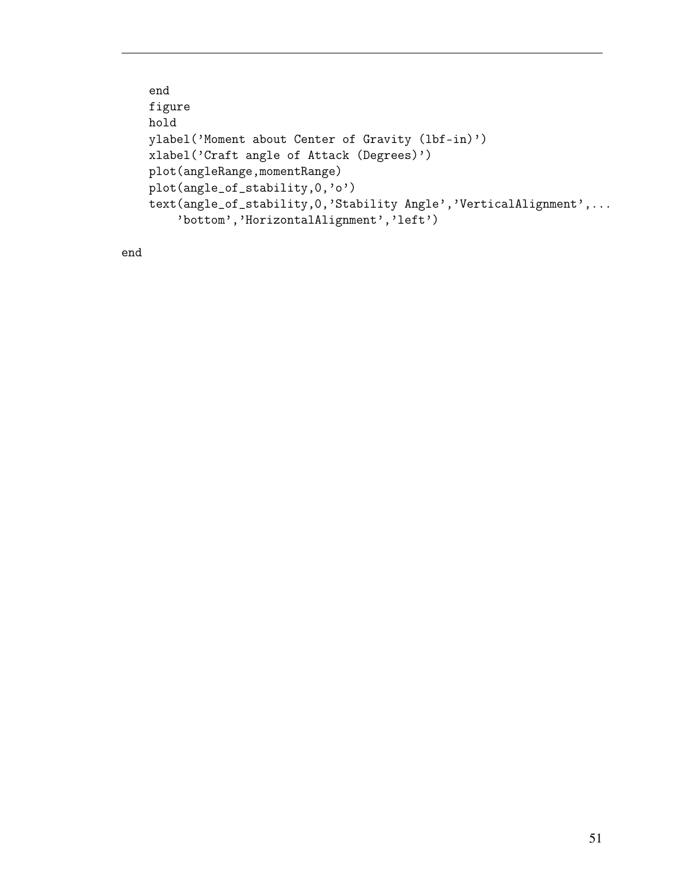```
    end
    figure
    hold
    ylabel('Moment about Center of Gravity (lbf-in)')
    xlabel('Craft angle of Attack (Degrees)')
    plot(angleRange,momentRange)
    plot(angle_of_stability,0,'o')
    text(angle_of_stability,0,'Stability Angle','VerticalAlignment',...
        'bottom','HorizontalAlignment','left')

end
```